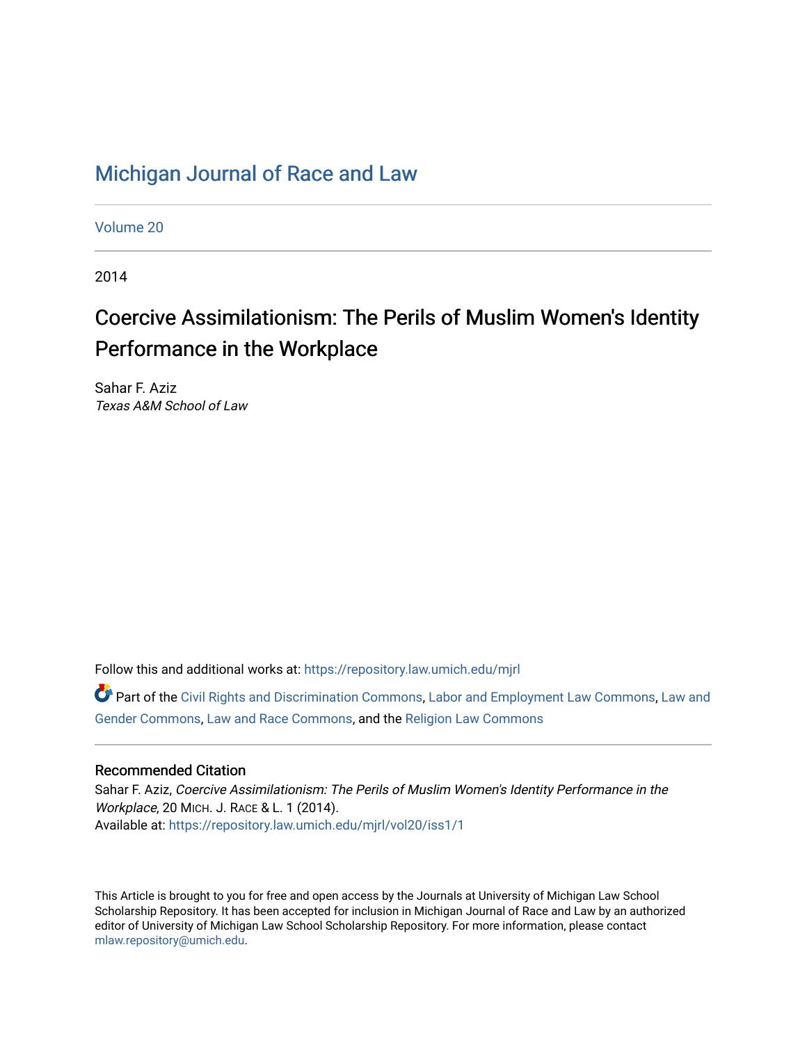# Michigan Journal of Race and Law

Volume 20

2014

## Coercive Assimilationism: The Perils of Muslim Women's Identity Performance in the Workplace

Sahar F. Aziz
*Texas A&M School of Law*

Follow this and additional works at: https://repository.law.umich.edu/mjrl

Part of the Civil Rights and Discrimination Commons, Labor and Employment Law Commons, Law and Gender Commons, Law and Race Commons, and the Religion Law Commons

### Recommended Citation

Sahar F. Aziz, *Coercive Assimilationism: The Perils of Muslim Women's Identity Performance in the Workplace*, 20 MICH. J. RACE & L. 1 (2014).
Available at: https://repository.law.umich.edu/mjrl/vol20/iss1/1

This Article is brought to you for free and open access by the Journals at University of Michigan Law School Scholarship Repository. It has been accepted for inclusion in Michigan Journal of Race and Law by an authorized editor of University of Michigan Law School Scholarship Repository. For more information, please contact mlaw.repository@umich.edu.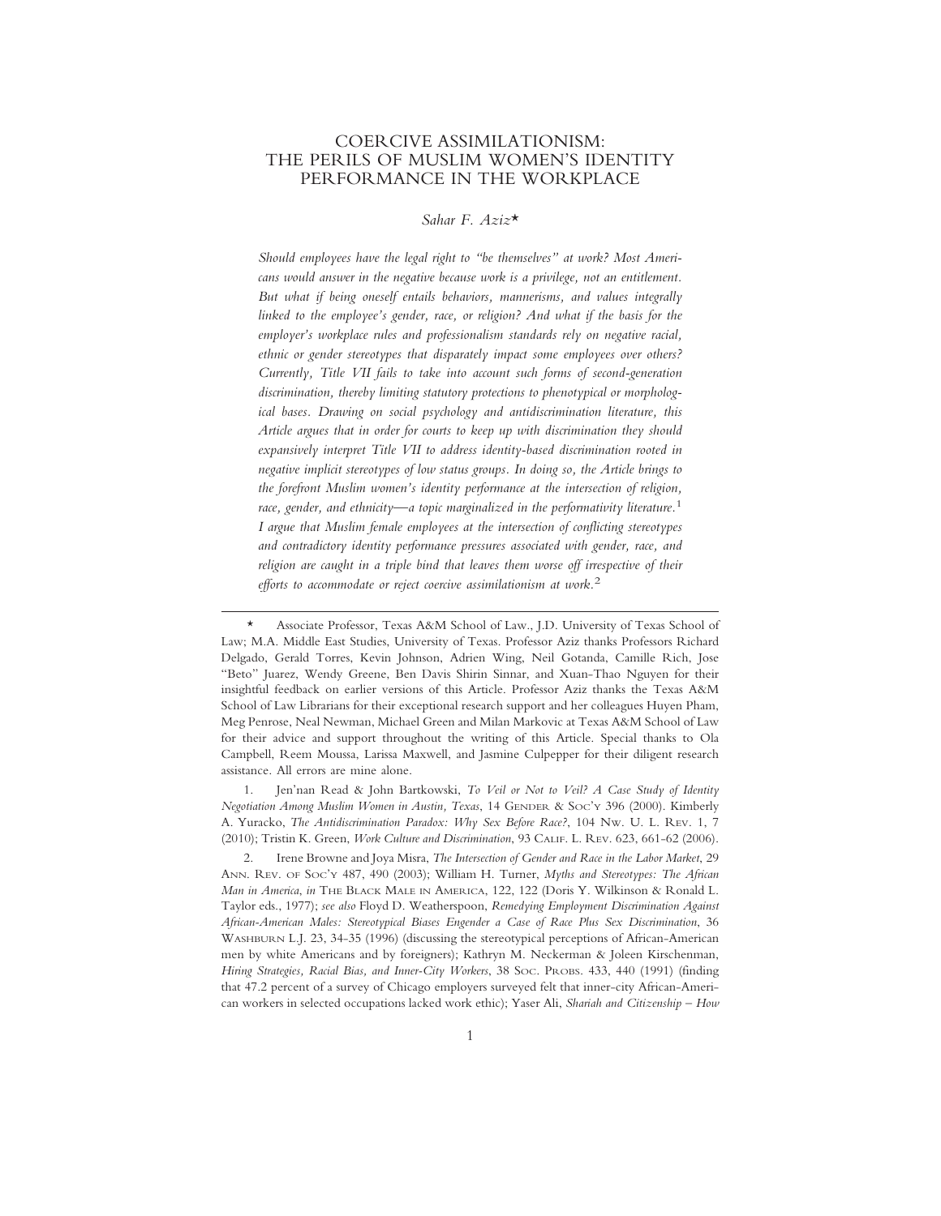# COERCIVE ASSIMILATIONISM: THE PERILS OF MUSLIM WOMEN'S IDENTITY PERFORMANCE IN THE WORKPLACE

*Sahar F. Aziz*★

*Should employees have the legal right to "be themselves" at work? Most Americans would answer in the negative because work is a privilege, not an entitlement. But what if being oneself entails behaviors, mannerisms, and values integrally linked to the employee's gender, race, or religion? And what if the basis for the employer's workplace rules and professionalism standards rely on negative racial, ethnic or gender stereotypes that disparately impact some employees over others? Currently, Title VII fails to take into account such forms of second-generation discrimination, thereby limiting statutory protections to phenotypical or morphological bases. Drawing on social psychology and antidiscrimination literature, this Article argues that in order for courts to keep up with discrimination they should expansively interpret Title VII to address identity-based discrimination rooted in negative implicit stereotypes of low status groups. In doing so, the Article brings to the forefront Muslim women's identity performance at the intersection of religion, race, gender, and ethnicity—a topic marginalized in the performativity literature.*[1] *I argue that Muslim female employees at the intersection of conflicting stereotypes and contradictory identity performance pressures associated with gender, race, and religion are caught in a triple bind that leaves them worse off irrespective of their efforts to accommodate or reject coercive assimilationism at work.*[2]

---

★ Associate Professor, Texas A&M School of Law., J.D. University of Texas School of Law; M.A. Middle East Studies, University of Texas. Professor Aziz thanks Professors Richard Delgado, Gerald Torres, Kevin Johnson, Adrien Wing, Neil Gotanda, Camille Rich, Jose "Beto" Juarez, Wendy Greene, Ben Davis Shirin Sinnar, and Xuan-Thao Nguyen for their insightful feedback on earlier versions of this Article. Professor Aziz thanks the Texas A&M School of Law Librarians for their exceptional research support and her colleagues Huyen Pham, Meg Penrose, Neal Newman, Michael Green and Milan Markovic at Texas A&M School of Law for their advice and support throughout the writing of this Article. Special thanks to Ola Campbell, Reem Moussa, Larissa Maxwell, and Jasmine Culpepper for their diligent research assistance. All errors are mine alone.

1. Jen'nan Read & John Bartkowski, *To Veil or Not to Veil? A Case Study of Identity Negotiation Among Muslim Women in Austin, Texas*, 14 GENDER & SOC'Y 396 (2000). Kimberly A. Yuracko, *The Antidiscrimination Paradox: Why Sex Before Race?*, 104 NW. U. L. REV. 1, 7 (2010); Tristin K. Green, *Work Culture and Discrimination*, 93 CALIF. L. REV. 623, 661-62 (2006).

2. Irene Browne and Joya Misra, *The Intersection of Gender and Race in the Labor Market*, 29 ANN. REV. OF SOC'Y 487, 490 (2003); William H. Turner, *Myths and Stereotypes: The African Man in America*, *in* THE BLACK MALE IN AMERICA, 122, 122 (Doris Y. Wilkinson & Ronald L. Taylor eds., 1977); *see also* Floyd D. Weatherspoon, *Remedying Employment Discrimination Against African-American Males: Stereotypical Biases Engender a Case of Race Plus Sex Discrimination*, 36 WASHBURN L.J. 23, 34-35 (1996) (discussing the stereotypical perceptions of African-American men by white Americans and by foreigners); Kathryn M. Neckerman & Joleen Kirschenman, *Hiring Strategies, Racial Bias, and Inner-City Workers*, 38 SOC. PROBS. 433, 440 (1991) (finding that 47.2 percent of a survey of Chicago employers surveyed felt that inner-city African-American workers in selected occupations lacked work ethic); Yaser Ali, *Shariah and Citizenship – How*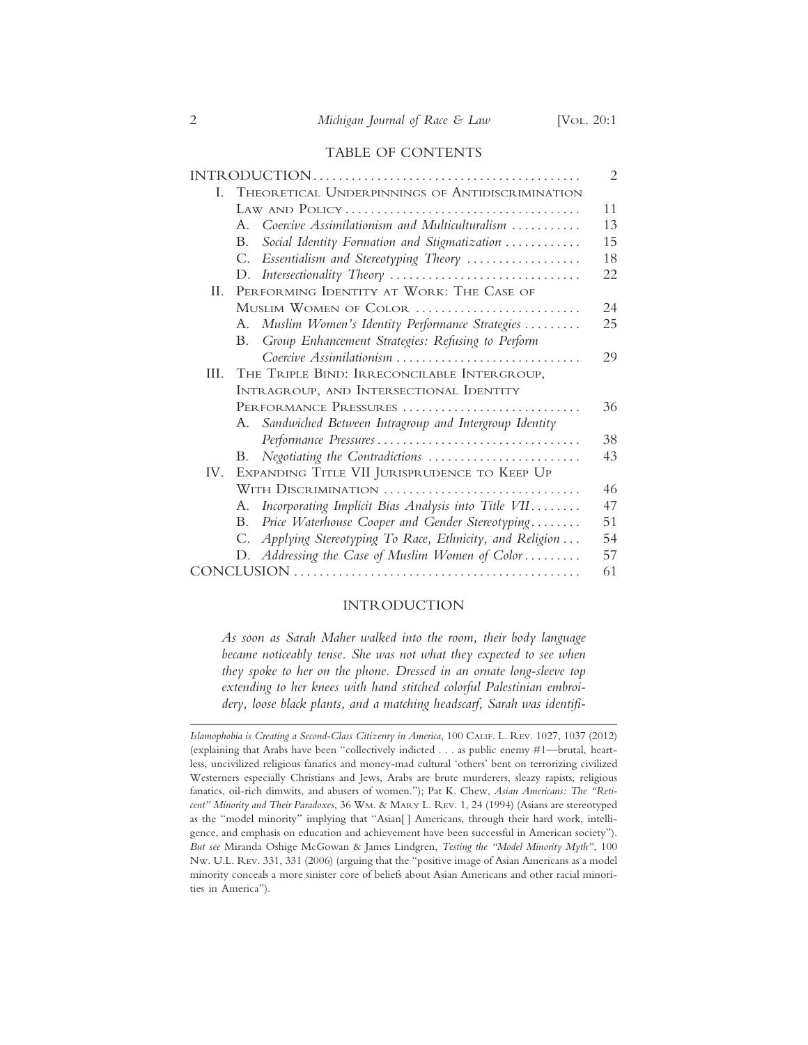## TABLE OF CONTENTS

| | |
|---|---|
| INTRODUCTION | 2 |
| I. THEORETICAL UNDERPINNINGS OF ANTIDISCRIMINATION LAW AND POLICY | 11 |
| A. *Coercive Assimilationism and Multiculturalism* | 13 |
| B. *Social Identity Formation and Stigmatization* | 15 |
| C. *Essentialism and Stereotyping Theory* | 18 |
| D. *Intersectionality Theory* | 22 |
| II. PERFORMING IDENTITY AT WORK: THE CASE OF MUSLIM WOMEN OF COLOR | 24 |
| A. *Muslim Women's Identity Performance Strategies* | 25 |
| B. *Group Enhancement Strategies: Refusing to Perform Coercive Assimilationism* | 29 |
| III. THE TRIPLE BIND: IRRECONCILABLE INTERGROUP, INTRAGROUP, AND INTERSECTIONAL IDENTITY PERFORMANCE PRESSURES | 36 |
| A. *Sandwiched Between Intragroup and Intergroup Identity Performance Pressures* | 38 |
| B. *Negotiating the Contradictions* | 43 |
| IV. EXPANDING TITLE VII JURISPRUDENCE TO KEEP UP WITH DISCRIMINATION | 46 |
| A. *Incorporating Implicit Bias Analysis into Title VII* | 47 |
| B. *Price Waterhouse Cooper and Gender Stereotyping* | 51 |
| C. *Applying Stereotyping To Race, Ethnicity, and Religion* | 54 |
| D. *Addressing the Case of Muslim Women of Color* | 57 |
| CONCLUSION | 61 |

## INTRODUCTION

*As soon as Sarah Maher walked into the room, their body language became noticeably tense. She was not what they expected to see when they spoke to her on the phone. Dressed in an ornate long-sleeve top extending to her knees with hand stitched colorful Palestinian embroidery, loose black plants, and a matching headscarf, Sarah was identifi-*

---

*Islamophobia is Creating a Second-Class Citizenry in America*, 100 CALIF. L. REV. 1027, 1037 (2012) (explaining that Arabs have been "collectively indicted . . . as public enemy #1—brutal, heartless, uncivilized religious fanatics and money-mad cultural 'others' bent on terrorizing civilized Westerners especially Christians and Jews, Arabs are brute murderers, sleazy rapists, religious fanatics, oil-rich dimwits, and abusers of women."); Pat K. Chew, *Asian Americans: The "Reticent" Minority and Their Paradoxes*, 36 WM. & MARY L. REV. 1, 24 (1994) (Asians are stereotyped as the "model minority" implying that "Asian[ ] Americans, through their hard work, intelligence, and emphasis on education and achievement have been successful in American society"). *But see* Miranda Oshige McGowan & James Lindgren, *Testing the "Model Minority Myth"*, 100 NW. U.L. REV. 331, 331 (2006) (arguing that the "positive image of Asian Americans as a model minority conceals a more sinister core of beliefs about Asian Americans and other racial minorities in America").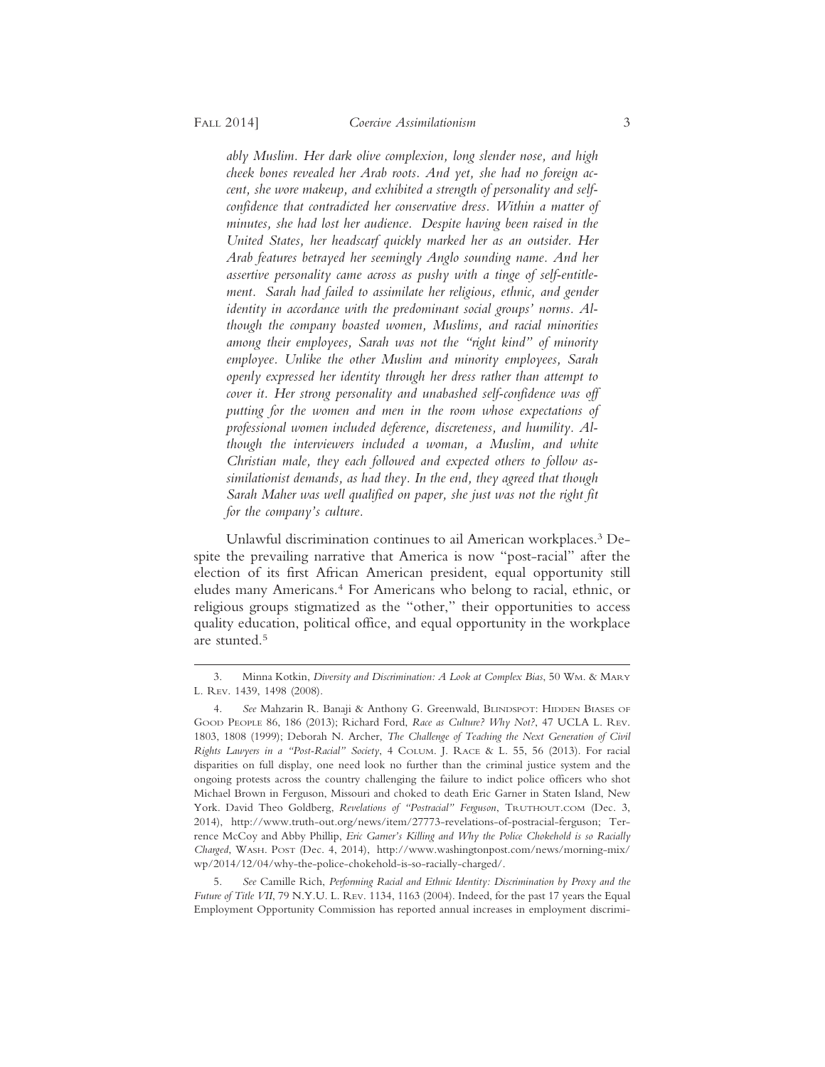*ably Muslim. Her dark olive complexion, long slender nose, and high cheek bones revealed her Arab roots. And yet, she had no foreign accent, she wore makeup, and exhibited a strength of personality and self-confidence that contradicted her conservative dress. Within a matter of minutes, she had lost her audience. Despite having been raised in the United States, her headscarf quickly marked her as an outsider. Her Arab features betrayed her seemingly Anglo sounding name. And her assertive personality came across as pushy with a tinge of self-entitlement. Sarah had failed to assimilate her religious, ethnic, and gender identity in accordance with the predominant social groups' norms. Although the company boasted women, Muslims, and racial minorities among their employees, Sarah was not the "right kind" of minority employee. Unlike the other Muslim and minority employees, Sarah openly expressed her identity through her dress rather than attempt to cover it. Her strong personality and unabashed self-confidence was off putting for the women and men in the room whose expectations of professional women included deference, discreteness, and humility. Although the interviewers included a woman, a Muslim, and white Christian male, they each followed and expected others to follow assimilationist demands, as had they. In the end, they agreed that though Sarah Maher was well qualified on paper, she just was not the right fit for the company's culture.*

Unlawful discrimination continues to ail American workplaces.[3] Despite the prevailing narrative that America is now "post-racial" after the election of its first African American president, equal opportunity still eludes many Americans.[4] For Americans who belong to racial, ethnic, or religious groups stigmatized as the "other," their opportunities to access quality education, political office, and equal opportunity in the workplace are stunted.[5]

---

3. Minna Kotkin, *Diversity and Discrimination: A Look at Complex Bias*, 50 Wm. & Mary L. Rev. 1439, 1498 (2008).

4. *See* Mahzarin R. Banaji & Anthony G. Greenwald, Blindspot: Hidden Biases of Good People 86, 186 (2013); Richard Ford, *Race as Culture? Why Not?*, 47 UCLA L. Rev. 1803, 1808 (1999); Deborah N. Archer, *The Challenge of Teaching the Next Generation of Civil Rights Lawyers in a "Post-Racial" Society*, 4 Colum. J. Race & L. 55, 56 (2013). For racial disparities on full display, one need look no further than the criminal justice system and the ongoing protests across the country challenging the failure to indict police officers who shot Michael Brown in Ferguson, Missouri and choked to death Eric Garner in Staten Island, New York. David Theo Goldberg, *Revelations of "Postracial" Ferguson*, Truthout.com (Dec. 3, 2014), http://www.truth-out.org/news/item/27773-revelations-of-postracial-ferguson; Terrence McCoy and Abby Phillip, *Eric Garner's Killing and Why the Police Chokehold is so Racially Charged*, Wash. Post (Dec. 4, 2014), http://www.washingtonpost.com/news/morning-mix/wp/2014/12/04/why-the-police-chokehold-is-so-racially-charged/.

5. *See* Camille Rich, *Performing Racial and Ethnic Identity: Discrimination by Proxy and the Future of Title VII*, 79 N.Y.U. L. Rev. 1134, 1163 (2004). Indeed, for the past 17 years the Equal Employment Opportunity Commission has reported annual increases in employment discrimi-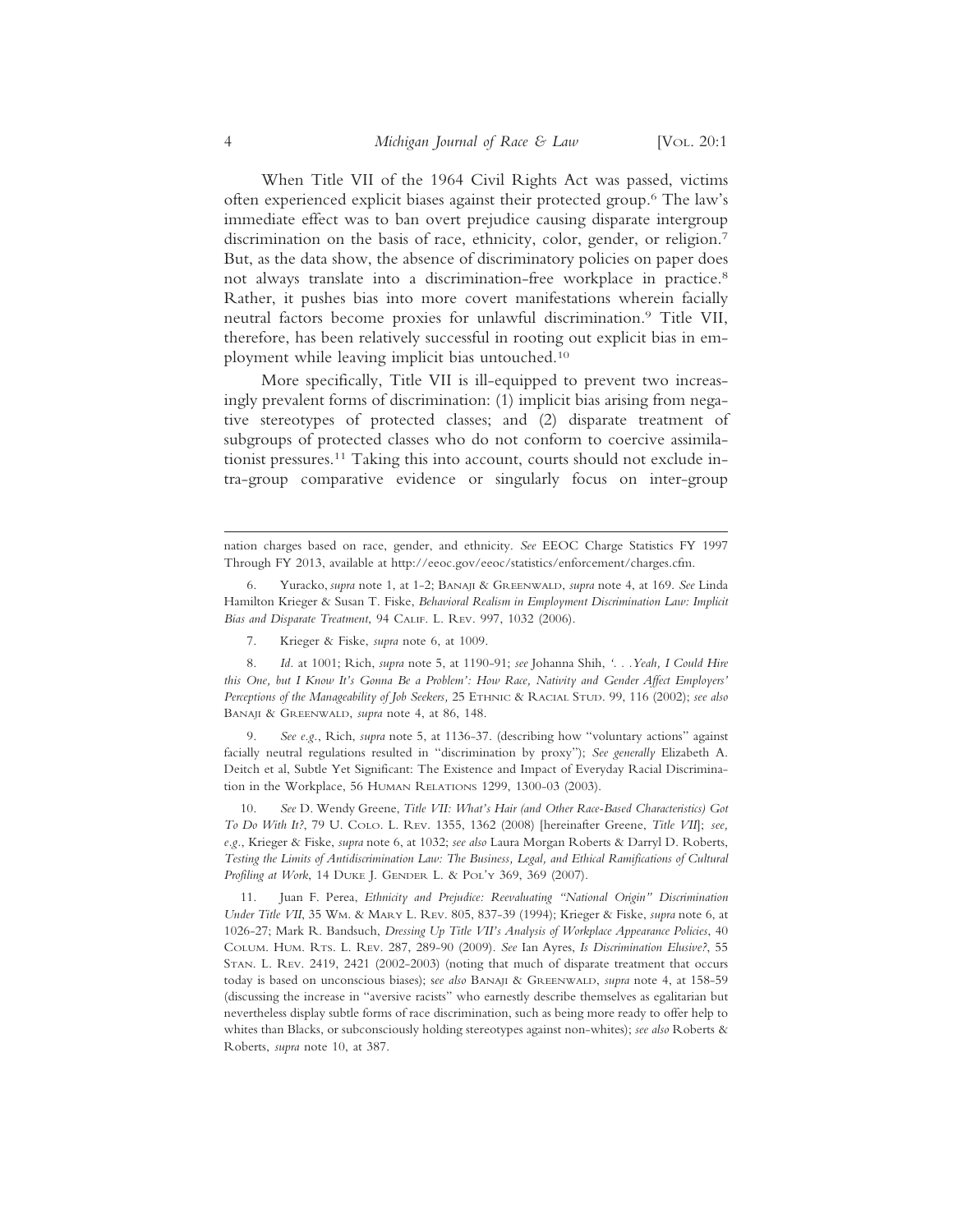When Title VII of the 1964 Civil Rights Act was passed, victims often experienced explicit biases against their protected group.[6] The law's immediate effect was to ban overt prejudice causing disparate intergroup discrimination on the basis of race, ethnicity, color, gender, or religion.[7] But, as the data show, the absence of discriminatory policies on paper does not always translate into a discrimination-free workplace in practice.[8] Rather, it pushes bias into more covert manifestations wherein facially neutral factors become proxies for unlawful discrimination.[9] Title VII, therefore, has been relatively successful in rooting out explicit bias in employment while leaving implicit bias untouched.[10]

More specifically, Title VII is ill-equipped to prevent two increasingly prevalent forms of discrimination: (1) implicit bias arising from negative stereotypes of protected classes; and (2) disparate treatment of subgroups of protected classes who do not conform to coercive assimilationist pressures.[11] Taking this into account, courts should not exclude intra-group comparative evidence or singularly focus on inter-group

---

nation charges based on race, gender, and ethnicity. *See* EEOC Charge Statistics FY 1997 Through FY 2013, available at http://eeoc.gov/eeoc/statistics/enforcement/charges.cfm.

6. Yuracko, *supra* note 1, at 1-2; BANAJI & GREENWALD, *supra* note 4, at 169. *See* Linda Hamilton Krieger & Susan T. Fiske, *Behavioral Realism in Employment Discrimination Law: Implicit Bias and Disparate Treatment*, 94 CALIF. L. REV. 997, 1032 (2006).

7. Krieger & Fiske, *supra* note 6, at 1009.

8. *Id.* at 1001; Rich, *supra* note 5, at 1190-91; *see* Johanna Shih, *'. . .Yeah, I Could Hire this One, but I Know It's Gonna Be a Problem': How Race, Nativity and Gender Affect Employers' Perceptions of the Manageability of Job Seekers*, 25 ETHNIC & RACIAL STUD. 99, 116 (2002); *see also* BANAJI & GREENWALD, *supra* note 4, at 86, 148.

9. *See e.g.*, Rich, *supra* note 5, at 1136-37. (describing how "voluntary actions" against facially neutral regulations resulted in "discrimination by proxy"); *See generally* Elizabeth A. Deitch et al, Subtle Yet Significant: The Existence and Impact of Everyday Racial Discrimination in the Workplace, 56 HUMAN RELATIONS 1299, 1300-03 (2003).

10. *See* D. Wendy Greene, *Title VII: What's Hair (and Other Race-Based Characteristics) Got To Do With It?*, 79 U. COLO. L. REV. 1355, 1362 (2008) [hereinafter Greene, *Title VII*]; *see, e.g.*, Krieger & Fiske, *supra* note 6, at 1032; *see also* Laura Morgan Roberts & Darryl D. Roberts, *Testing the Limits of Antidiscrimination Law: The Business, Legal, and Ethical Ramifications of Cultural Profiling at Work*, 14 DUKE J. GENDER L. & POL'Y 369, 369 (2007).

11. Juan F. Perea, *Ethnicity and Prejudice: Reevaluating "National Origin" Discrimination Under Title VII*, 35 WM. & MARY L. REV. 805, 837-39 (1994); Krieger & Fiske, *supra* note 6, at 1026-27; Mark R. Bandsuch, *Dressing Up Title VII's Analysis of Workplace Appearance Policies*, 40 COLUM. HUM. RTS. L. REV. 287, 289-90 (2009). *See* Ian Ayres, *Is Discrimination Elusive?*, 55 STAN. L. REV. 2419, 2421 (2002-2003) (noting that much of disparate treatment that occurs today is based on unconscious biases); *see also* BANAJI & GREENWALD, *supra* note 4, at 158-59 (discussing the increase in "aversive racists" who earnestly describe themselves as egalitarian but nevertheless display subtle forms of race discrimination, such as being more ready to offer help to whites than Blacks, or subconsciously holding stereotypes against non-whites); *see also* Roberts & Roberts, *supra* note 10, at 387.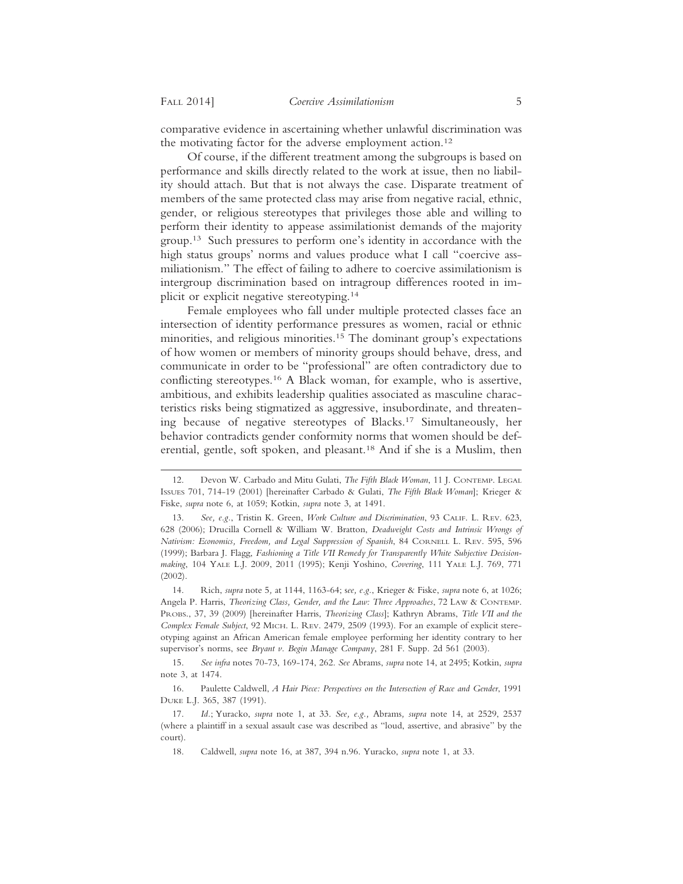comparative evidence in ascertaining whether unlawful discrimination was the motivating factor for the adverse employment action.[12]

Of course, if the different treatment among the subgroups is based on performance and skills directly related to the work at issue, then no liability should attach. But that is not always the case. Disparate treatment of members of the same protected class may arise from negative racial, ethnic, gender, or religious stereotypes that privileges those able and willing to perform their identity to appease assimilationist demands of the majority group.[13] Such pressures to perform one's identity in accordance with the high status groups' norms and values produce what I call "coercive assmiliationism." The effect of failing to adhere to coercive assimilationism is intergroup discrimination based on intragroup differences rooted in implicit or explicit negative stereotyping.[14]

Female employees who fall under multiple protected classes face an intersection of identity performance pressures as women, racial or ethnic minorities, and religious minorities.[15] The dominant group's expectations of how women or members of minority groups should behave, dress, and communicate in order to be "professional" are often contradictory due to conflicting stereotypes.[16] A Black woman, for example, who is assertive, ambitious, and exhibits leadership qualities associated as masculine characteristics risks being stigmatized as aggressive, insubordinate, and threatening because of negative stereotypes of Blacks.[17] Simultaneously, her behavior contradicts gender conformity norms that women should be deferential, gentle, soft spoken, and pleasant.[18] And if she is a Muslim, then

---

12. Devon W. Carbado and Mitu Gulati, *The Fifth Black Woman*, 11 J. Contemp. Legal Issues 701, 714-19 (2001) [hereinafter Carbado & Gulati, *The Fifth Black Woman*]; Krieger & Fiske, *supra* note 6, at 1059; Kotkin, *supra* note 3, at 1491.

13. *See, e.g.*, Tristin K. Green, *Work Culture and Discrimination*, 93 Calif. L. Rev. 623, 628 (2006); Drucilla Cornell & William W. Bratton, *Deadweight Costs and Intrinsic Wrongs of Nativism: Economics, Freedom, and Legal Suppression of Spanish*, 84 Cornell L. Rev. 595, 596 (1999); Barbara J. Flagg, *Fashioning a Title VII Remedy for Transparently White Subjective Decisionmaking*, 104 Yale L.J. 2009, 2011 (1995); Kenji Yoshino, *Covering*, 111 Yale L.J. 769, 771 (2002).

14. Rich, *supra* note 5, at 1144, 1163-64; s*ee, e.g.*, Krieger & Fiske, *supra* note 6, at 1026; Angela P. Harris, *Theorizing Class, Gender, and the Law: Three Approaches*, 72 Law & Contemp. Probs., 37, 39 (2009) [hereinafter Harris, *Theorizing Class*]; Kathryn Abrams, *Title VII and the Complex Female Subject*, 92 Mich. L. Rev. 2479, 2509 (1993). For an example of explicit stereotyping against an African American female employee performing her identity contrary to her supervisor's norms, see *Bryant v. Begin Manage Company*, 281 F. Supp. 2d 561 (2003).

15. *See infra* notes 70-73, 169-174, 262. *See* Abrams, *supra* note 14, at 2495; Kotkin, *supra* note 3, at 1474.

16. Paulette Caldwell, *A Hair Piece: Perspectives on the Intersection of Race and Gender*, 1991 Duke L.J. 365, 387 (1991).

17. *Id.*; Yuracko, *supra* note 1, at 33. *See, e.g.,* Abrams, *supra* note 14, at 2529, 2537 (where a plaintiff in a sexual assault case was described as "loud, assertive, and abrasive" by the court).

18. Caldwell, *supra* note 16, at 387, 394 n.96. Yuracko, *supra* note 1, at 33.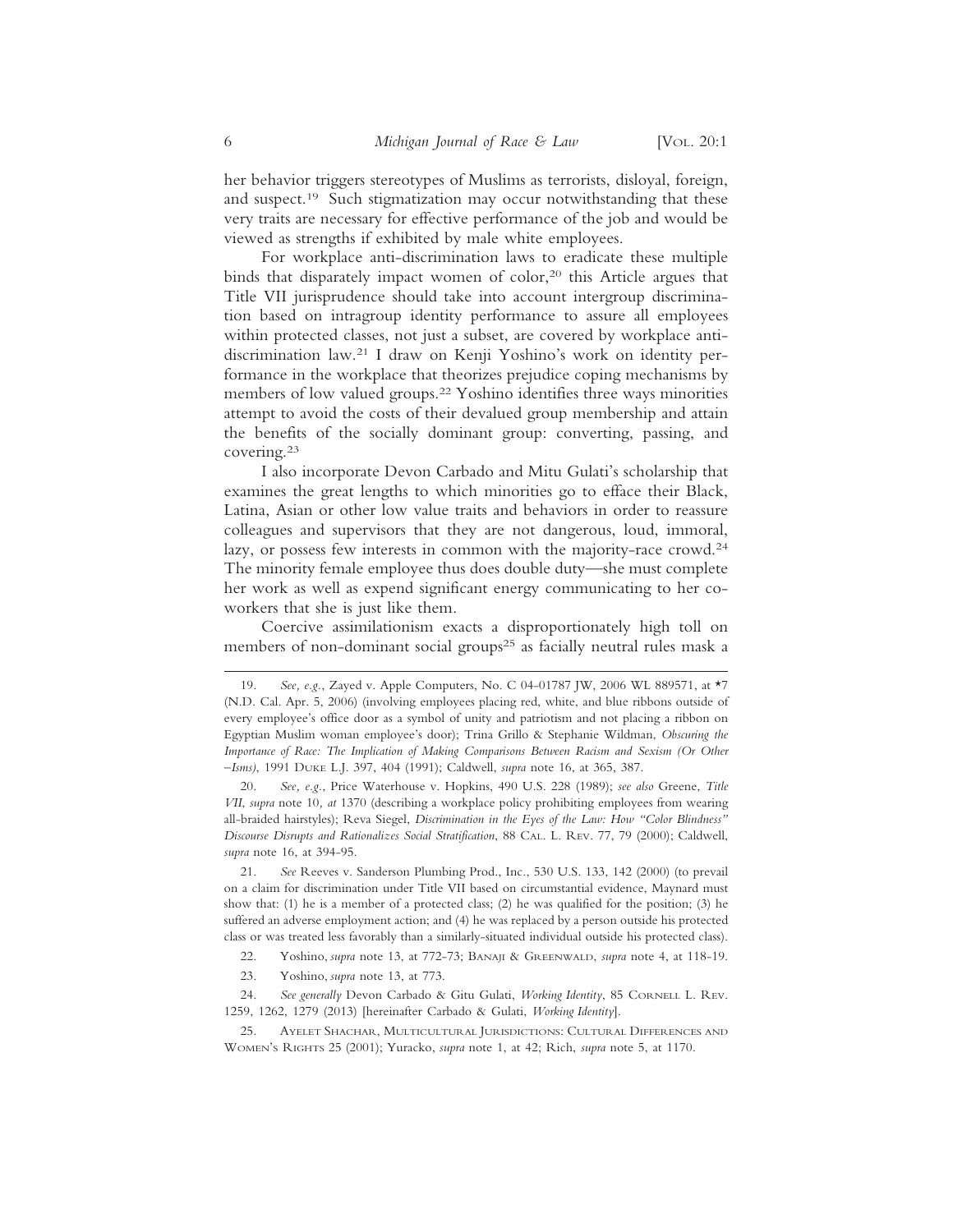her behavior triggers stereotypes of Muslims as terrorists, disloyal, foreign, and suspect.[19] Such stigmatization may occur notwithstanding that these very traits are necessary for effective performance of the job and would be viewed as strengths if exhibited by male white employees.

For workplace anti-discrimination laws to eradicate these multiple binds that disparately impact women of color,[20] this Article argues that Title VII jurisprudence should take into account intergroup discrimination based on intragroup identity performance to assure all employees within protected classes, not just a subset, are covered by workplace anti-discrimination law.[21] I draw on Kenji Yoshino's work on identity performance in the workplace that theorizes prejudice coping mechanisms by members of low valued groups.[22] Yoshino identifies three ways minorities attempt to avoid the costs of their devalued group membership and attain the benefits of the socially dominant group: converting, passing, and covering.[23]

I also incorporate Devon Carbado and Mitu Gulati's scholarship that examines the great lengths to which minorities go to efface their Black, Latina, Asian or other low value traits and behaviors in order to reassure colleagues and supervisors that they are not dangerous, loud, immoral, lazy, or possess few interests in common with the majority-race crowd.[24] The minority female employee thus does double duty—she must complete her work as well as expend significant energy communicating to her co-workers that she is just like them.

Coercive assimilationism exacts a disproportionately high toll on members of non-dominant social groups[25] as facially neutral rules mask a

---

19. *See, e.g.*, Zayed v. Apple Computers, No. C 04-01787 JW, 2006 WL 889571, at *7 (N.D. Cal. Apr. 5, 2006) (involving employees placing red, white, and blue ribbons outside of every employee's office door as a symbol of unity and patriotism and not placing a ribbon on Egyptian Muslim woman employee's door); Trina Grillo & Stephanie Wildman, *Obscuring the Importance of Race: The Implication of Making Comparisons Between Racism and Sexism (Or Other –Isms)*, 1991 Duke L.J. 397, 404 (1991); Caldwell, *supra* note 16, at 365, 387.

20. *See, e.g.*, Price Waterhouse v. Hopkins, 490 U.S. 228 (1989); *see also* Greene, *Title VII, supra* note 10, *at* 1370 (describing a workplace policy prohibiting employees from wearing all-braided hairstyles); Reva Siegel, *Discrimination in the Eyes of the Law: How "Color Blindness" Discourse Disrupts and Rationalizes Social Stratification*, 88 Cal. L. Rev. 77, 79 (2000); Caldwell, *supra* note 16, at 394-95.

21. *See* Reeves v. Sanderson Plumbing Prod., Inc., 530 U.S. 133, 142 (2000) (to prevail on a claim for discrimination under Title VII based on circumstantial evidence, Maynard must show that: (1) he is a member of a protected class; (2) he was qualified for the position; (3) he suffered an adverse employment action; and (4) he was replaced by a person outside his protected class or was treated less favorably than a similarly-situated individual outside his protected class).

22. Yoshino, *supra* note 13, at 772-73; Banaji & Greenwald, *supra* note 4, at 118-19.

23. Yoshino, *supra* note 13, at 773.

24. *See generally* Devon Carbado & Gitu Gulati, *Working Identity*, 85 Cornell L. Rev. 1259, 1262, 1279 (2013) [hereinafter Carbado & Gulati, *Working Identity*].

25. Ayelet Shachar, Multicultural Jurisdictions: Cultural Differences and Women's Rights 25 (2001); Yuracko, *supra* note 1, at 42; Rich, *supra* note 5, at 1170.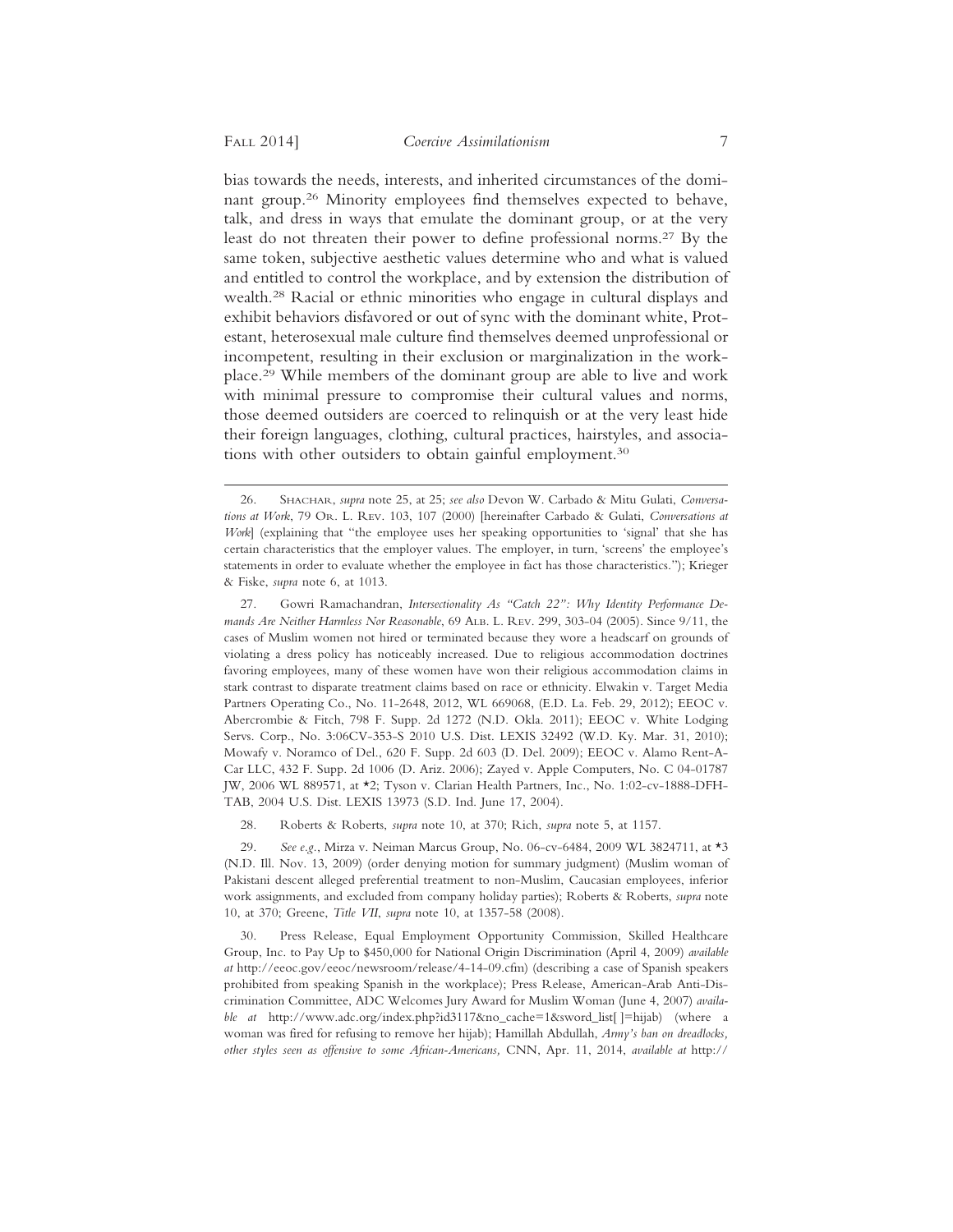bias towards the needs, interests, and inherited circumstances of the dominant group.[26] Minority employees find themselves expected to behave, talk, and dress in ways that emulate the dominant group, or at the very least do not threaten their power to define professional norms.[27] By the same token, subjective aesthetic values determine who and what is valued and entitled to control the workplace, and by extension the distribution of wealth.[28] Racial or ethnic minorities who engage in cultural displays and exhibit behaviors disfavored or out of sync with the dominant white, Protestant, heterosexual male culture find themselves deemed unprofessional or incompetent, resulting in their exclusion or marginalization in the workplace.[29] While members of the dominant group are able to live and work with minimal pressure to compromise their cultural values and norms, those deemed outsiders are coerced to relinquish or at the very least hide their foreign languages, clothing, cultural practices, hairstyles, and associations with other outsiders to obtain gainful employment.[30]

---

26. SHACHAR, *supra* note 25, at 25; *see also* Devon W. Carbado & Mitu Gulati, *Conversations at Work*, 79 OR. L. REV. 103, 107 (2000) [hereinafter Carbado & Gulati, *Conversations at Work*] (explaining that "the employee uses her speaking opportunities to 'signal' that she has certain characteristics that the employer values. The employer, in turn, 'screens' the employee's statements in order to evaluate whether the employee in fact has those characteristics."); Krieger & Fiske, *supra* note 6, at 1013.

27. Gowri Ramachandran, *Intersectionality As "Catch 22": Why Identity Performance Demands Are Neither Harmless Nor Reasonable*, 69 ALB. L. REV. 299, 303-04 (2005). Since 9/11, the cases of Muslim women not hired or terminated because they wore a headscarf on grounds of violating a dress policy has noticeably increased. Due to religious accommodation doctrines favoring employees, many of these women have won their religious accommodation claims in stark contrast to disparate treatment claims based on race or ethnicity. Elwakin v. Target Media Partners Operating Co., No. 11-2648, 2012, WL 669068, (E.D. La. Feb. 29, 2012); EEOC v. Abercrombie & Fitch, 798 F. Supp. 2d 1272 (N.D. Okla. 2011); EEOC v. White Lodging Servs. Corp., No. 3:06CV-353-S 2010 U.S. Dist. LEXIS 32492 (W.D. Ky. Mar. 31, 2010); Mowafy v. Noramco of Del., 620 F. Supp. 2d 603 (D. Del. 2009); EEOC v. Alamo Rent-A-Car LLC, 432 F. Supp. 2d 1006 (D. Ariz. 2006); Zayed v. Apple Computers, No. C 04-01787 JW, 2006 WL 889571, at *2; Tyson v. Clarian Health Partners, Inc., No. 1:02-cv-1888-DFH-TAB, 2004 U.S. Dist. LEXIS 13973 (S.D. Ind. June 17, 2004).

28. Roberts & Roberts, *supra* note 10, at 370; Rich, *supra* note 5, at 1157.

29. *See e.g.*, Mirza v. Neiman Marcus Group, No. 06-cv-6484, 2009 WL 3824711, at *3 (N.D. Ill. Nov. 13, 2009) (order denying motion for summary judgment) (Muslim woman of Pakistani descent alleged preferential treatment to non-Muslim, Caucasian employees, inferior work assignments, and excluded from company holiday parties); Roberts & Roberts, *supra* note 10, at 370; Greene, *Title VII*, *supra* note 10, at 1357-58 (2008).

30. Press Release, Equal Employment Opportunity Commission, Skilled Healthcare Group, Inc. to Pay Up to $450,000 for National Origin Discrimination (April 4, 2009) *available at* http://eeoc.gov/eeoc/newsroom/release/4-14-09.cfm) (describing a case of Spanish speakers prohibited from speaking Spanish in the workplace); Press Release, American-Arab Anti-Discrimination Committee, ADC Welcomes Jury Award for Muslim Woman (June 4, 2007) *available at* http://www.adc.org/index.php?id3117&no_cache=1&sword_list[ ]=hijab) (where a woman was fired for refusing to remove her hijab); Hamillah Abdullah, *Army's ban on dreadlocks, other styles seen as offensive to some African-Americans,* CNN, Apr. 11, 2014, *available at* http://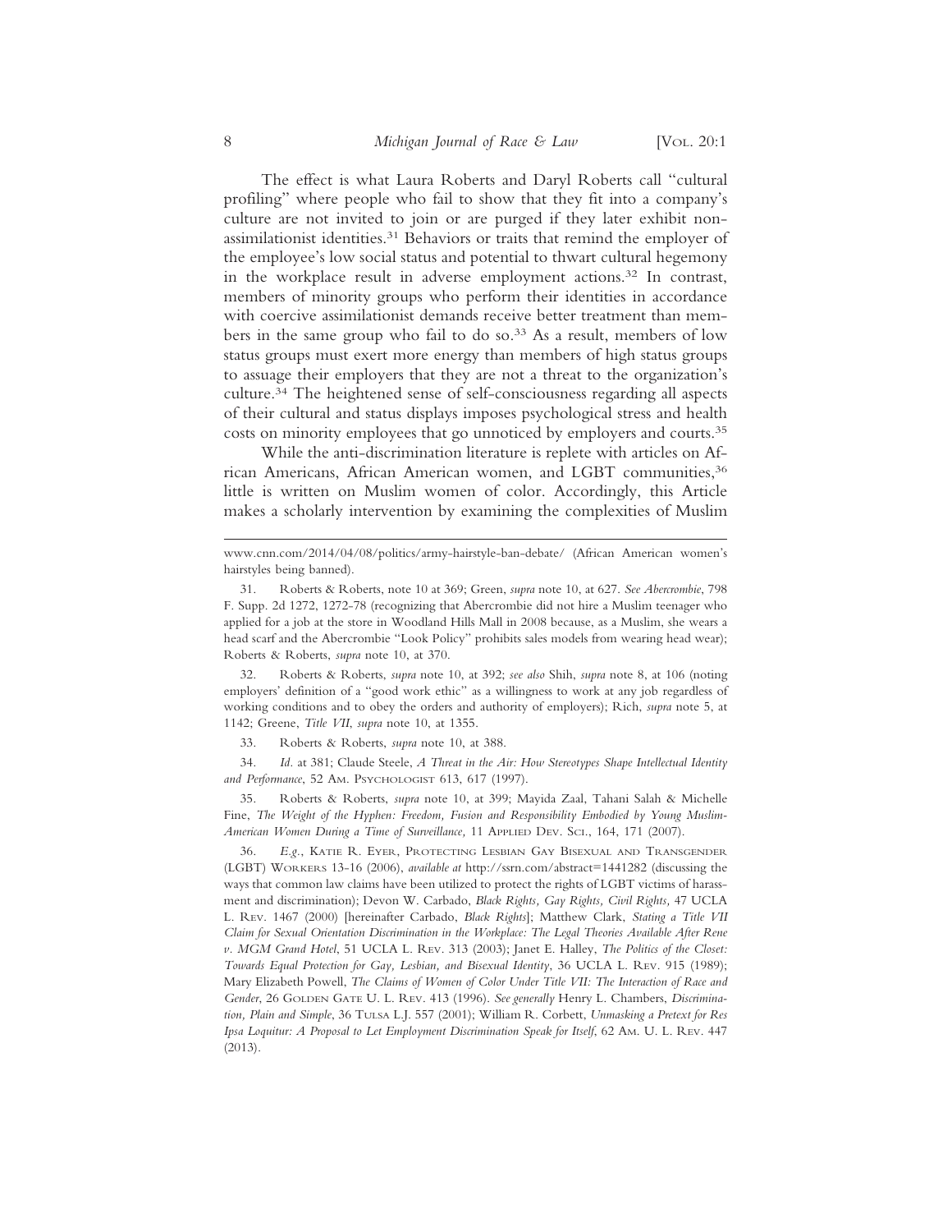The effect is what Laura Roberts and Daryl Roberts call "cultural profiling" where people who fail to show that they fit into a company's culture are not invited to join or are purged if they later exhibit non-assimilationist identities.[31] Behaviors or traits that remind the employer of the employee's low social status and potential to thwart cultural hegemony in the workplace result in adverse employment actions.[32] In contrast, members of minority groups who perform their identities in accordance with coercive assimilationist demands receive better treatment than members in the same group who fail to do so.[33] As a result, members of low status groups must exert more energy than members of high status groups to assuage their employers that they are not a threat to the organization's culture.[34] The heightened sense of self-consciousness regarding all aspects of their cultural and status displays imposes psychological stress and health costs on minority employees that go unnoticed by employers and courts.[35]

While the anti-discrimination literature is replete with articles on African Americans, African American women, and LGBT communities,[36] little is written on Muslim women of color. Accordingly, this Article makes a scholarly intervention by examining the complexities of Muslim

---

www.cnn.com/2014/04/08/politics/army-hairstyle-ban-debate/ (African American women's hairstyles being banned).

31. Roberts & Roberts, note 10 at 369; Green, *supra* note 10, at 627. *See Abercrombie*, 798 F. Supp. 2d 1272, 1272-78 (recognizing that Abercrombie did not hire a Muslim teenager who applied for a job at the store in Woodland Hills Mall in 2008 because, as a Muslim, she wears a head scarf and the Abercrombie "Look Policy" prohibits sales models from wearing head wear); Roberts & Roberts, *supra* note 10, at 370.

32. Roberts & Roberts, *supra* note 10, at 392; *see also* Shih, *supra* note 8, at 106 (noting employers' definition of a "good work ethic" as a willingness to work at any job regardless of working conditions and to obey the orders and authority of employers); Rich, *supra* note 5, at 1142; Greene, *Title VII*, *supra* note 10, at 1355.

33. Roberts & Roberts, *supra* note 10, at 388.

34. *Id*. at 381; Claude Steele, *A Threat in the Air: How Stereotypes Shape Intellectual Identity and Performance*, 52 AM. PSYCHOLOGIST 613, 617 (1997).

35. Roberts & Roberts, *supra* note 10, at 399; Mayida Zaal, Tahani Salah & Michelle Fine, *The Weight of the Hyphen: Freedom, Fusion and Responsibility Embodied by Young Muslim-American Women During a Time of Surveillance,* 11 APPLIED DEV. SCI., 164, 171 (2007).

36. *E.g.*, KATIE R. EYER, PROTECTING LESBIAN GAY BISEXUAL AND TRANSGENDER (LGBT) WORKERS 13-16 (2006), *available at* http://ssrn.com/abstract=1441282 (discussing the ways that common law claims have been utilized to protect the rights of LGBT victims of harassment and discrimination); Devon W. Carbado, *Black Rights, Gay Rights, Civil Rights,* 47 UCLA L. REV. 1467 (2000) [hereinafter Carbado, *Black Rights*]; Matthew Clark, *Stating a Title VII Claim for Sexual Orientation Discrimination in the Workplace: The Legal Theories Available After Rene v. MGM Grand Hotel*, 51 UCLA L. REV. 313 (2003); Janet E. Halley, *The Politics of the Closet: Towards Equal Protection for Gay, Lesbian, and Bisexual Identity*, 36 UCLA L. REV. 915 (1989); Mary Elizabeth Powell, *The Claims of Women of Color Under Title VII: The Interaction of Race and Gender*, 26 GOLDEN GATE U. L. REV. 413 (1996). *See generally* Henry L. Chambers, *Discrimination, Plain and Simple*, 36 TULSA L.J. 557 (2001); William R. Corbett, *Unmasking a Pretext for Res Ipsa Loquitur: A Proposal to Let Employment Discrimination Speak for Itself*, 62 AM. U. L. REV. 447 (2013).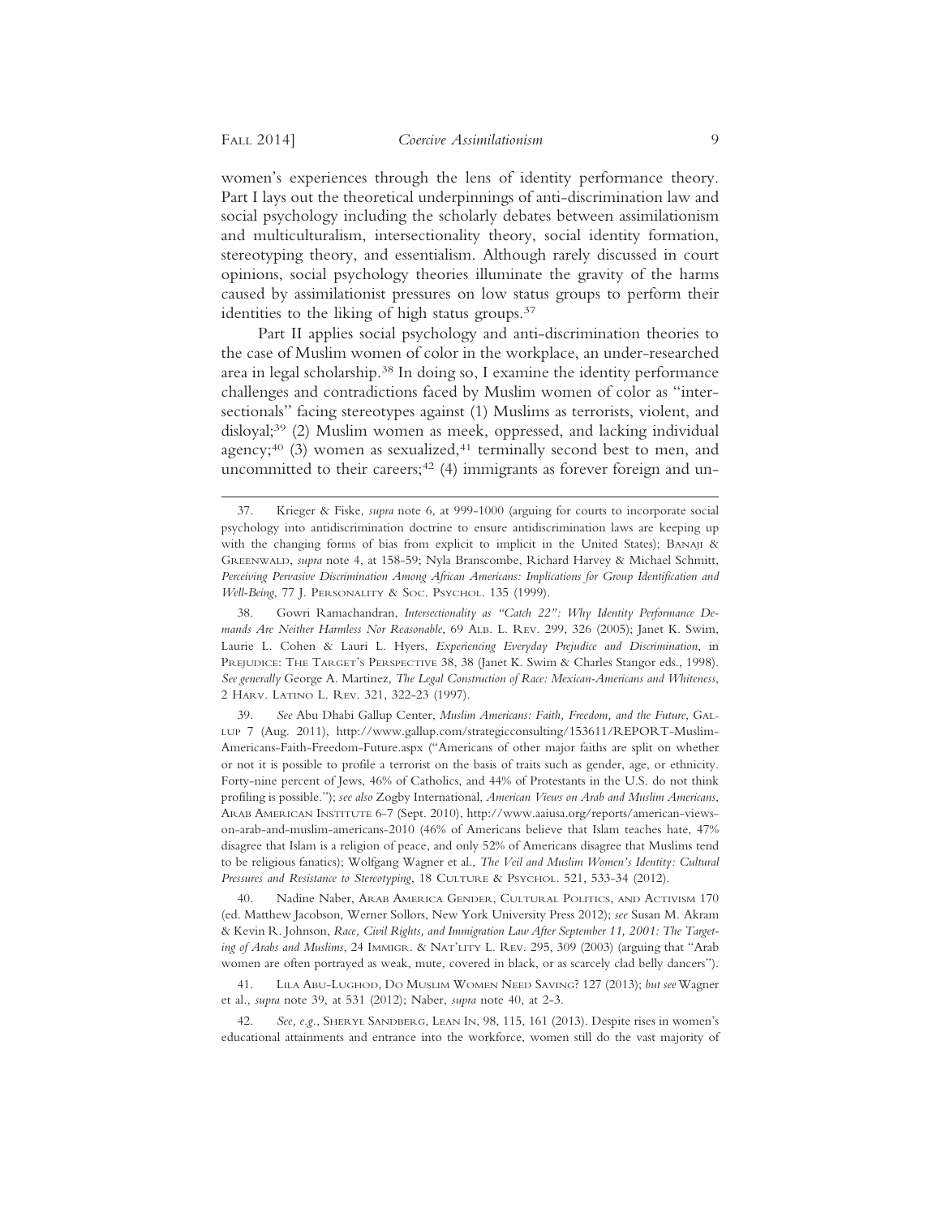women's experiences through the lens of identity performance theory. Part I lays out the theoretical underpinnings of anti-discrimination law and social psychology including the scholarly debates between assimilationism and multiculturalism, intersectionality theory, social identity formation, stereotyping theory, and essentialism. Although rarely discussed in court opinions, social psychology theories illuminate the gravity of the harms caused by assimilationist pressures on low status groups to perform their identities to the liking of high status groups.[37]

Part II applies social psychology and anti-discrimination theories to the case of Muslim women of color in the workplace, an under-researched area in legal scholarship.[38] In doing so, I examine the identity performance challenges and contradictions faced by Muslim women of color as "intersectionals" facing stereotypes against (1) Muslims as terrorists, violent, and disloyal;[39] (2) Muslim women as meek, oppressed, and lacking individual agency;[40] (3) women as sexualized,[41] terminally second best to men, and uncommitted to their careers;[42] (4) immigrants as forever foreign and un-

---

37. Krieger & Fiske, *supra* note 6, at 999-1000 (arguing for courts to incorporate social psychology into antidiscrimination doctrine to ensure antidiscrimination laws are keeping up with the changing forms of bias from explicit to implicit in the United States); BANAJI & GREENWALD, *supra* note 4, at 158-59; Nyla Branscombe, Richard Harvey & Michael Schmitt, *Perceiving Pervasive Discrimination Among African Americans: Implications for Group Identification and Well-Being*, 77 J. PERSONALITY & SOC. PSYCHOL. 135 (1999).

38. Gowri Ramachandran, *Intersectionality as "Catch 22": Why Identity Performance Demands Are Neither Harmless Nor Reasonable*, 69 ALB. L. REV. 299, 326 (2005); Janet K. Swim, Laurie L. Cohen & Lauri L. Hyers, *Experiencing Everyday Prejudice and Discrimination*, in PREJUDICE: THE TARGET'S PERSPECTIVE 38, 38 (Janet K. Swim & Charles Stangor eds., 1998). *See generally* George A. Martinez, *The Legal Construction of Race: Mexican-Americans and Whiteness*, 2 HARV. LATINO L. REV. 321, 322-23 (1997).

39. *See* Abu Dhabi Gallup Center, *Muslim Americans: Faith, Freedom, and the Future*, GALLUP 7 (Aug. 2011), http://www.gallup.com/strategicconsulting/153611/REPORT-Muslim-Americans-Faith-Freedom-Future.aspx ("Americans of other major faiths are split on whether or not it is possible to profile a terrorist on the basis of traits such as gender, age, or ethnicity. Forty-nine percent of Jews, 46% of Catholics, and 44% of Protestants in the U.S. do not think profiling is possible."); *see also* Zogby International, *American Views on Arab and Muslim Americans*, ARAB AMERICAN INSTITUTE 6-7 (Sept. 2010), http://www.aaiusa.org/reports/american-views-on-arab-and-muslim-americans-2010 (46% of Americans believe that Islam teaches hate, 47% disagree that Islam is a religion of peace, and only 52% of Americans disagree that Muslims tend to be religious fanatics); Wolfgang Wagner et al., *The Veil and Muslim Women's Identity: Cultural Pressures and Resistance to Stereotyping*, 18 CULTURE & PSYCHOL. 521, 533-34 (2012).

40. Nadine Naber, ARAB AMERICA GENDER, CULTURAL POLITICS, AND ACTIVISM 170 (ed. Matthew Jacobson, Werner Sollors, New York University Press 2012); *see* Susan M. Akram & Kevin R. Johnson, *Race, Civil Rights, and Immigration Law After September 11, 2001: The Targeting of Arabs and Muslims*, 24 IMMIGR. & NAT'LITY L. REV. 295, 309 (2003) (arguing that "Arab women are often portrayed as weak, mute, covered in black, or as scarcely clad belly dancers").

41. LILA ABU-LUGHOD, DO MUSLIM WOMEN NEED SAVING? 127 (2013); *but see* Wagner et al., *supra* note 39, at 531 (2012); Naber, *supra* note 40, at 2-3.

42. *See, e.g.*, SHERYL SANDBERG, LEAN IN, 98, 115, 161 (2013). Despite rises in women's educational attainments and entrance into the workforce, women still do the vast majority of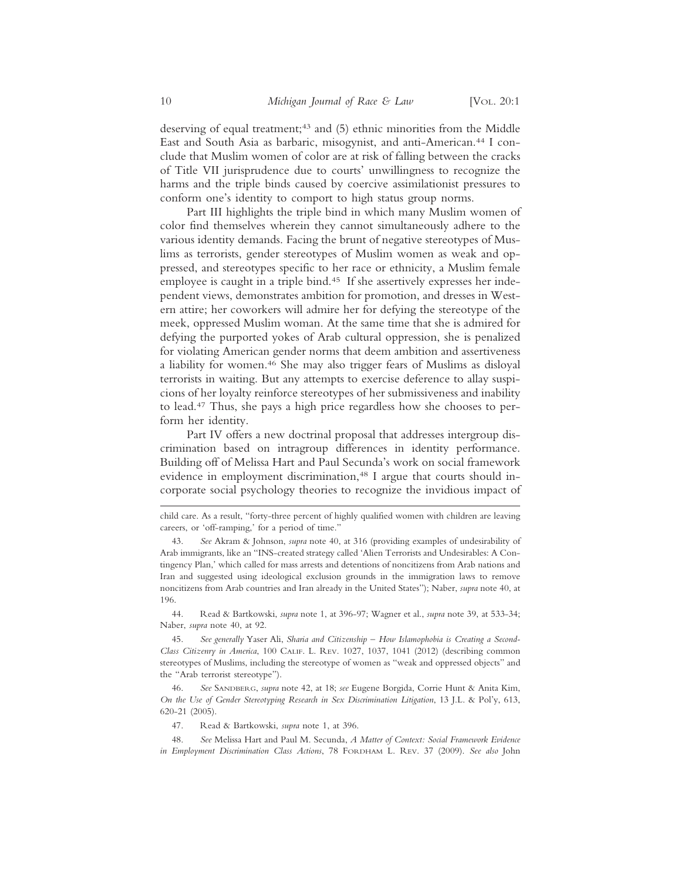deserving of equal treatment;[43] and (5) ethnic minorities from the Middle East and South Asia as barbaric, misogynist, and anti-American.[44] I conclude that Muslim women of color are at risk of falling between the cracks of Title VII jurisprudence due to courts' unwillingness to recognize the harms and the triple binds caused by coercive assimilationist pressures to conform one's identity to comport to high status group norms.

Part III highlights the triple bind in which many Muslim women of color find themselves wherein they cannot simultaneously adhere to the various identity demands. Facing the brunt of negative stereotypes of Muslims as terrorists, gender stereotypes of Muslim women as weak and oppressed, and stereotypes specific to her race or ethnicity, a Muslim female employee is caught in a triple bind.[45] If she assertively expresses her independent views, demonstrates ambition for promotion, and dresses in Western attire; her coworkers will admire her for defying the stereotype of the meek, oppressed Muslim woman. At the same time that she is admired for defying the purported yokes of Arab cultural oppression, she is penalized for violating American gender norms that deem ambition and assertiveness a liability for women.[46] She may also trigger fears of Muslims as disloyal terrorists in waiting. But any attempts to exercise deference to allay suspicions of her loyalty reinforce stereotypes of her submissiveness and inability to lead.[47] Thus, she pays a high price regardless how she chooses to perform her identity.

Part IV offers a new doctrinal proposal that addresses intergroup discrimination based on intragroup differences in identity performance. Building off of Melissa Hart and Paul Secunda's work on social framework evidence in employment discrimination,[48] I argue that courts should incorporate social psychology theories to recognize the invidious impact of

---

child care. As a result, "forty-three percent of highly qualified women with children are leaving careers, or 'off-ramping,' for a period of time."

43. *See* Akram & Johnson, *supra* note 40, at 316 (providing examples of undesirability of Arab immigrants, like an "INS-created strategy called 'Alien Terrorists and Undesirables: A Contingency Plan,' which called for mass arrests and detentions of noncitizens from Arab nations and Iran and suggested using ideological exclusion grounds in the immigration laws to remove noncitizens from Arab countries and Iran already in the United States"); Naber, *supra* note 40, at 196.

44. Read & Bartkowski, *supra* note 1, at 396-97; Wagner et al., *supra* note 39, at 533-34; Naber, *supra* note 40, at 92.

45. *See generally* Yaser Ali, *Sharia and Citizenship – How Islamophobia is Creating a Second-Class Citizenry in America*, 100 CALIF. L. REV. 1027, 1037, 1041 (2012) (describing common stereotypes of Muslims, including the stereotype of women as "weak and oppressed objects" and the "Arab terrorist stereotype").

46. *See* SANDBERG, *supra* note 42, at 18; *see* Eugene Borgida, Corrie Hunt & Anita Kim, *On the Use of Gender Stereotyping Research in Sex Discrimination Litigation*, 13 J.L. & Pol'y, 613, 620-21 (2005).

47. Read & Bartkowski, *supra* note 1, at 396.

48. *See* Melissa Hart and Paul M. Secunda, *A Matter of Context: Social Framework Evidence in Employment Discrimination Class Actions*, 78 FORDHAM L. REV. 37 (2009). *See also* John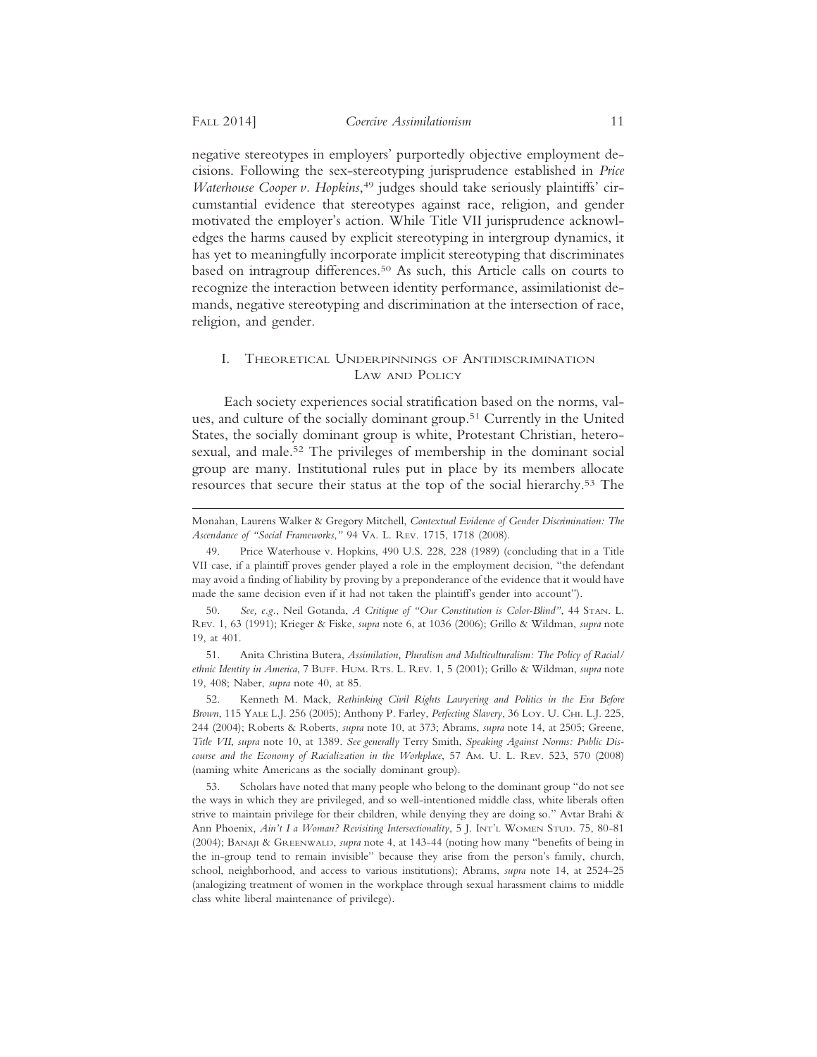negative stereotypes in employers' purportedly objective employment decisions. Following the sex-stereotyping jurisprudence established in *Price Waterhouse Cooper v. Hopkins*,[49] judges should take seriously plaintiffs' circumstantial evidence that stereotypes against race, religion, and gender motivated the employer's action. While Title VII jurisprudence acknowledges the harms caused by explicit stereotyping in intergroup dynamics, it has yet to meaningfully incorporate implicit stereotyping that discriminates based on intragroup differences.[50] As such, this Article calls on courts to recognize the interaction between identity performance, assimilationist demands, negative stereotyping and discrimination at the intersection of race, religion, and gender.

## I. Theoretical Underpinnings of Antidiscrimination Law and Policy

Each society experiences social stratification based on the norms, values, and culture of the socially dominant group.[51] Currently in the United States, the socially dominant group is white, Protestant Christian, heterosexual, and male.[52] The privileges of membership in the dominant social group are many. Institutional rules put in place by its members allocate resources that secure their status at the top of the social hierarchy.[53] The

---

Monahan, Laurens Walker & Gregory Mitchell, *Contextual Evidence of Gender Discrimination: The Ascendance of "Social Frameworks,"* 94 Va. L. Rev. 1715, 1718 (2008).

49. Price Waterhouse v. Hopkins, 490 U.S. 228, 228 (1989) (concluding that in a Title VII case, if a plaintiff proves gender played a role in the employment decision, "the defendant may avoid a finding of liability by proving by a preponderance of the evidence that it would have made the same decision even if it had not taken the plaintiff's gender into account").

50. *See, e.g.*, Neil Gotanda, *A Critique of "Our Constitution is Color-Blind"*, 44 Stan. L. Rev. 1, 63 (1991); Krieger & Fiske, *supra* note 6, at 1036 (2006); Grillo & Wildman, *supra* note 19, at 401.

51. Anita Christina Butera, *Assimilation, Pluralism and Multiculturalism: The Policy of Racial/ethnic Identity in America*, 7 Buff. Hum. Rts. L. Rev. 1, 5 (2001); Grillo & Wildman, *supra* note 19, 408; Naber, *supra* note 40, at 85.

52. Kenneth M. Mack, *Rethinking Civil Rights Lawyering and Politics in the Era Before Brown*, 115 Yale L.J. 256 (2005); Anthony P. Farley, *Perfecting Slavery*, 36 Loy. U. Chi. L.J. 225, 244 (2004); Roberts & Roberts, *supra* note 10, at 373; Abrams, *supra* note 14, at 2505; Greene, *Title VII*, *supra* note 10, at 1389. *See generally* Terry Smith, *Speaking Against Norms: Public Discourse and the Economy of Racialization in the Workplace*, 57 Am. U. L. Rev. 523, 570 (2008) (naming white Americans as the socially dominant group).

53. Scholars have noted that many people who belong to the dominant group "do not see the ways in which they are privileged, and so well-intentioned middle class, white liberals often strive to maintain privilege for their children, while denying they are doing so." Avtar Brahi & Ann Phoenix, *Ain't I a Woman? Revisiting Intersectionality*, 5 J. Int'l Women Stud. 75, 80-81 (2004); Banaji & Greenwald, *supra* note 4, at 143-44 (noting how many "benefits of being in the in-group tend to remain invisible" because they arise from the person's family, church, school, neighborhood, and access to various institutions); Abrams, *supra* note 14, at 2524-25 (analogizing treatment of women in the workplace through sexual harassment claims to middle class white liberal maintenance of privilege).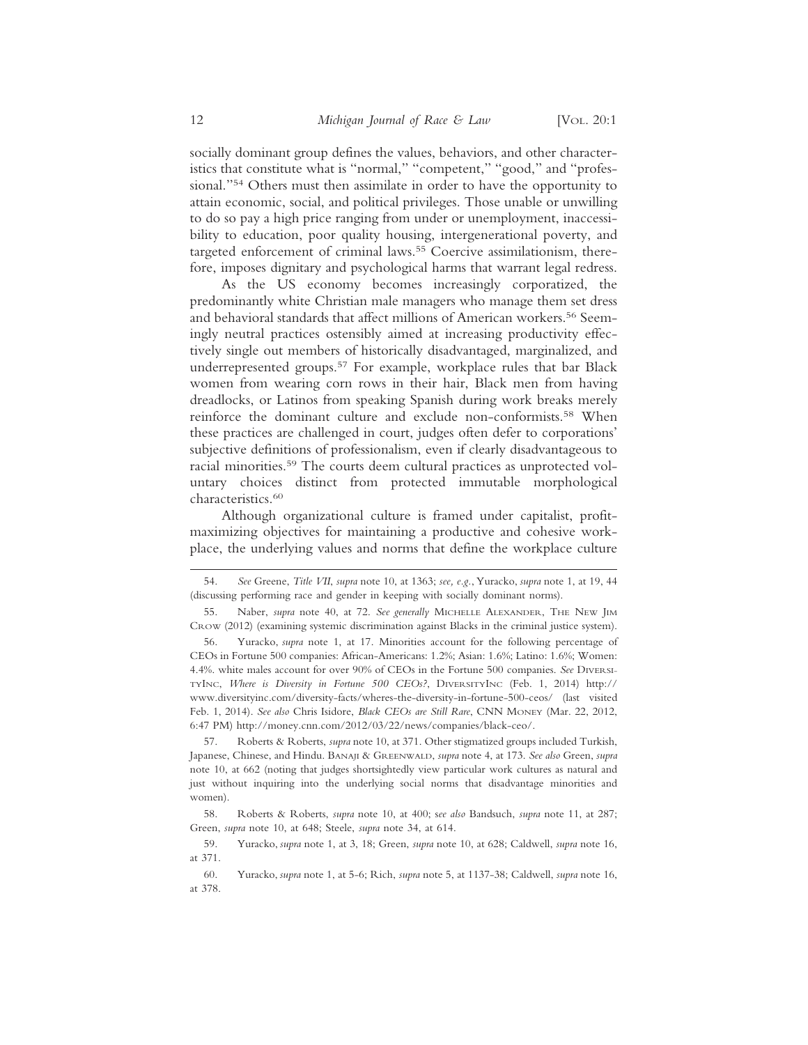socially dominant group defines the values, behaviors, and other characteristics that constitute what is "normal," "competent," "good," and "professional."[54] Others must then assimilate in order to have the opportunity to attain economic, social, and political privileges. Those unable or unwilling to do so pay a high price ranging from under or unemployment, inaccessibility to education, poor quality housing, intergenerational poverty, and targeted enforcement of criminal laws.[55] Coercive assimilationism, therefore, imposes dignitary and psychological harms that warrant legal redress.

As the US economy becomes increasingly corporatized, the predominantly white Christian male managers who manage them set dress and behavioral standards that affect millions of American workers.[56] Seemingly neutral practices ostensibly aimed at increasing productivity effectively single out members of historically disadvantaged, marginalized, and underrepresented groups.[57] For example, workplace rules that bar Black women from wearing corn rows in their hair, Black men from having dreadlocks, or Latinos from speaking Spanish during work breaks merely reinforce the dominant culture and exclude non-conformists.[58] When these practices are challenged in court, judges often defer to corporations' subjective definitions of professionalism, even if clearly disadvantageous to racial minorities.[59] The courts deem cultural practices as unprotected voluntary choices distinct from protected immutable morphological characteristics.[60]

Although organizational culture is framed under capitalist, profit-maximizing objectives for maintaining a productive and cohesive workplace, the underlying values and norms that define the workplace culture

---

54. *See* Greene, *Title VII*, *supra* note 10, at 1363; *see, e.g.*, Yuracko, *supra* note 1, at 19, 44 (discussing performing race and gender in keeping with socially dominant norms).

55. Naber, *supra* note 40, at 72. *See generally* Michelle Alexander, The New Jim Crow (2012) (examining systemic discrimination against Blacks in the criminal justice system).

56. Yuracko, *supra* note 1, at 17. Minorities account for the following percentage of CEOs in Fortune 500 companies: African-Americans: 1.2%; Asian: 1.6%; Latino: 1.6%; Women: 4.4%. white males account for over 90% of CEOs in the Fortune 500 companies. *See* DiversityInc, *Where is Diversity in Fortune 500 CEOs?*, DiversityInc (Feb. 1, 2014) http://www.diversityinc.com/diversity-facts/wheres-the-diversity-in-fortune-500-ceos/ (last visited Feb. 1, 2014). *See also* Chris Isidore, *Black CEOs are Still Rare*, CNN Money (Mar. 22, 2012, 6:47 PM) http://money.cnn.com/2012/03/22/news/companies/black-ceo/.

57. Roberts & Roberts, *supra* note 10, at 371. Other stigmatized groups included Turkish, Japanese, Chinese, and Hindu. Banaji & Greenwald, *supra* note 4, at 173. *See also* Green, *supra* note 10, at 662 (noting that judges shortsightedly view particular work cultures as natural and just without inquiring into the underlying social norms that disadvantage minorities and women).

58. Roberts & Roberts, *supra* note 10, at 400; s*ee also* Bandsuch, *supra* note 11, at 287; Green, *supra* note 10, at 648; Steele, *supra* note 34, at 614.

59. Yuracko, *supra* note 1, at 3, 18; Green, *supra* note 10, at 628; Caldwell, *supra* note 16, at 371.

60. Yuracko, *supra* note 1, at 5-6; Rich, *supra* note 5, at 1137-38; Caldwell, *supra* note 16, at 378.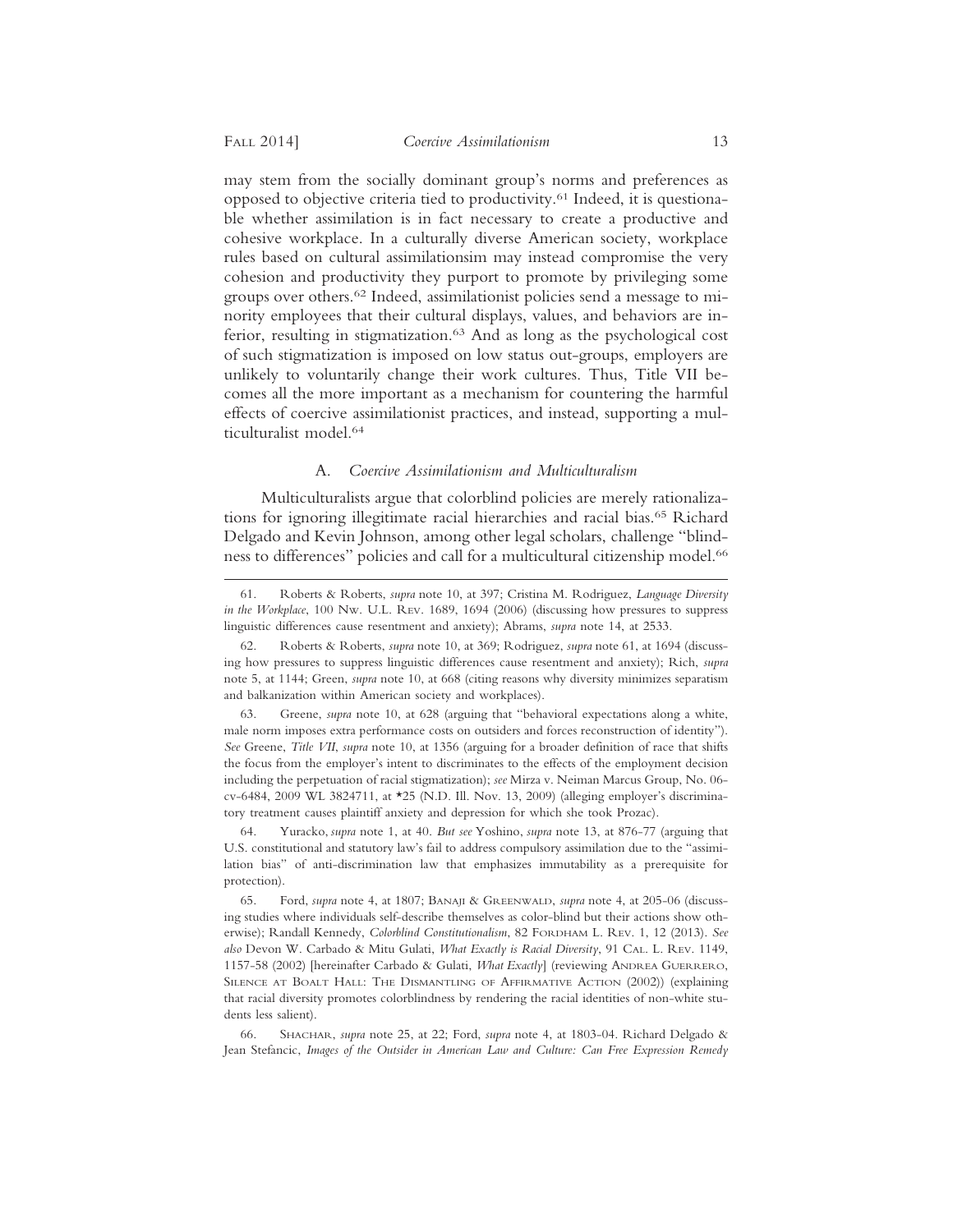may stem from the socially dominant group's norms and preferences as opposed to objective criteria tied to productivity.[61] Indeed, it is questionable whether assimilation is in fact necessary to create a productive and cohesive workplace. In a culturally diverse American society, workplace rules based on cultural assimilationsim may instead compromise the very cohesion and productivity they purport to promote by privileging some groups over others.[62] Indeed, assimilationist policies send a message to minority employees that their cultural displays, values, and behaviors are inferior, resulting in stigmatization.[63] And as long as the psychological cost of such stigmatization is imposed on low status out-groups, employers are unlikely to voluntarily change their work cultures. Thus, Title VII becomes all the more important as a mechanism for countering the harmful effects of coercive assimilationist practices, and instead, supporting a multiculturalist model.[64]

### A. *Coercive Assimilationism and Multiculturalism*

Multiculturalists argue that colorblind policies are merely rationalizations for ignoring illegitimate racial hierarchies and racial bias.[65] Richard Delgado and Kevin Johnson, among other legal scholars, challenge "blindness to differences" policies and call for a multicultural citizenship model.[66]

---

61. Roberts & Roberts, *supra* note 10, at 397; Cristina M. Rodriguez, *Language Diversity in the Workplace*, 100 Nw. U.L. Rev. 1689, 1694 (2006) (discussing how pressures to suppress linguistic differences cause resentment and anxiety); Abrams, *supra* note 14, at 2533.

62. Roberts & Roberts, *supra* note 10, at 369; Rodriguez, *supra* note 61, at 1694 (discussing how pressures to suppress linguistic differences cause resentment and anxiety); Rich, *supra* note 5, at 1144; Green, *supra* note 10, at 668 (citing reasons why diversity minimizes separatism and balkanization within American society and workplaces).

63. Greene, *supra* note 10, at 628 (arguing that "behavioral expectations along a white, male norm imposes extra performance costs on outsiders and forces reconstruction of identity"). *See* Greene, *Title VII*, *supra* note 10, at 1356 (arguing for a broader definition of race that shifts the focus from the employer's intent to discriminates to the effects of the employment decision including the perpetuation of racial stigmatization); *see* Mirza v. Neiman Marcus Group, No. 06-cv-6484, 2009 WL 3824711, at *25 (N.D. Ill. Nov. 13, 2009) (alleging employer's discriminatory treatment causes plaintiff anxiety and depression for which she took Prozac).

64. Yuracko, *supra* note 1, at 40. *But see* Yoshino, *supra* note 13, at 876-77 (arguing that U.S. constitutional and statutory law's fail to address compulsory assimilation due to the "assimilation bias" of anti-discrimination law that emphasizes immutability as a prerequisite for protection).

65. Ford, *supra* note 4, at 1807; Banaji & Greenwald, *supra* note 4, at 205-06 (discussing studies where individuals self-describe themselves as color-blind but their actions show otherwise); Randall Kennedy, *Colorblind Constitutionalism*, 82 Fordham L. Rev. 1, 12 (2013). *See also* Devon W. Carbado & Mitu Gulati, *What Exactly is Racial Diversity*, 91 Cal. L. Rev. 1149, 1157-58 (2002) [hereinafter Carbado & Gulati, *What Exactly*] (reviewing Andrea Guerrero, Silence at Boalt Hall: The Dismantling of Affirmative Action (2002)) (explaining that racial diversity promotes colorblindness by rendering the racial identities of non-white students less salient).

66. Shachar, *supra* note 25, at 22; Ford, *supra* note 4, at 1803-04. Richard Delgado & Jean Stefancic, *Images of the Outsider in American Law and Culture: Can Free Expression Remedy*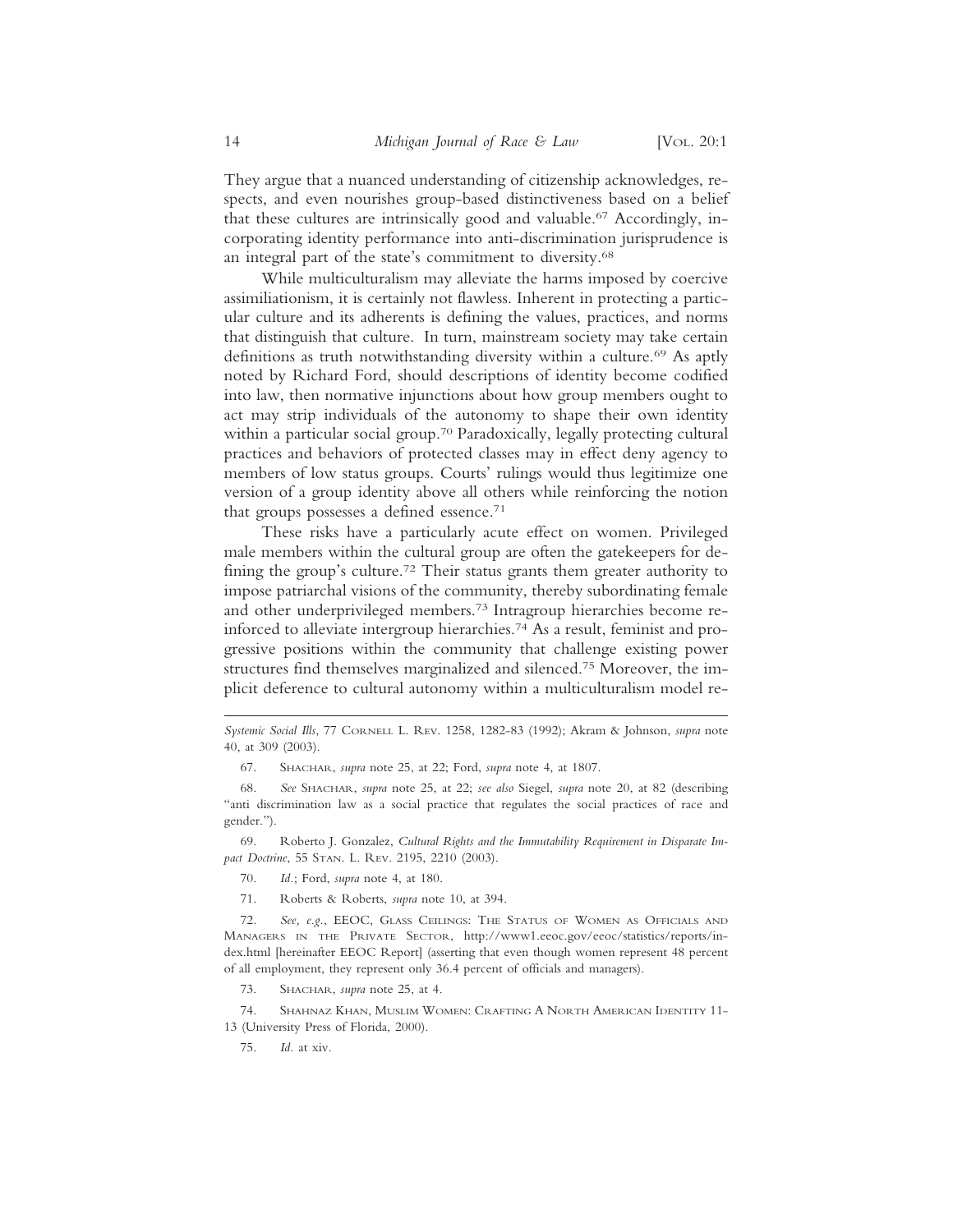They argue that a nuanced understanding of citizenship acknowledges, respects, and even nourishes group-based distinctiveness based on a belief that these cultures are intrinsically good and valuable.[67] Accordingly, incorporating identity performance into anti-discrimination jurisprudence is an integral part of the state's commitment to diversity.[68]

While multiculturalism may alleviate the harms imposed by coercive assimiliationism, it is certainly not flawless. Inherent in protecting a particular culture and its adherents is defining the values, practices, and norms that distinguish that culture. In turn, mainstream society may take certain definitions as truth notwithstanding diversity within a culture.[69] As aptly noted by Richard Ford, should descriptions of identity become codified into law, then normative injunctions about how group members ought to act may strip individuals of the autonomy to shape their own identity within a particular social group.[70] Paradoxically, legally protecting cultural practices and behaviors of protected classes may in effect deny agency to members of low status groups. Courts' rulings would thus legitimize one version of a group identity above all others while reinforcing the notion that groups possesses a defined essence.[71]

These risks have a particularly acute effect on women. Privileged male members within the cultural group are often the gatekeepers for defining the group's culture.[72] Their status grants them greater authority to impose patriarchal visions of the community, thereby subordinating female and other underprivileged members.[73] Intragroup hierarchies become reinforced to alleviate intergroup hierarchies.[74] As a result, feminist and progressive positions within the community that challenge existing power structures find themselves marginalized and silenced.[75] Moreover, the implicit deference to cultural autonomy within a multiculturalism model re-

---

*Systemic Social Ills*, 77 Cornell L. Rev. 1258, 1282-83 (1992); Akram & Johnson, *supra* note 40, at 309 (2003).

67. Shachar, *supra* note 25, at 22; Ford, *supra* note 4, at 1807.

68. *See* Shachar, *supra* note 25, at 22; *see also* Siegel, *supra* note 20, at 82 (describing "anti discrimination law as a social practice that regulates the social practices of race and gender.").

69. Roberto J. Gonzalez, *Cultural Rights and the Immutability Requirement in Disparate Impact Doctrine*, 55 Stan. L. Rev. 2195, 2210 (2003).

70. *Id.*; Ford, *supra* note 4, at 180.

71. Roberts & Roberts, *supra* note 10, at 394.

72. *See, e.g.*, EEOC, Glass Ceilings: The Status of Women as Officials and Managers in the Private Sector, http://www1.eeoc.gov/eeoc/statistics/reports/index.html [hereinafter EEOC Report] (asserting that even though women represent 48 percent of all employment, they represent only 36.4 percent of officials and managers).

73. Shachar, *supra* note 25, at 4.

74. Shahnaz Khan, Muslim Women: Crafting A North American Identity 11-13 (University Press of Florida, 2000).

75. *Id.* at xiv.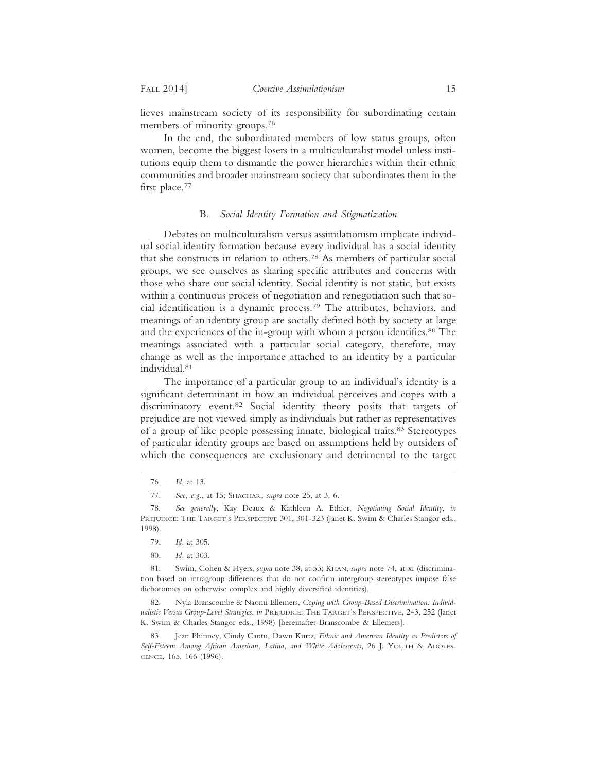lieves mainstream society of its responsibility for subordinating certain members of minority groups.[76]

In the end, the subordinated members of low status groups, often women, become the biggest losers in a multiculturalist model unless institutions equip them to dismantle the power hierarchies within their ethnic communities and broader mainstream society that subordinates them in the first place.[77]

### B. *Social Identity Formation and Stigmatization*

Debates on multiculturalism versus assimilationism implicate individual social identity formation because every individual has a social identity that she constructs in relation to others.[78] As members of particular social groups, we see ourselves as sharing specific attributes and concerns with those who share our social identity. Social identity is not static, but exists within a continuous process of negotiation and renegotiation such that social identification is a dynamic process.[79] The attributes, behaviors, and meanings of an identity group are socially defined both by society at large and the experiences of the in-group with whom a person identifies.[80] The meanings associated with a particular social category, therefore, may change as well as the importance attached to an identity by a particular individual.[81]

The importance of a particular group to an individual's identity is a significant determinant in how an individual perceives and copes with a discriminatory event.[82] Social identity theory posits that targets of prejudice are not viewed simply as individuals but rather as representatives of a group of like people possessing innate, biological traits.[83] Stereotypes of particular identity groups are based on assumptions held by outsiders of which the consequences are exclusionary and detrimental to the target

---

76. *Id.* at 13.

77. *See, e.g.*, at 15; Shachar, *supra* note 25, at 3, 6.

78. *See generally*, Kay Deaux & Kathleen A. Ethier, *Negotiating Social Identity*, *in* Prejudice: The Target's Perspective 301, 301-323 (Janet K. Swim & Charles Stangor eds., 1998).

79. *Id.* at 305.

80. *Id.* at 303.

81. Swim, Cohen & Hyers, *supra* note 38, at 53; Khan, *supra* note 74, at xi (discrimination based on intragroup differences that do not confirm intergroup stereotypes impose false dichotomies on otherwise complex and highly diversified identities).

82. Nyla Branscombe & Naomi Ellemers, *Coping with Group-Based Discrimination: Individualistic Versus Group-Level Strategies*, *in* Prejudice: The Target's Perspective, 243, 252 (Janet K. Swim & Charles Stangor eds., 1998) [hereinafter Branscombe & Ellemers].

83. Jean Phinney, Cindy Cantu, Dawn Kurtz, *Ethnic and American Identity as Predictors of Self-Esteem Among African American, Latino, and White Adolescents*, 26 J. Youth & Adolescence, 165, 166 (1996).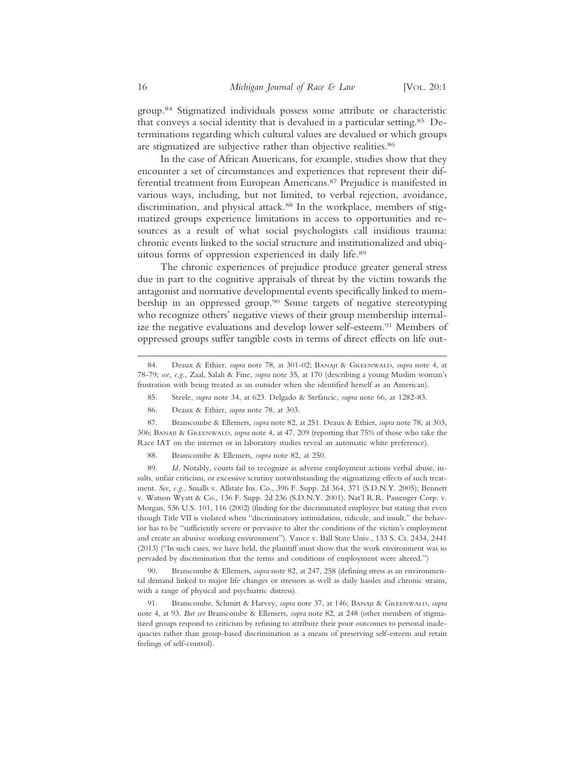group.[84] Stigmatized individuals possess some attribute or characteristic that conveys a social identity that is devalued in a particular setting.[85] Determinations regarding which cultural values are devalued or which groups are stigmatized are subjective rather than objective realities.[86]

In the case of African Americans, for example, studies show that they encounter a set of circumstances and experiences that represent their differential treatment from European Americans.[87] Prejudice is manifested in various ways, including, but not limited, to verbal rejection, avoidance, discrimination, and physical attack.[88] In the workplace, members of stigmatized groups experience limitations in access to opportunities and resources as a result of what social psychologists call insidious trauma: chronic events linked to the social structure and institutionalized and ubiquitous forms of oppression experienced in daily life.[89]

The chronic experiences of prejudice produce greater general stress due in part to the cognitive appraisals of threat by the victim towards the antagonist and normative developmental events specifically linked to membership in an oppressed group.[90] Some targets of negative stereotyping who recognize others' negative views of their group membership internalize the negative evaluations and develop lower self-esteem.[91] Members of oppressed groups suffer tangible costs in terms of direct effects on life out-

---

84. Deaux & Ethier, *supra* note 78, at 301-02; Banaji & Greenwald, *supra* note 4, at 78-79; *see, e.g.*, Zaal, Salah & Fine, *supra* note 35, at 170 (describing a young Muslim woman's frustration with being treated as an outsider when she identified herself as an American).

85. Steele, *supra* note 34, at 623. Delgado & Stefancic, *supra* note 66, at 1282-83.

86. Deaux & Ethier, *supra* note 78, at 303.

87. Branscombe & Ellemers, *supra* note 82, at 251. Deaux & Ethier, *supra* note 78, at 303, 306; Banaji & Greenwald, *supra* note 4, at 47, 209 (reporting that 75% of those who take the Race IAT on the internet or in laboratory studies reveal an automatic white preference).

88. Branscombe & Ellemers, *supra* note 82, at 250.

89. *Id.* Notably, courts fail to recognize as adverse employment actions verbal abuse, insults, unfair criticism, or excessive scrutiny notwithstanding the stigmatizing effects of such treatment. *See, e.g.*, Smalls v. Allstate Ins. Co., 396 F. Supp. 2d 364, 371 (S.D.N.Y. 2005); Bennett v. Watson Wyatt & Co., 136 F. Supp. 2d 236 (S.D.N.Y. 2001). Nat'l R.R. Passenger Corp. v. Morgan, 536 U.S. 101, 116 (2002) (finding for the discriminated employee but stating that even though Title VII is violated when "discriminatory intimidation, ridicule, and insult," the behavior has to be "sufficiently severe or pervasive to alter the conditions of the victim's employment and create an abusive working environment"). Vance v. Ball State Univ., 133 S. Ct. 2434, 2441 (2013) ("In such cases, we have held, the plaintiff must show that the work environment was so pervaded by discrimination that the terms and conditions of employment were altered.")

90. Branscombe & Ellemers, *supra* note 82, at 247, 258 (defining stress as an environmental demand linked to major life changes or stressors as well as daily hassles and chronic strains, with a range of physical and psychiatric distress).

91. Branscombe, Schmitt & Harvey, *supra* note 37, at 146; Banaji & Greenwald, *supra* note 4, at 93. *But see* Branscombe & Ellemers, *supra* note 82, at 248 (other members of stigmatized groups respond to criticism by refusing to attribute their poor outcomes to personal inadequacies rather than group-based discrimination as a means of preserving self-esteem and retain feelings of self-control).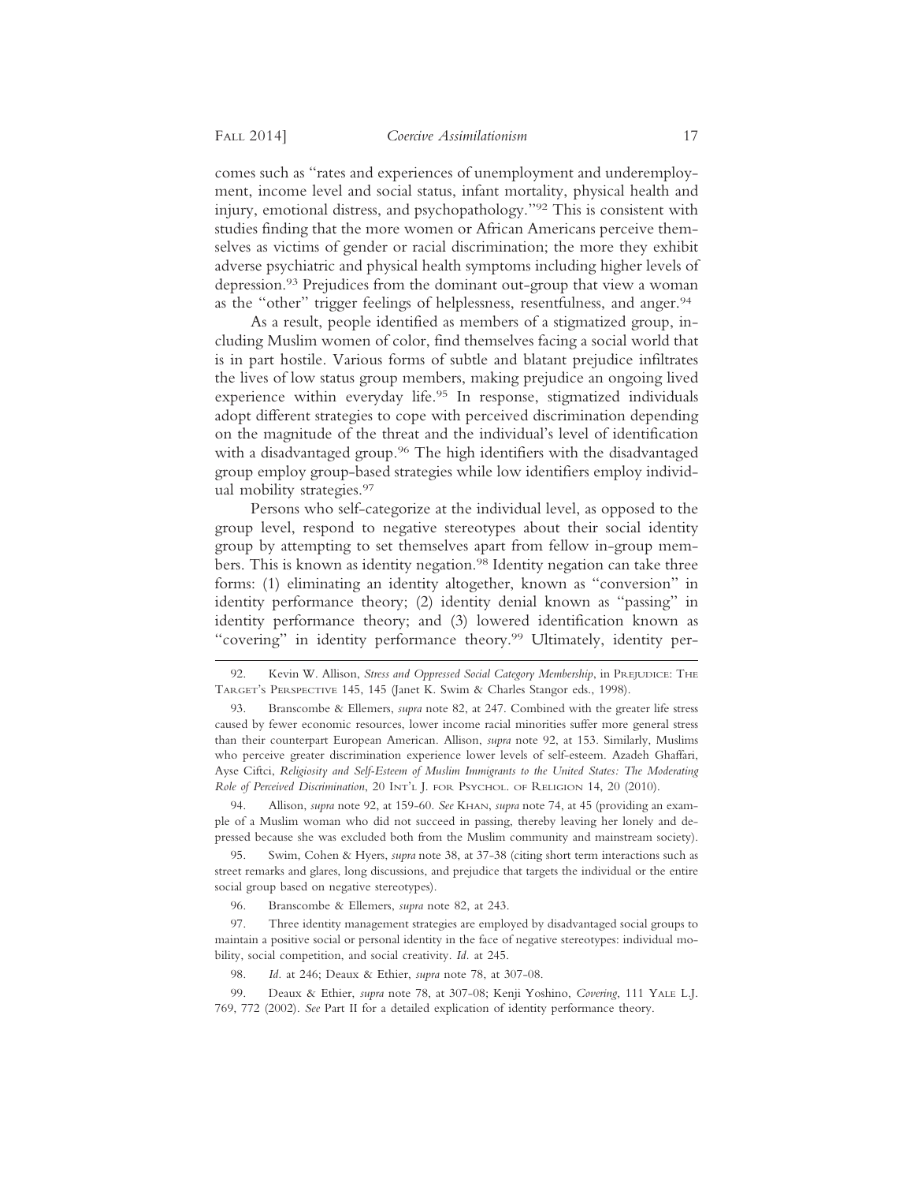comes such as "rates and experiences of unemployment and underemployment, income level and social status, infant mortality, physical health and injury, emotional distress, and psychopathology."[92] This is consistent with studies finding that the more women or African Americans perceive themselves as victims of gender or racial discrimination; the more they exhibit adverse psychiatric and physical health symptoms including higher levels of depression.[93] Prejudices from the dominant out-group that view a woman as the "other" trigger feelings of helplessness, resentfulness, and anger.[94]

As a result, people identified as members of a stigmatized group, including Muslim women of color, find themselves facing a social world that is in part hostile. Various forms of subtle and blatant prejudice infiltrates the lives of low status group members, making prejudice an ongoing lived experience within everyday life.[95] In response, stigmatized individuals adopt different strategies to cope with perceived discrimination depending on the magnitude of the threat and the individual's level of identification with a disadvantaged group.[96] The high identifiers with the disadvantaged group employ group-based strategies while low identifiers employ individual mobility strategies.[97]

Persons who self-categorize at the individual level, as opposed to the group level, respond to negative stereotypes about their social identity group by attempting to set themselves apart from fellow in-group members. This is known as identity negation.[98] Identity negation can take three forms: (1) eliminating an identity altogether, known as "conversion" in identity performance theory; (2) identity denial known as "passing" in identity performance theory; and (3) lowered identification known as "covering" in identity performance theory.[99] Ultimately, identity per-

---

92. Kevin W. Allison, *Stress and Oppressed Social Category Membership*, in PREJUDICE: THE TARGET'S PERSPECTIVE 145, 145 (Janet K. Swim & Charles Stangor eds., 1998).

93. Branscombe & Ellemers, *supra* note 82, at 247. Combined with the greater life stress caused by fewer economic resources, lower income racial minorities suffer more general stress than their counterpart European American. Allison, *supra* note 92, at 153. Similarly, Muslims who perceive greater discrimination experience lower levels of self-esteem. Azadeh Ghaffari, Ayse Ciftci, *Religiosity and Self-Esteem of Muslim Immigrants to the United States: The Moderating Role of Perceived Discrimination*, 20 INT'L J. FOR PSYCHOL. OF RELIGION 14, 20 (2010).

94. Allison, *supra* note 92, at 159-60. *See* KHAN, *supra* note 74, at 45 (providing an example of a Muslim woman who did not succeed in passing, thereby leaving her lonely and depressed because she was excluded both from the Muslim community and mainstream society).

95. Swim, Cohen & Hyers, *supra* note 38, at 37-38 (citing short term interactions such as street remarks and glares, long discussions, and prejudice that targets the individual or the entire social group based on negative stereotypes).

96. Branscombe & Ellemers, *supra* note 82, at 243.

97. Three identity management strategies are employed by disadvantaged social groups to maintain a positive social or personal identity in the face of negative stereotypes: individual mobility, social competition, and social creativity. *Id.* at 245.

98. *Id.* at 246; Deaux & Ethier, *supra* note 78, at 307-08.

99. Deaux & Ethier, *supra* note 78, at 307-08; Kenji Yoshino, *Covering*, 111 YALE L.J. 769, 772 (2002). *See* Part II for a detailed explication of identity performance theory.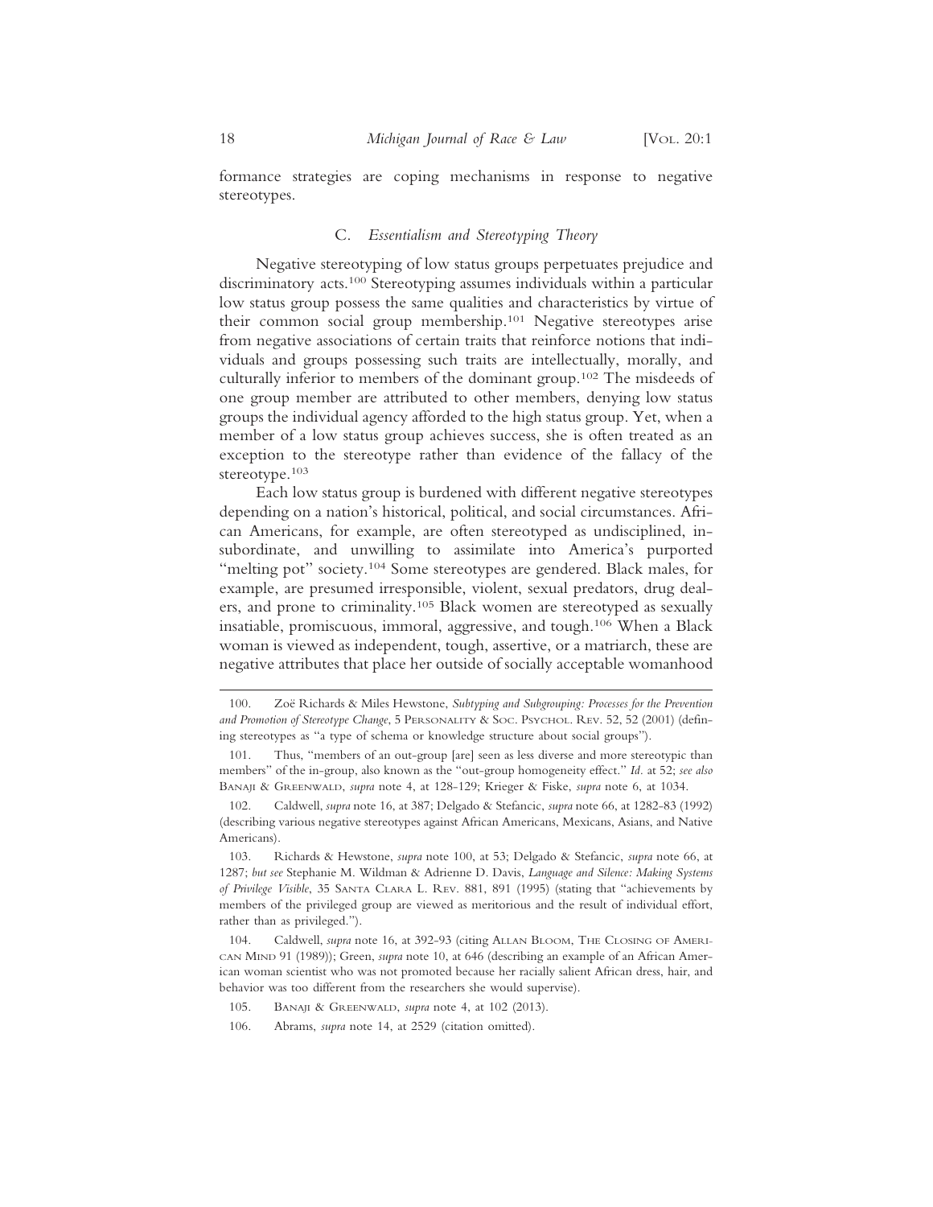formance strategies are coping mechanisms in response to negative stereotypes.

### C. *Essentialism and Stereotyping Theory*

Negative stereotyping of low status groups perpetuates prejudice and discriminatory acts.[100] Stereotyping assumes individuals within a particular low status group possess the same qualities and characteristics by virtue of their common social group membership.[101] Negative stereotypes arise from negative associations of certain traits that reinforce notions that individuals and groups possessing such traits are intellectually, morally, and culturally inferior to members of the dominant group.[102] The misdeeds of one group member are attributed to other members, denying low status groups the individual agency afforded to the high status group. Yet, when a member of a low status group achieves success, she is often treated as an exception to the stereotype rather than evidence of the fallacy of the stereotype.[103]

Each low status group is burdened with different negative stereotypes depending on a nation's historical, political, and social circumstances. African Americans, for example, are often stereotyped as undisciplined, insubordinate, and unwilling to assimilate into America's purported "melting pot" society.[104] Some stereotypes are gendered. Black males, for example, are presumed irresponsible, violent, sexual predators, drug dealers, and prone to criminality.[105] Black women are stereotyped as sexually insatiable, promiscuous, immoral, aggressive, and tough.[106] When a Black woman is viewed as independent, tough, assertive, or a matriarch, these are negative attributes that place her outside of socially acceptable womanhood

---

100. Zoë Richards & Miles Hewstone, *Subtyping and Subgrouping: Processes for the Prevention and Promotion of Stereotype Change*, 5 Personality & Soc. Psychol. Rev. 52, 52 (2001) (defining stereotypes as "a type of schema or knowledge structure about social groups").

101. Thus, "members of an out-group [are] seen as less diverse and more stereotypic than members" of the in-group, also known as the "out-group homogeneity effect." *Id.* at 52; *see also* Banaji & Greenwald, *supra* note 4, at 128-129; Krieger & Fiske, *supra* note 6, at 1034.

102. Caldwell, *supra* note 16, at 387; Delgado & Stefancic, *supra* note 66, at 1282-83 (1992) (describing various negative stereotypes against African Americans, Mexicans, Asians, and Native Americans).

103. Richards & Hewstone, *supra* note 100, at 53; Delgado & Stefancic, *supra* note 66, at 1287; *but see* Stephanie M. Wildman & Adrienne D. Davis, *Language and Silence: Making Systems of Privilege Visible*, 35 Santa Clara L. Rev. 881, 891 (1995) (stating that "achievements by members of the privileged group are viewed as meritorious and the result of individual effort, rather than as privileged.").

104. Caldwell, *supra* note 16, at 392-93 (citing Allan Bloom, The Closing of American Mind 91 (1989)); Green, *supra* note 10, at 646 (describing an example of an African American woman scientist who was not promoted because her racially salient African dress, hair, and behavior was too different from the researchers she would supervise).

105. Banaji & Greenwald, *supra* note 4, at 102 (2013).

106. Abrams, *supra* note 14, at 2529 (citation omitted).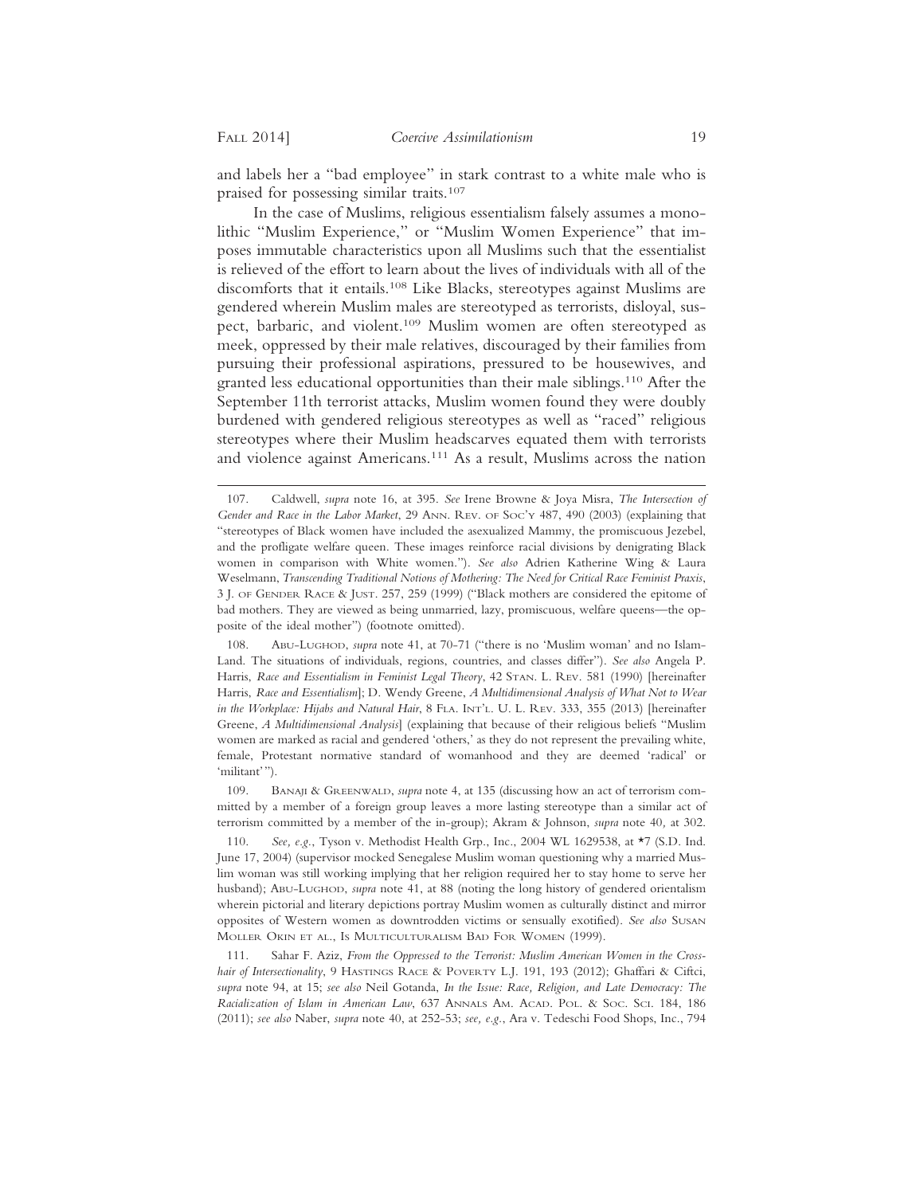and labels her a "bad employee" in stark contrast to a white male who is praised for possessing similar traits.[107]

In the case of Muslims, religious essentialism falsely assumes a monolithic "Muslim Experience," or "Muslim Women Experience" that imposes immutable characteristics upon all Muslims such that the essentialist is relieved of the effort to learn about the lives of individuals with all of the discomforts that it entails.[108] Like Blacks, stereotypes against Muslims are gendered wherein Muslim males are stereotyped as terrorists, disloyal, suspect, barbaric, and violent.[109] Muslim women are often stereotyped as meek, oppressed by their male relatives, discouraged by their families from pursuing their professional aspirations, pressured to be housewives, and granted less educational opportunities than their male siblings.[110] After the September 11th terrorist attacks, Muslim women found they were doubly burdened with gendered religious stereotypes as well as "raced" religious stereotypes where their Muslim headscarves equated them with terrorists and violence against Americans.[111] As a result, Muslims across the nation

---

107. Caldwell, *supra* note 16, at 395. *See* Irene Browne & Joya Misra, *The Intersection of Gender and Race in the Labor Market*, 29 Ann. Rev. of Soc'y 487, 490 (2003) (explaining that "stereotypes of Black women have included the asexualized Mammy, the promiscuous Jezebel, and the profligate welfare queen. These images reinforce racial divisions by denigrating Black women in comparison with White women."). *See also* Adrien Katherine Wing & Laura Weselmann, *Transcending Traditional Notions of Mothering: The Need for Critical Race Feminist Praxis*, 3 J. of Gender Race & Just. 257, 259 (1999) ("Black mothers are considered the epitome of bad mothers. They are viewed as being unmarried, lazy, promiscuous, welfare queens—the opposite of the ideal mother") (footnote omitted).

108. Abu-Lughod, *supra* note 41, at 70-71 ("there is no 'Muslim woman' and no Islam-Land. The situations of individuals, regions, countries, and classes differ"). *See also* Angela P. Harris, *Race and Essentialism in Feminist Legal Theory*, 42 Stan. L. Rev. 581 (1990) [hereinafter Harris, *Race and Essentialism*]; D. Wendy Greene, *A Multidimensional Analysis of What Not to Wear in the Workplace: Hijabs and Natural Hair*, 8 Fla. Int'l. U. L. Rev. 333, 355 (2013) [hereinafter Greene, *A Multidimensional Analysis*] (explaining that because of their religious beliefs "Muslim women are marked as racial and gendered 'others,' as they do not represent the prevailing white, female, Protestant normative standard of womanhood and they are deemed 'radical' or 'militant'").

109. Banaji & Greenwald, *supra* note 4, at 135 (discussing how an act of terrorism committed by a member of a foreign group leaves a more lasting stereotype than a similar act of terrorism committed by a member of the in-group); Akram & Johnson, *supra* note 40, at 302.

110. *See, e.g.*, Tyson v. Methodist Health Grp., Inc., 2004 WL 1629538, at *7 (S.D. Ind. June 17, 2004) (supervisor mocked Senegalese Muslim woman questioning why a married Muslim woman was still working implying that her religion required her to stay home to serve her husband); Abu-Lughod, *supra* note 41, at 88 (noting the long history of gendered orientalism wherein pictorial and literary depictions portray Muslim women as culturally distinct and mirror opposites of Western women as downtrodden victims or sensually exotified). *See also* Susan Moller Okin et al., Is Multiculturalism Bad For Women (1999).

111. Sahar F. Aziz, *From the Oppressed to the Terrorist: Muslim American Women in the Crosshair of Intersectionality*, 9 Hastings Race & Poverty L.J. 191, 193 (2012); Ghaffari & Ciftci, *supra* note 94, at 15; *see also* Neil Gotanda, *In the Issue: Race, Religion, and Late Democracy: The Racialization of Islam in American Law*, 637 Annals Am. Acad. Pol. & Soc. Sci. 184, 186 (2011); *see also* Naber, *supra* note 40, at 252-53; *see, e.g.*, Ara v. Tedeschi Food Shops, Inc., 794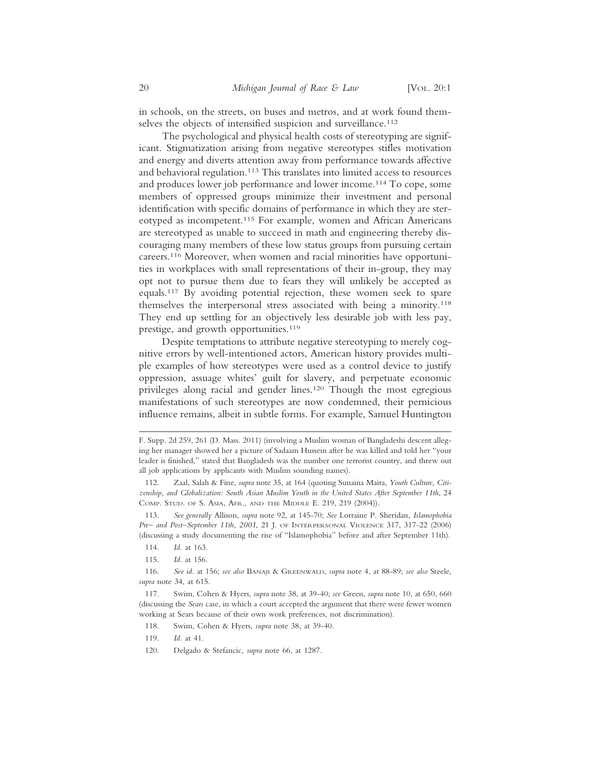in schools, on the streets, on buses and metros, and at work found themselves the objects of intensified suspicion and surveillance.[112]

The psychological and physical health costs of stereotyping are significant. Stigmatization arising from negative stereotypes stifles motivation and energy and diverts attention away from performance towards affective and behavioral regulation.[113] This translates into limited access to resources and produces lower job performance and lower income.[114] To cope, some members of oppressed groups minimize their investment and personal identification with specific domains of performance in which they are stereotyped as incompetent.[115] For example, women and African Americans are stereotyped as unable to succeed in math and engineering thereby discouraging many members of these low status groups from pursuing certain careers.[116] Moreover, when women and racial minorities have opportunities in workplaces with small representations of their in-group, they may opt not to pursue them due to fears they will unlikely be accepted as equals.[117] By avoiding potential rejection, these women seek to spare themselves the interpersonal stress associated with being a minority.[118] They end up settling for an objectively less desirable job with less pay, prestige, and growth opportunities.[119]

Despite temptations to attribute negative stereotyping to merely cognitive errors by well-intentioned actors, American history provides multiple examples of how stereotypes were used as a control device to justify oppression, assuage whites' guilt for slavery, and perpetuate economic privileges along racial and gender lines.[120] Though the most egregious manifestations of such stereotypes are now condemned, their pernicious influence remains, albeit in subtle forms. For example, Samuel Huntington

---

F. Supp. 2d 259, 261 (D. Mass. 2011) (involving a Muslim woman of Bangladeshi descent alleging her manager showed her a picture of Sadaam Hussein after he was killed and told her "your leader is finished," stated that Bangladesh was the number one terrorist country, and threw out all job applications by applicants with Muslim sounding names).

112. Zaal, Salah & Fine, *supra* note 35, at 164 (quoting Sunaina Maira, *Youth Culture, Citizenship, and Globalization: South Asian Muslim Youth in the United States After September 11th*, 24 COMP. STUD. OF S. ASIA, AFR., AND THE MIDDLE E. 219, 219 (2004)).

113. *See generally* Allison, *supra* note 92, at 145-70; *See* Lorraine P. Sheridan, *Islamophobia Pre– and Post–September 11th, 2001*, 21 J. OF INTERPERSONAL VIOLENCE 317, 317-22 (2006) (discussing a study documenting the rise of "Islamophobia" before and after September 11th).

114. *Id.* at 163.

115. *Id.* at 156.

116. *See id.* at 156; *see also* BANAJI & GREENWALD, *supra* note 4, at 88-89; *see also* Steele, *supra* note 34, at 615.

117. Swim, Cohen & Hyers, *supra* note 38, at 39-40; *see* Green, *supra* note 10, at 650, 660 (discussing the *Sears* case, in which a court accepted the argument that there were fewer women working at Sears because of their own work preferences, not discrimination).

118. Swim, Cohen & Hyers, *supra* note 38, at 39-40.

119. *Id.* at 41.

120. Delgado & Stefancic, *supra* note 66, at 1287.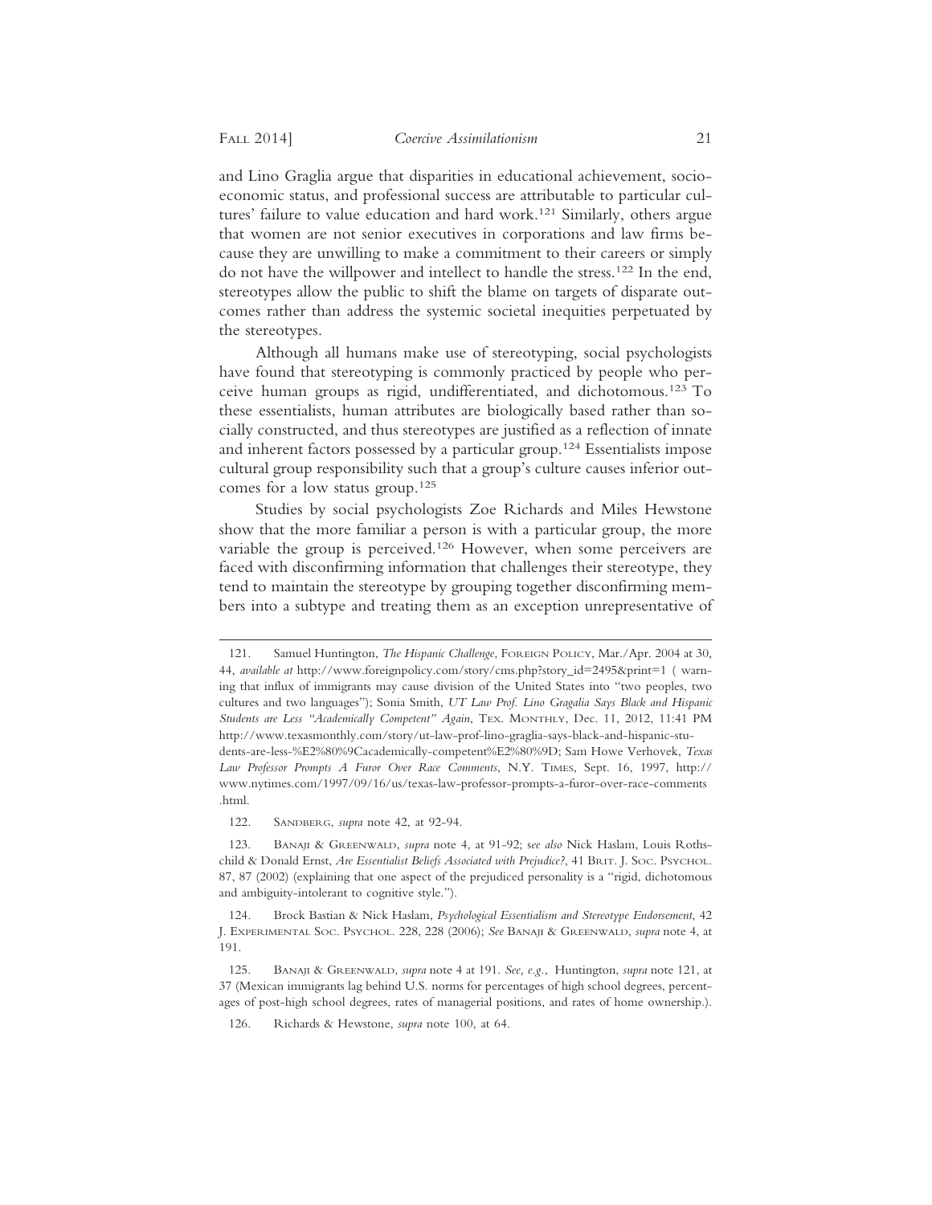and Lino Graglia argue that disparities in educational achievement, socioeconomic status, and professional success are attributable to particular cultures' failure to value education and hard work.[121] Similarly, others argue that women are not senior executives in corporations and law firms because they are unwilling to make a commitment to their careers or simply do not have the willpower and intellect to handle the stress.[122] In the end, stereotypes allow the public to shift the blame on targets of disparate outcomes rather than address the systemic societal inequities perpetuated by the stereotypes.

Although all humans make use of stereotyping, social psychologists have found that stereotyping is commonly practiced by people who perceive human groups as rigid, undifferentiated, and dichotomous.[123] To these essentialists, human attributes are biologically based rather than socially constructed, and thus stereotypes are justified as a reflection of innate and inherent factors possessed by a particular group.[124] Essentialists impose cultural group responsibility such that a group's culture causes inferior outcomes for a low status group.[125]

Studies by social psychologists Zoe Richards and Miles Hewstone show that the more familiar a person is with a particular group, the more variable the group is perceived.[126] However, when some perceivers are faced with disconfirming information that challenges their stereotype, they tend to maintain the stereotype by grouping together disconfirming members into a subtype and treating them as an exception unrepresentative of

---

121. Samuel Huntington, *The Hispanic Challenge*, FOREIGN POLICY, Mar./Apr. 2004 at 30, 44, *available at* http://www.foreignpolicy.com/story/cms.php?story_id=2495&print=1 ( warning that influx of immigrants may cause division of the United States into "two peoples, two cultures and two languages"); Sonia Smith, *UT Law Prof. Lino Gragalia Says Black and Hispanic Students are Less "Academically Competent" Again*, TEX. MONTHLY, Dec. 11, 2012, 11:41 PM http://www.texasmonthly.com/story/ut-law-prof-lino-graglia-says-black-and-hispanic-students-are-less-%E2%80%9Cacademically-competent%E2%80%9D; Sam Howe Verhovek, *Texas Law Professor Prompts A Furor Over Race Comments*, N.Y. TIMES, Sept. 16, 1997, http://www.nytimes.com/1997/09/16/us/texas-law-professor-prompts-a-furor-over-race-comments.html.

122. SANDBERG, *supra* note 42, at 92-94.

123. BANAJI & GREENWALD, *supra* note 4, at 91-92; s*ee also* Nick Haslam, Louis Rothschild & Donald Ernst, *Are Essentialist Beliefs Associated with Prejudice?*, 41 BRIT. J. SOC. PSYCHOL. 87, 87 (2002) (explaining that one aspect of the prejudiced personality is a "rigid, dichotomous and ambiguity-intolerant to cognitive style.").

124. Brock Bastian & Nick Haslam, *Psychological Essentialism and Stereotype Endorsement*, 42 J. EXPERIMENTAL SOC. PSYCHOL. 228, 228 (2006); *See* BANAJI & GREENWALD, *supra* note 4, at 191.

125. BANAJI & GREENWALD, *supra* note 4 at 191. *See, e.g.*, Huntington, *supra* note 121, at 37 (Mexican immigrants lag behind U.S. norms for percentages of high school degrees, percentages of post-high school degrees, rates of managerial positions, and rates of home ownership.).

126. Richards & Hewstone, *supra* note 100, at 64.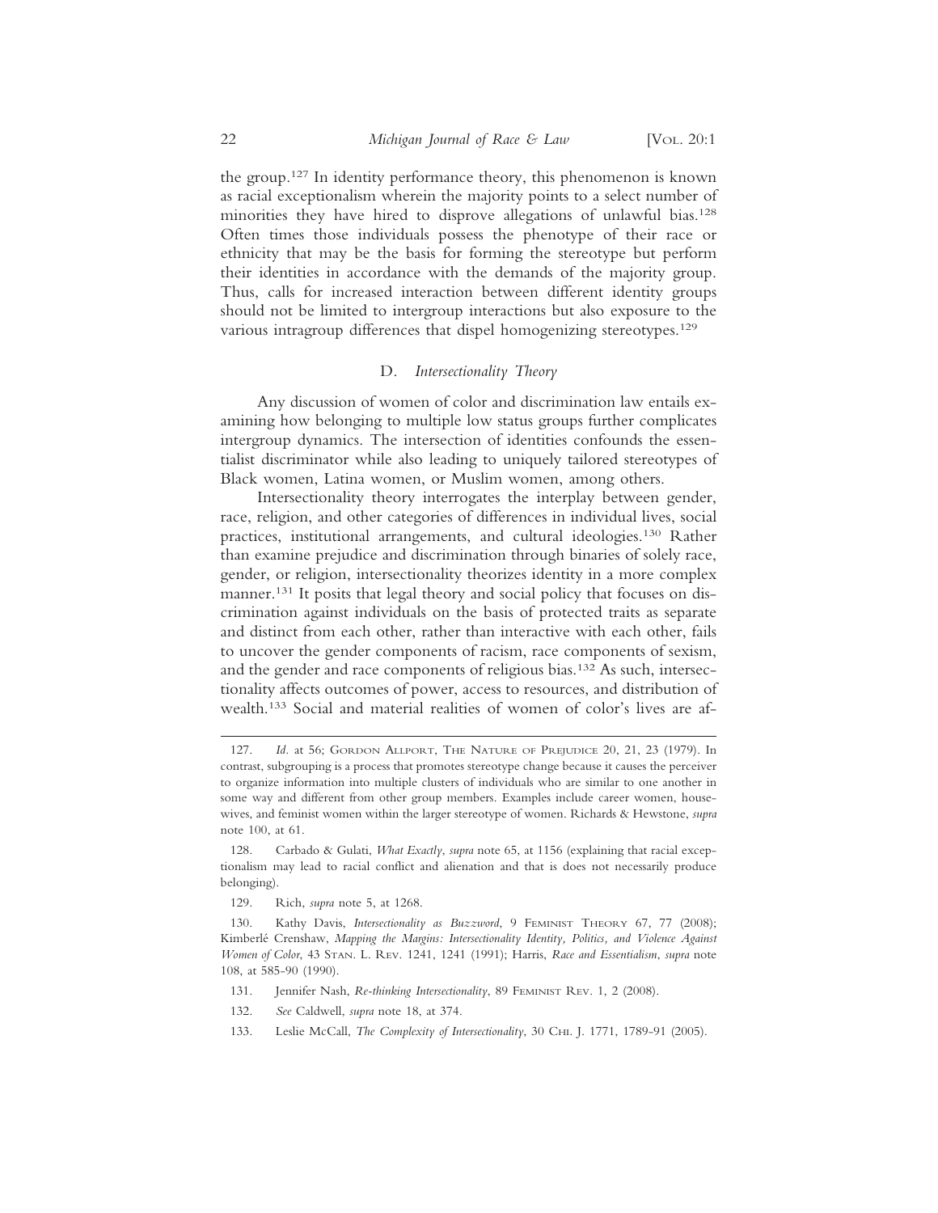the group.[127] In identity performance theory, this phenomenon is known as racial exceptionalism wherein the majority points to a select number of minorities they have hired to disprove allegations of unlawful bias.[128] Often times those individuals possess the phenotype of their race or ethnicity that may be the basis for forming the stereotype but perform their identities in accordance with the demands of the majority group. Thus, calls for increased interaction between different identity groups should not be limited to intergroup interactions but also exposure to the various intragroup differences that dispel homogenizing stereotypes.[129]

### D. *Intersectionality Theory*

Any discussion of women of color and discrimination law entails examining how belonging to multiple low status groups further complicates intergroup dynamics. The intersection of identities confounds the essentialist discriminator while also leading to uniquely tailored stereotypes of Black women, Latina women, or Muslim women, among others.

Intersectionality theory interrogates the interplay between gender, race, religion, and other categories of differences in individual lives, social practices, institutional arrangements, and cultural ideologies.[130] Rather than examine prejudice and discrimination through binaries of solely race, gender, or religion, intersectionality theorizes identity in a more complex manner.[131] It posits that legal theory and social policy that focuses on discrimination against individuals on the basis of protected traits as separate and distinct from each other, rather than interactive with each other, fails to uncover the gender components of racism, race components of sexism, and the gender and race components of religious bias.[132] As such, intersectionality affects outcomes of power, access to resources, and distribution of wealth.[133] Social and material realities of women of color's lives are af-

---

127. *Id.* at 56; Gordon Allport, The Nature of Prejudice 20, 21, 23 (1979). In contrast, subgrouping is a process that promotes stereotype change because it causes the perceiver to organize information into multiple clusters of individuals who are similar to one another in some way and different from other group members. Examples include career women, housewives, and feminist women within the larger stereotype of women. Richards & Hewstone, *supra* note 100, at 61.

128. Carbado & Gulati, *What Exactly*, *supra* note 65, at 1156 (explaining that racial exceptionalism may lead to racial conflict and alienation and that is does not necessarily produce belonging).

129. Rich, *supra* note 5, at 1268.

130. Kathy Davis, *Intersectionality as Buzzword*, 9 Feminist Theory 67, 77 (2008); Kimberlé Crenshaw, *Mapping the Margins: Intersectionality Identity, Politics, and Violence Against Women of Color*, 43 Stan. L. Rev. 1241, 1241 (1991); Harris, *Race and Essentialism*, *supra* note 108, at 585-90 (1990).

131. Jennifer Nash, *Re-thinking Intersectionality*, 89 Feminist Rev. 1, 2 (2008).

132. *See* Caldwell, *supra* note 18, at 374.

133. Leslie McCall, *The Complexity of Intersectionality*, 30 Chi. J. 1771, 1789-91 (2005).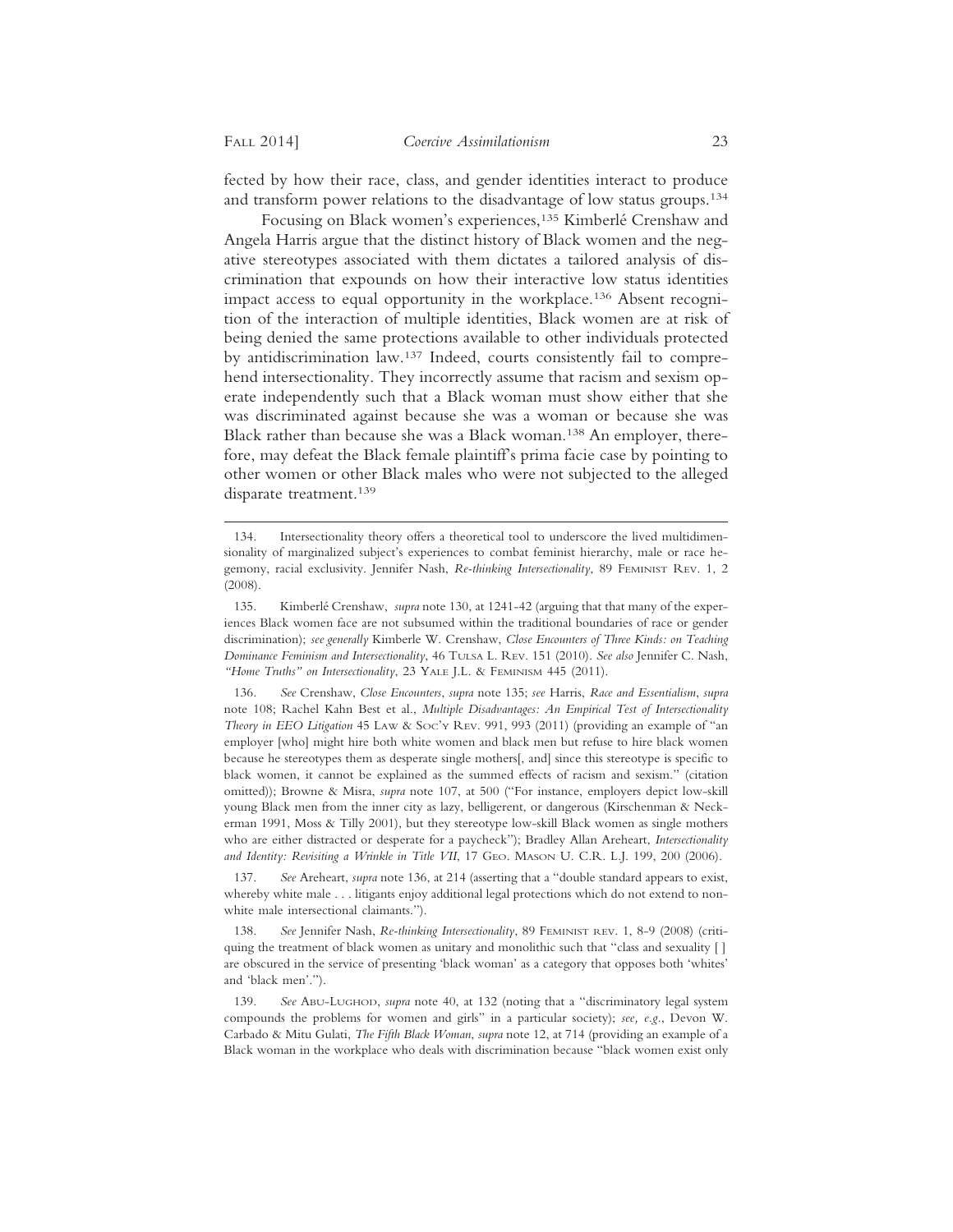fected by how their race, class, and gender identities interact to produce and transform power relations to the disadvantage of low status groups.[134]

Focusing on Black women's experiences,[135] Kimberlé Crenshaw and Angela Harris argue that the distinct history of Black women and the negative stereotypes associated with them dictates a tailored analysis of discrimination that expounds on how their interactive low status identities impact access to equal opportunity in the workplace.[136] Absent recognition of the interaction of multiple identities, Black women are at risk of being denied the same protections available to other individuals protected by antidiscrimination law.[137] Indeed, courts consistently fail to comprehend intersectionality. They incorrectly assume that racism and sexism operate independently such that a Black woman must show either that she was discriminated against because she was a woman or because she was Black rather than because she was a Black woman.[138] An employer, therefore, may defeat the Black female plaintiff's prima facie case by pointing to other women or other Black males who were not subjected to the alleged disparate treatment.[139]

---

134. Intersectionality theory offers a theoretical tool to underscore the lived multidimensionality of marginalized subject's experiences to combat feminist hierarchy, male or race hegemony, racial exclusivity. Jennifer Nash, *Re-thinking Intersectionality*, 89 FEMINIST REV. 1, 2 (2008).

135. Kimberlé Crenshaw, *supra* note 130, at 1241-42 (arguing that that many of the experiences Black women face are not subsumed within the traditional boundaries of race or gender discrimination); *see generally* Kimberle W. Crenshaw, *Close Encounters of Three Kinds: on Teaching Dominance Feminism and Intersectionality*, 46 TULSA L. REV. 151 (2010). *See also* Jennifer C. Nash, *"Home Truths" on Intersectionality*, 23 YALE J.L. & FEMINISM 445 (2011).

136. *See* Crenshaw, *Close Encounters*, *supra* note 135; *see* Harris, *Race and Essentialism*, *supra* note 108; Rachel Kahn Best et al., *Multiple Disadvantages: An Empirical Test of Intersectionality Theory in EEO Litigation* 45 LAW & SOC'Y REV. 991, 993 (2011) (providing an example of "an employer [who] might hire both white women and black men but refuse to hire black women because he stereotypes them as desperate single mothers[, and] since this stereotype is specific to black women, it cannot be explained as the summed effects of racism and sexism." (citation omitted)); Browne & Misra, *supra* note 107, at 500 ("For instance, employers depict low-skill young Black men from the inner city as lazy, belligerent, or dangerous (Kirschenman & Neckerman 1991, Moss & Tilly 2001), but they stereotype low-skill Black women as single mothers who are either distracted or desperate for a paycheck"); Bradley Allan Areheart, *Intersectionality and Identity: Revisiting a Wrinkle in Title VII*, 17 GEO. MASON U. C.R. L.J. 199, 200 (2006).

137. *See* Areheart, *supra* note 136, at 214 (asserting that a "double standard appears to exist, whereby white male . . . litigants enjoy additional legal protections which do not extend to nonwhite male intersectional claimants.").

138. *See* Jennifer Nash, *Re-thinking Intersectionality*, 89 FEMINIST REV. 1, 8-9 (2008) (critiquing the treatment of black women as unitary and monolithic such that "class and sexuality [ ] are obscured in the service of presenting 'black woman' as a category that opposes both 'whites' and 'black men'.").

139. *See* ABU-LUGHOD, *supra* note 40, at 132 (noting that a "discriminatory legal system compounds the problems for women and girls" in a particular society); *see, e.g.*, Devon W. Carbado & Mitu Gulati, *The Fifth Black Woman*, *supra* note 12, at 714 (providing an example of a Black woman in the workplace who deals with discrimination because "black women exist only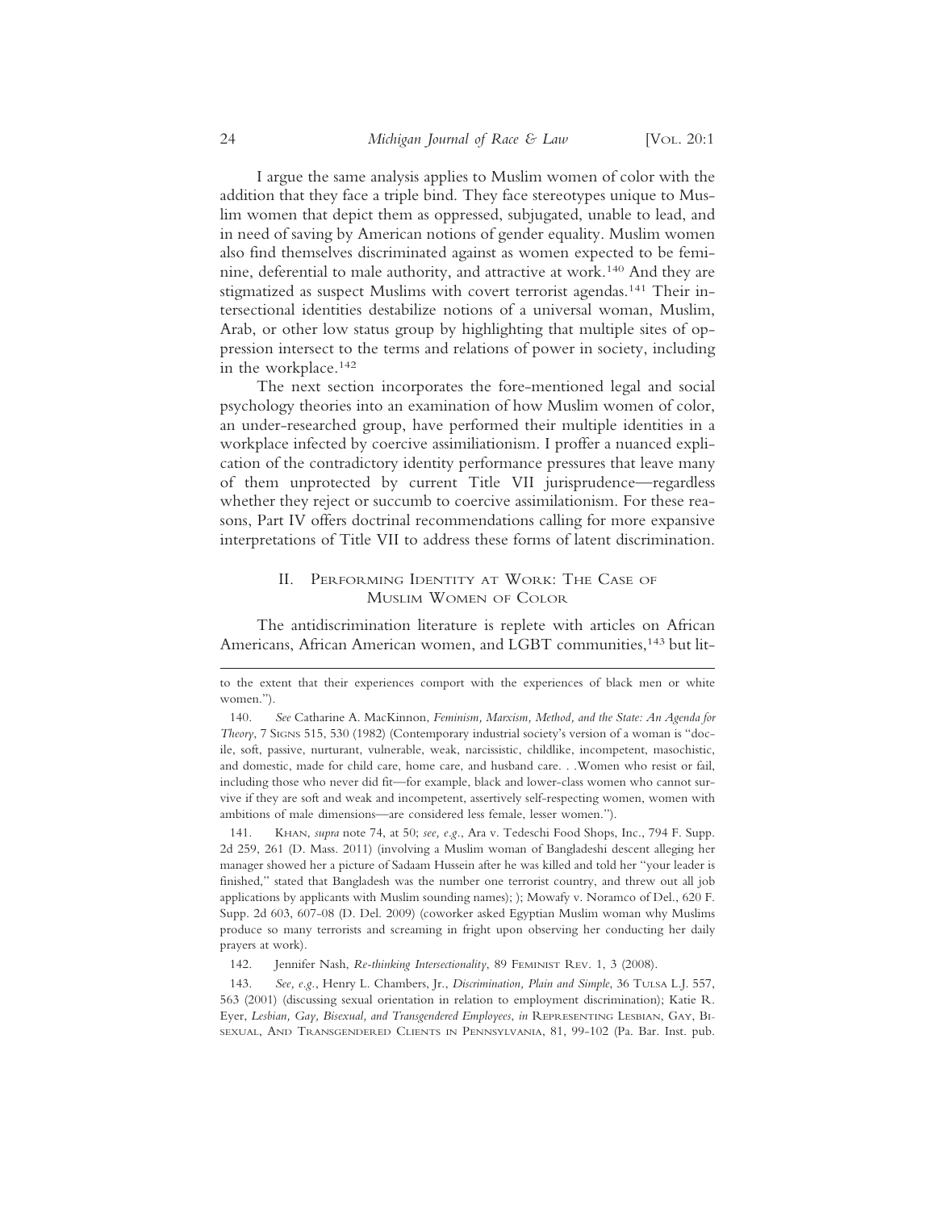I argue the same analysis applies to Muslim women of color with the addition that they face a triple bind. They face stereotypes unique to Muslim women that depict them as oppressed, subjugated, unable to lead, and in need of saving by American notions of gender equality. Muslim women also find themselves discriminated against as women expected to be feminine, deferential to male authority, and attractive at work.[140] And they are stigmatized as suspect Muslims with covert terrorist agendas.[141] Their intersectional identities destabilize notions of a universal woman, Muslim, Arab, or other low status group by highlighting that multiple sites of oppression intersect to the terms and relations of power in society, including in the workplace.[142]

The next section incorporates the fore-mentioned legal and social psychology theories into an examination of how Muslim women of color, an under-researched group, have performed their multiple identities in a workplace infected by coercive assimiliationism. I proffer a nuanced explication of the contradictory identity performance pressures that leave many of them unprotected by current Title VII jurisprudence—regardless whether they reject or succumb to coercive assimilationism. For these reasons, Part IV offers doctrinal recommendations calling for more expansive interpretations of Title VII to address these forms of latent discrimination.

## II. Performing Identity at Work: The Case of Muslim Women of Color

The antidiscrimination literature is replete with articles on African Americans, African American women, and LGBT communities,[143] but lit-

---

to the extent that their experiences comport with the experiences of black men or white women.").

140. *See* Catharine A. MacKinnon, *Feminism, Marxism, Method, and the State: An Agenda for Theory*, 7 Signs 515, 530 (1982) (Contemporary industrial society's version of a woman is "docile, soft, passive, nurturant, vulnerable, weak, narcissistic, childlike, incompetent, masochistic, and domestic, made for child care, home care, and husband care. . .Women who resist or fail, including those who never did fit—for example, black and lower-class women who cannot survive if they are soft and weak and incompetent, assertively self-respecting women, women with ambitions of male dimensions—are considered less female, lesser women.").

141. Khan, *supra* note 74, at 50; *see, e.g.*, Ara v. Tedeschi Food Shops, Inc., 794 F. Supp. 2d 259, 261 (D. Mass. 2011) (involving a Muslim woman of Bangladeshi descent alleging her manager showed her a picture of Sadaam Hussein after he was killed and told her "your leader is finished," stated that Bangladesh was the number one terrorist country, and threw out all job applications by applicants with Muslim sounding names); ); Mowafy v. Noramco of Del., 620 F. Supp. 2d 603, 607-08 (D. Del. 2009) (coworker asked Egyptian Muslim woman why Muslims produce so many terrorists and screaming in fright upon observing her conducting her daily prayers at work).

142. Jennifer Nash, *Re-thinking Intersectionality*, 89 Feminist Rev. 1, 3 (2008).

143. *See, e.g.*, Henry L. Chambers, Jr., *Discrimination, Plain and Simple*, 36 Tulsa L.J. 557, 563 (2001) (discussing sexual orientation in relation to employment discrimination); Katie R. Eyer, *Lesbian, Gay, Bisexual, and Transgendered Employees*, *in* Representing Lesbian, Gay, Bisexual, and Transgendered Clients in Pennsylvania, 81, 99-102 (Pa. Bar. Inst. pub.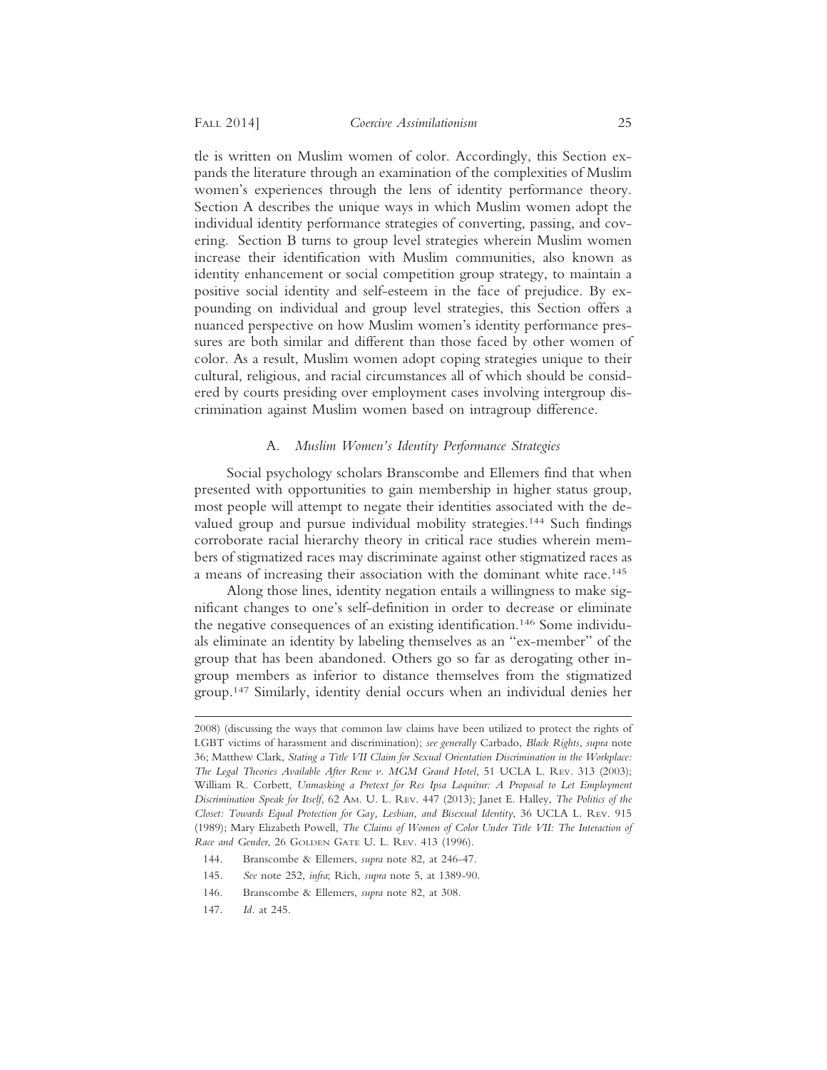tle is written on Muslim women of color. Accordingly, this Section expands the literature through an examination of the complexities of Muslim women's experiences through the lens of identity performance theory. Section A describes the unique ways in which Muslim women adopt the individual identity performance strategies of converting, passing, and covering. Section B turns to group level strategies wherein Muslim women increase their identification with Muslim communities, also known as identity enhancement or social competition group strategy, to maintain a positive social identity and self-esteem in the face of prejudice. By expounding on individual and group level strategies, this Section offers a nuanced perspective on how Muslim women's identity performance pressures are both similar and different than those faced by other women of color. As a result, Muslim women adopt coping strategies unique to their cultural, religious, and racial circumstances all of which should be considered by courts presiding over employment cases involving intergroup discrimination against Muslim women based on intragroup difference.

### A. *Muslim Women's Identity Performance Strategies*

Social psychology scholars Branscombe and Ellemers find that when presented with opportunities to gain membership in higher status group, most people will attempt to negate their identities associated with the devalued group and pursue individual mobility strategies.[144] Such findings corroborate racial hierarchy theory in critical race studies wherein members of stigmatized races may discriminate against other stigmatized races as a means of increasing their association with the dominant white race.[145]

Along those lines, identity negation entails a willingness to make significant changes to one's self-definition in order to decrease or eliminate the negative consequences of an existing identification.[146] Some individuals eliminate an identity by labeling themselves as an "ex-member" of the group that has been abandoned. Others go so far as derogating other ingroup members as inferior to distance themselves from the stigmatized group.[147] Similarly, identity denial occurs when an individual denies her

---

2008) (discussing the ways that common law claims have been utilized to protect the rights of LGBT victims of harassment and discrimination); *see generally* Carbado, *Black Rights*, *supra* note 36; Matthew Clark, *Stating a Title VII Claim for Sexual Orientation Discrimination in the Workplace: The Legal Theories Available After Rene v. MGM Grand Hotel*, 51 UCLA L. Rev. 313 (2003); William R. Corbett, *Unmasking a Pretext for Res Ipsa Loquitur: A Proposal to Let Employment Discrimination Speak for Itself*, 62 Am. U. L. Rev. 447 (2013); Janet E. Halley, *The Politics of the Closet: Towards Equal Protection for Gay, Lesbian, and Bisexual Identity*, 36 UCLA L. Rev. 915 (1989); Mary Elizabeth Powell, *The Claims of Women of Color Under Title VII: The Interaction of Race and Gender*, 26 Golden Gate U. L. Rev. 413 (1996).

144. Branscombe & Ellemers, *supra* note 82, at 246-47.

145. *See* note 252, *infra*; Rich, *supra* note 5, at 1389-90.

146. Branscombe & Ellemers, *supra* note 82, at 308.

147. *Id.* at 245.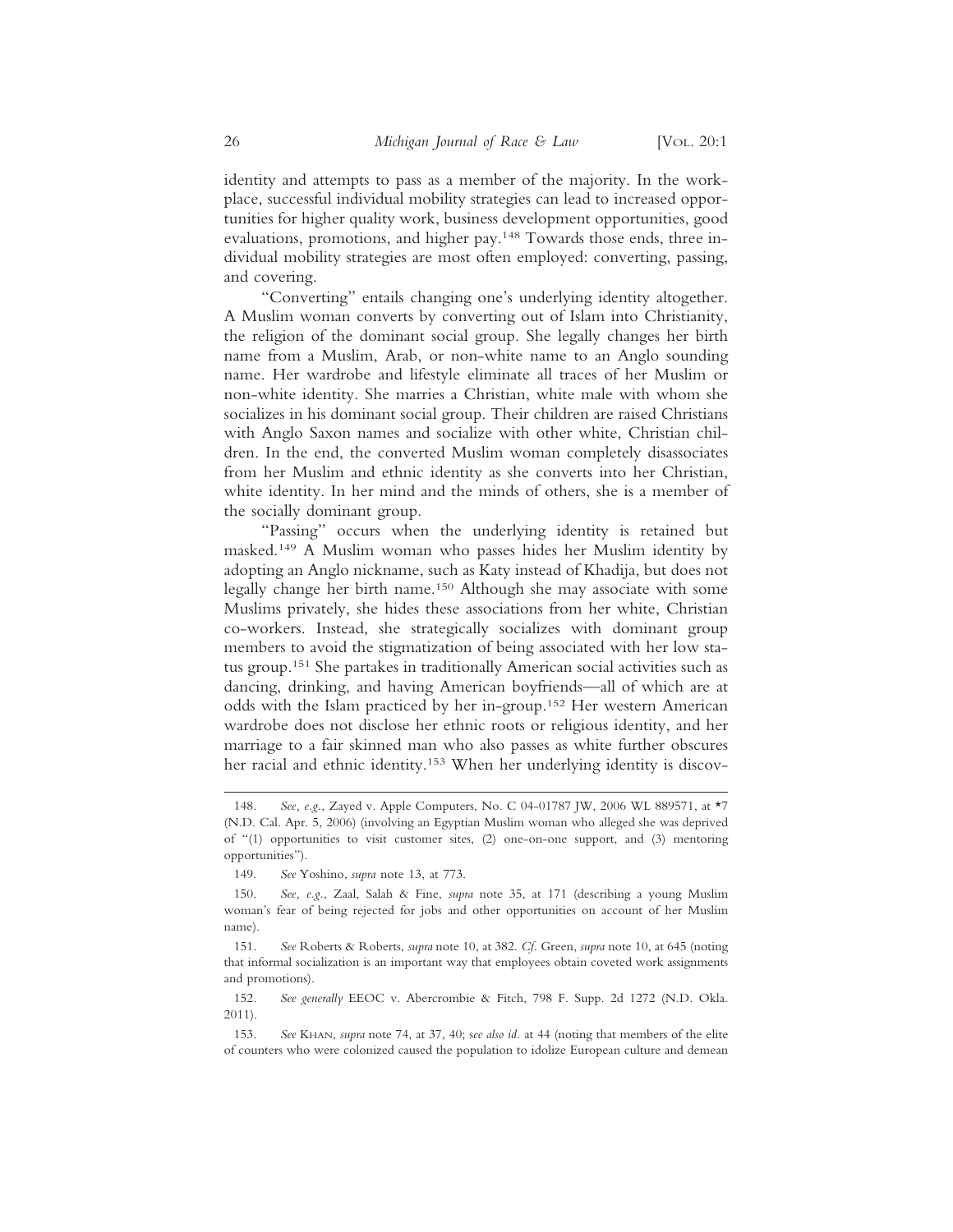identity and attempts to pass as a member of the majority. In the workplace, successful individual mobility strategies can lead to increased opportunities for higher quality work, business development opportunities, good evaluations, promotions, and higher pay.[148] Towards those ends, three individual mobility strategies are most often employed: converting, passing, and covering.

"Converting" entails changing one's underlying identity altogether. A Muslim woman converts by converting out of Islam into Christianity, the religion of the dominant social group. She legally changes her birth name from a Muslim, Arab, or non-white name to an Anglo sounding name. Her wardrobe and lifestyle eliminate all traces of her Muslim or non-white identity. She marries a Christian, white male with whom she socializes in his dominant social group. Their children are raised Christians with Anglo Saxon names and socialize with other white, Christian children. In the end, the converted Muslim woman completely disassociates from her Muslim and ethnic identity as she converts into her Christian, white identity. In her mind and the minds of others, she is a member of the socially dominant group.

"Passing" occurs when the underlying identity is retained but masked.[149] A Muslim woman who passes hides her Muslim identity by adopting an Anglo nickname, such as Katy instead of Khadija, but does not legally change her birth name.[150] Although she may associate with some Muslims privately, she hides these associations from her white, Christian co-workers. Instead, she strategically socializes with dominant group members to avoid the stigmatization of being associated with her low status group.[151] She partakes in traditionally American social activities such as dancing, drinking, and having American boyfriends—all of which are at odds with the Islam practiced by her in-group.[152] Her western American wardrobe does not disclose her ethnic roots or religious identity, and her marriage to a fair skinned man who also passes as white further obscures her racial and ethnic identity.[153] When her underlying identity is discov-

---

148. *See, e.g.*, Zayed v. Apple Computers, No. C 04-01787 JW, 2006 WL 889571, at *7 (N.D. Cal. Apr. 5, 2006) (involving an Egyptian Muslim woman who alleged she was deprived of "(1) opportunities to visit customer sites, (2) one-on-one support, and (3) mentoring opportunities").

149. *See* Yoshino, *supra* note 13, at 773.

150. *See, e.g.*, Zaal, Salah & Fine, *supra* note 35, at 171 (describing a young Muslim woman's fear of being rejected for jobs and other opportunities on account of her Muslim name).

151. *See* Roberts & Roberts, *supra* note 10, at 382. *Cf.* Green, *supra* note 10, at 645 (noting that informal socialization is an important way that employees obtain coveted work assignments and promotions).

152. *See generally* EEOC v. Abercrombie & Fitch, 798 F. Supp. 2d 1272 (N.D. Okla. 2011).

153. *See* Khan, *supra* note 74, at 37, 40; *see also id.* at 44 (noting that members of the elite of counters who were colonized caused the population to idolize European culture and demean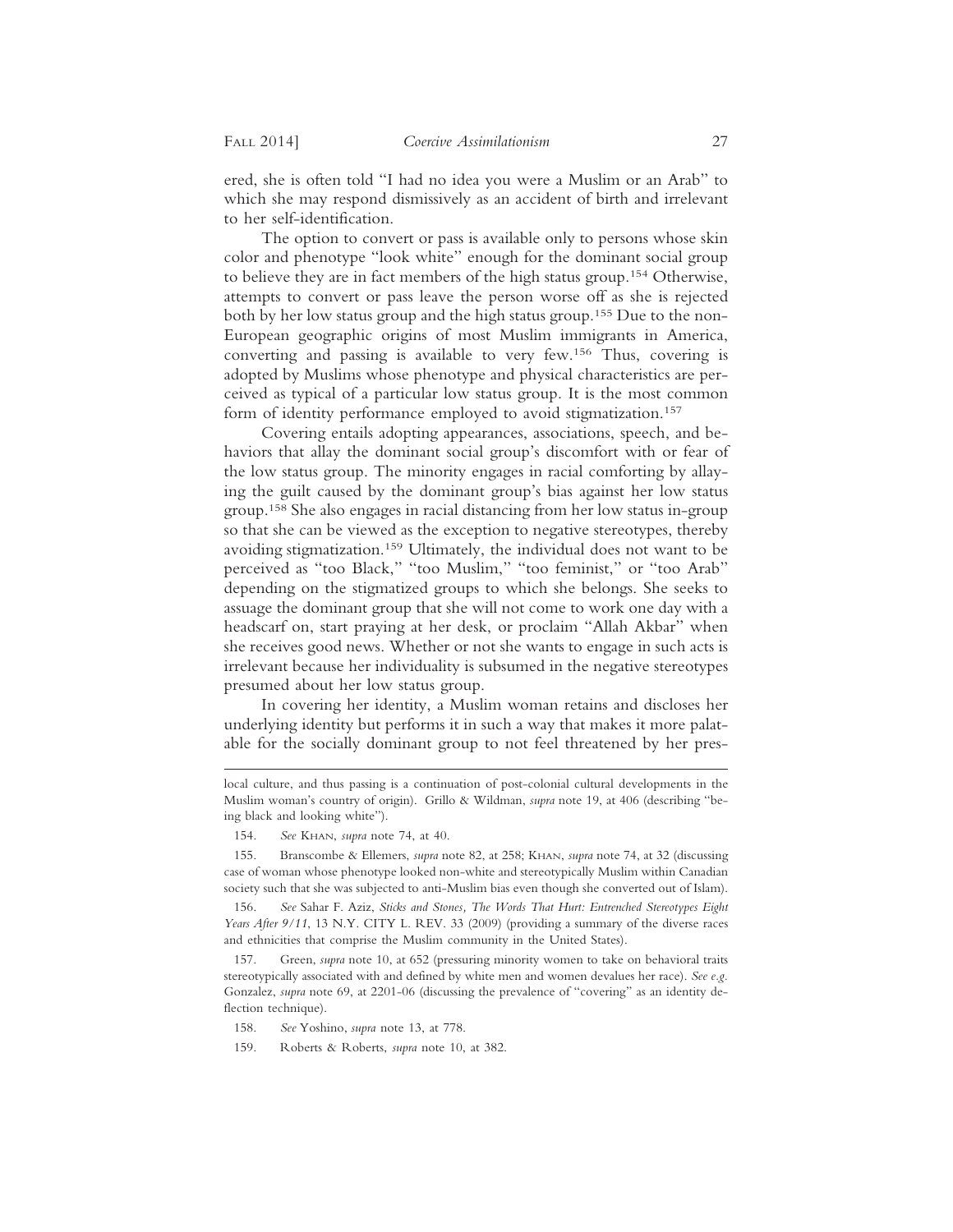ered, she is often told "I had no idea you were a Muslim or an Arab" to which she may respond dismissively as an accident of birth and irrelevant to her self-identification.

The option to convert or pass is available only to persons whose skin color and phenotype "look white" enough for the dominant social group to believe they are in fact members of the high status group.[154] Otherwise, attempts to convert or pass leave the person worse off as she is rejected both by her low status group and the high status group.[155] Due to the non-European geographic origins of most Muslim immigrants in America, converting and passing is available to very few.[156] Thus, covering is adopted by Muslims whose phenotype and physical characteristics are perceived as typical of a particular low status group. It is the most common form of identity performance employed to avoid stigmatization.[157]

Covering entails adopting appearances, associations, speech, and behaviors that allay the dominant social group's discomfort with or fear of the low status group. The minority engages in racial comforting by allaying the guilt caused by the dominant group's bias against her low status group.[158] She also engages in racial distancing from her low status in-group so that she can be viewed as the exception to negative stereotypes, thereby avoiding stigmatization.[159] Ultimately, the individual does not want to be perceived as "too Black," "too Muslim," "too feminist," or "too Arab" depending on the stigmatized groups to which she belongs. She seeks to assuage the dominant group that she will not come to work one day with a headscarf on, start praying at her desk, or proclaim "Allah Akbar" when she receives good news. Whether or not she wants to engage in such acts is irrelevant because her individuality is subsumed in the negative stereotypes presumed about her low status group.

In covering her identity, a Muslim woman retains and discloses her underlying identity but performs it in such a way that makes it more palatable for the socially dominant group to not feel threatened by her pres-

---

local culture, and thus passing is a continuation of post-colonial cultural developments in the Muslim woman's country of origin). Grillo & Wildman, *supra* note 19, at 406 (describing "being black and looking white").

154. *See* Khan, *supra* note 74, at 40.

155. Branscombe & Ellemers, *supra* note 82, at 258; Khan, *supra* note 74, at 32 (discussing case of woman whose phenotype looked non-white and stereotypically Muslim within Canadian society such that she was subjected to anti-Muslim bias even though she converted out of Islam).

156. *See* Sahar F. Aziz, *Sticks and Stones, The Words That Hurt: Entrenched Stereotypes Eight Years After 9/11*, 13 N.Y. CITY L. REV. 33 (2009) (providing a summary of the diverse races and ethnicities that comprise the Muslim community in the United States).

157. Green, *supra* note 10, at 652 (pressuring minority women to take on behavioral traits stereotypically associated with and defined by white men and women devalues her race). *See e.g.* Gonzalez, *supra* note 69, at 2201-06 (discussing the prevalence of "covering" as an identity deflection technique).

158. *See* Yoshino, *supra* note 13, at 778.

159. Roberts & Roberts, *supra* note 10, at 382.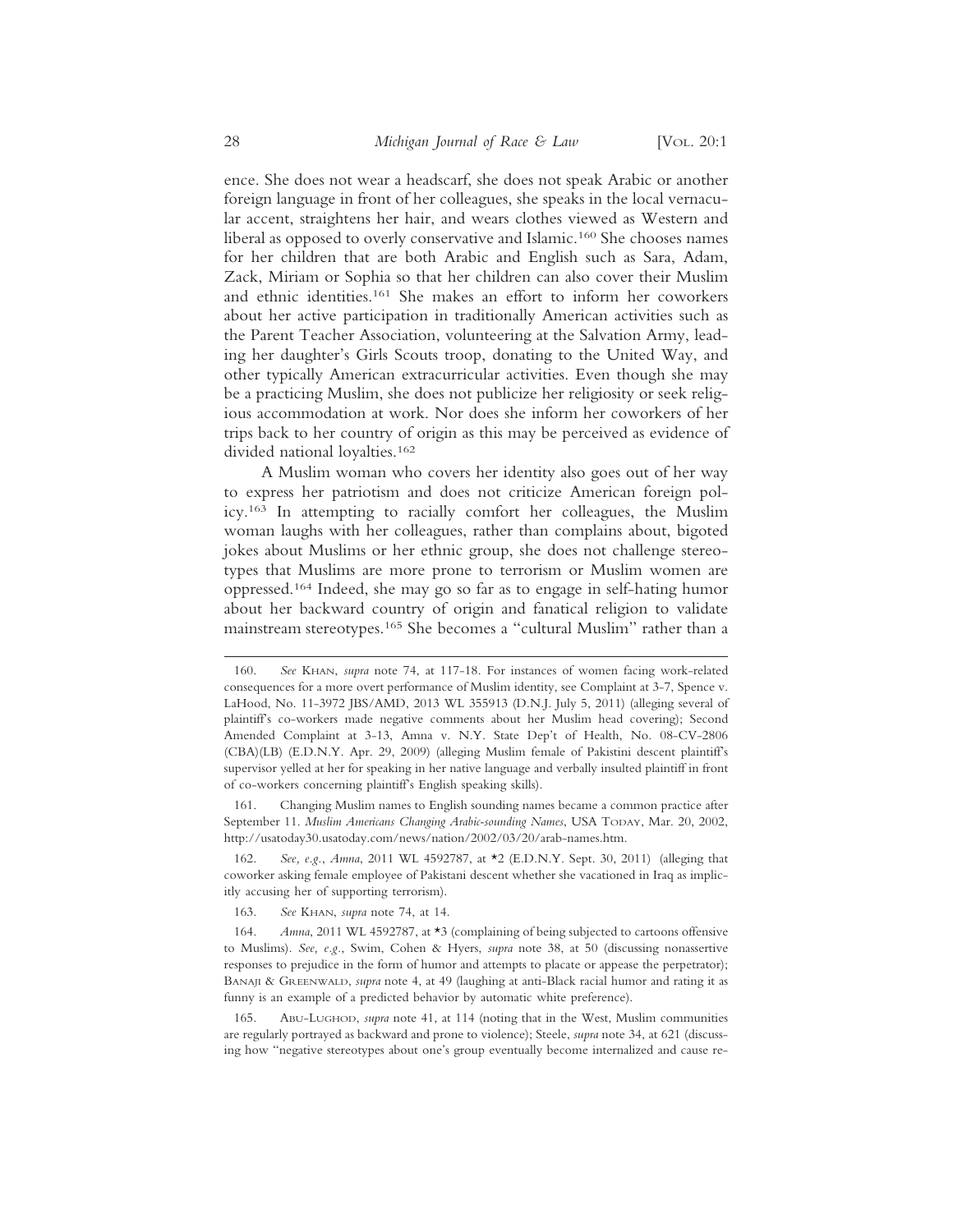ence. She does not wear a headscarf, she does not speak Arabic or another foreign language in front of her colleagues, she speaks in the local vernacular accent, straightens her hair, and wears clothes viewed as Western and liberal as opposed to overly conservative and Islamic.[160] She chooses names for her children that are both Arabic and English such as Sara, Adam, Zack, Miriam or Sophia so that her children can also cover their Muslim and ethnic identities.[161] She makes an effort to inform her coworkers about her active participation in traditionally American activities such as the Parent Teacher Association, volunteering at the Salvation Army, leading her daughter's Girls Scouts troop, donating to the United Way, and other typically American extracurricular activities. Even though she may be a practicing Muslim, she does not publicize her religiosity or seek religious accommodation at work. Nor does she inform her coworkers of her trips back to her country of origin as this may be perceived as evidence of divided national loyalties.[162]

A Muslim woman who covers her identity also goes out of her way to express her patriotism and does not criticize American foreign policy.[163] In attempting to racially comfort her colleagues, the Muslim woman laughs with her colleagues, rather than complains about, bigoted jokes about Muslims or her ethnic group, she does not challenge stereotypes that Muslims are more prone to terrorism or Muslim women are oppressed.[164] Indeed, she may go so far as to engage in self-hating humor about her backward country of origin and fanatical religion to validate mainstream stereotypes.[165] She becomes a "cultural Muslim" rather than a

---

160. *See* KHAN, *supra* note 74, at 117-18. For instances of women facing work-related consequences for a more overt performance of Muslim identity, see Complaint at 3-7, Spence v. LaHood, No. 11-3972 JBS/AMD, 2013 WL 355913 (D.N.J. July 5, 2011) (alleging several of plaintiff's co-workers made negative comments about her Muslim head covering); Second Amended Complaint at 3-13, Amna v. N.Y. State Dep't of Health, No. 08-CV-2806 (CBA)(LB) (E.D.N.Y. Apr. 29, 2009) (alleging Muslim female of Pakistini descent plaintiff's supervisor yelled at her for speaking in her native language and verbally insulted plaintiff in front of co-workers concerning plaintiff's English speaking skills).

161. Changing Muslim names to English sounding names became a common practice after September 11. *Muslim Americans Changing Arabic-sounding Names*, USA TODAY, Mar. 20, 2002, http://usatoday30.usatoday.com/news/nation/2002/03/20/arab-names.htm.

162. *See, e.g.*, *Amna*, 2011 WL 4592787, at *2 (E.D.N.Y. Sept. 30, 2011) (alleging that coworker asking female employee of Pakistani descent whether she vacationed in Iraq as implicitly accusing her of supporting terrorism).

163. *See* KHAN, *supra* note 74, at 14.

164. *Amna*, 2011 WL 4592787, at *3 (complaining of being subjected to cartoons offensive to Muslims). *See, e.g.*, Swim, Cohen & Hyers, *supra* note 38, at 50 (discussing nonassertive responses to prejudice in the form of humor and attempts to placate or appease the perpetrator); BANAJI & GREENWALD, *supra* note 4, at 49 (laughing at anti-Black racial humor and rating it as funny is an example of a predicted behavior by automatic white preference).

165. ABU-LUGHOD, *supra* note 41, at 114 (noting that in the West, Muslim communities are regularly portrayed as backward and prone to violence); Steele, *supra* note 34, at 621 (discussing how "negative stereotypes about one's group eventually become internalized and cause re-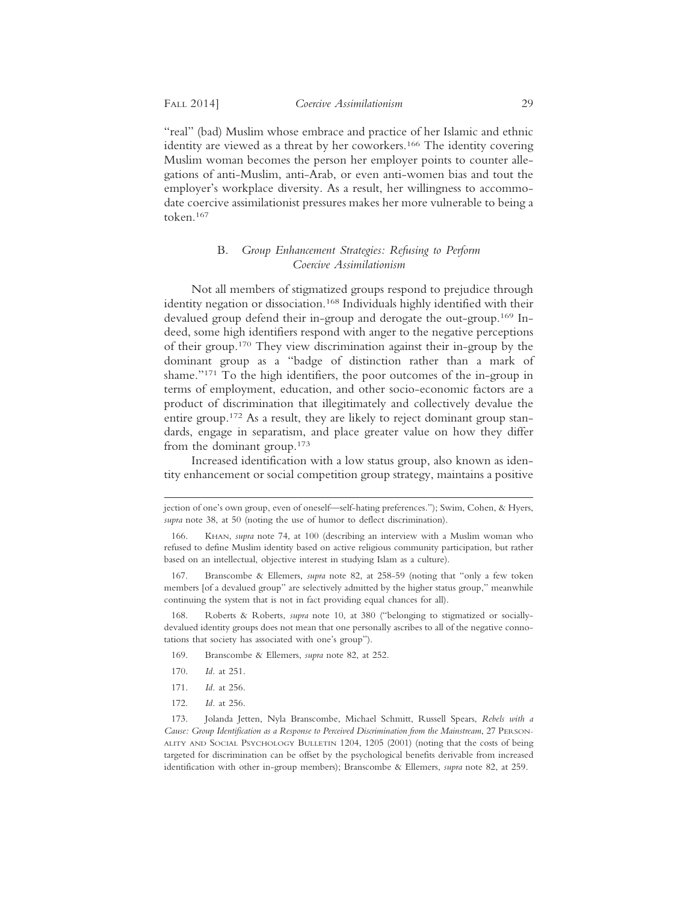"real" (bad) Muslim whose embrace and practice of her Islamic and ethnic identity are viewed as a threat by her coworkers.[166] The identity covering Muslim woman becomes the person her employer points to counter allegations of anti-Muslim, anti-Arab, or even anti-women bias and tout the employer's workplace diversity. As a result, her willingness to accommodate coercive assimilationist pressures makes her more vulnerable to being a token.[167]

### B. *Group Enhancement Strategies: Refusing to Perform Coercive Assimilationism*

Not all members of stigmatized groups respond to prejudice through identity negation or dissociation.[168] Individuals highly identified with their devalued group defend their in-group and derogate the out-group.[169] Indeed, some high identifiers respond with anger to the negative perceptions of their group.[170] They view discrimination against their in-group by the dominant group as a "badge of distinction rather than a mark of shame."[171] To the high identifiers, the poor outcomes of the in-group in terms of employment, education, and other socio-economic factors are a product of discrimination that illegitimately and collectively devalue the entire group.[172] As a result, they are likely to reject dominant group standards, engage in separatism, and place greater value on how they differ from the dominant group.[173]

Increased identification with a low status group, also known as identity enhancement or social competition group strategy, maintains a positive

---

jection of one's own group, even of oneself—self-hating preferences."); Swim, Cohen, & Hyers, *supra* note 38, at 50 (noting the use of humor to deflect discrimination).

166. Khan, *supra* note 74, at 100 (describing an interview with a Muslim woman who refused to define Muslim identity based on active religious community participation, but rather based on an intellectual, objective interest in studying Islam as a culture).

167. Branscombe & Ellemers, *supra* note 82, at 258-59 (noting that "only a few token members [of a devalued group" are selectively admitted by the higher status group," meanwhile continuing the system that is not in fact providing equal chances for all).

168. Roberts & Roberts, *supra* note 10, at 380 ("belonging to stigmatized or socially-devalued identity groups does not mean that one personally ascribes to all of the negative connotations that society has associated with one's group").

169. Branscombe & Ellemers, *supra* note 82, at 252.

170. *Id.* at 251.

171. *Id.* at 256.

172. *Id.* at 256.

173. Jolanda Jetten, Nyla Branscombe, Michael Schmitt, Russell Spears, *Rebels with a Cause: Group Identification as a Response to Perceived Discrimination from the Mainstream*, 27 Personality and Social Psychology Bulletin 1204, 1205 (2001) (noting that the costs of being targeted for discrimination can be offset by the psychological benefits derivable from increased identification with other in-group members); Branscombe & Ellemers, *supra* note 82, at 259.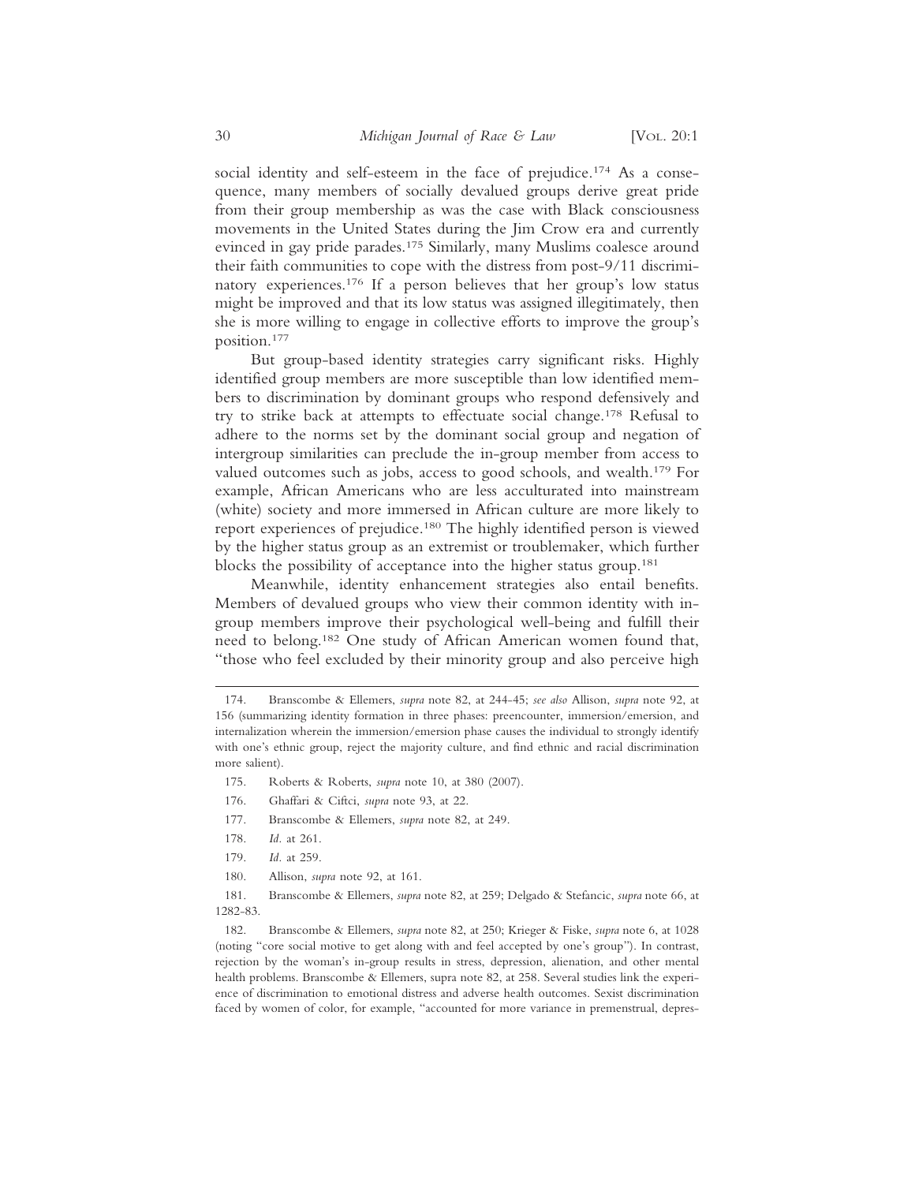social identity and self-esteem in the face of prejudice.[174] As a consequence, many members of socially devalued groups derive great pride from their group membership as was the case with Black consciousness movements in the United States during the Jim Crow era and currently evinced in gay pride parades.[175] Similarly, many Muslims coalesce around their faith communities to cope with the distress from post-9/11 discriminatory experiences.[176] If a person believes that her group's low status might be improved and that its low status was assigned illegitimately, then she is more willing to engage in collective efforts to improve the group's position.[177]

But group-based identity strategies carry significant risks. Highly identified group members are more susceptible than low identified members to discrimination by dominant groups who respond defensively and try to strike back at attempts to effectuate social change.[178] Refusal to adhere to the norms set by the dominant social group and negation of intergroup similarities can preclude the in-group member from access to valued outcomes such as jobs, access to good schools, and wealth.[179] For example, African Americans who are less acculturated into mainstream (white) society and more immersed in African culture are more likely to report experiences of prejudice.[180] The highly identified person is viewed by the higher status group as an extremist or troublemaker, which further blocks the possibility of acceptance into the higher status group.[181]

Meanwhile, identity enhancement strategies also entail benefits. Members of devalued groups who view their common identity with in-group members improve their psychological well-being and fulfill their need to belong.[182] One study of African American women found that, "those who feel excluded by their minority group and also perceive high

---

174. Branscombe & Ellemers, *supra* note 82, at 244-45; *see also* Allison, *supra* note 92, at 156 (summarizing identity formation in three phases: preencounter, immersion/emersion, and internalization wherein the immersion/emersion phase causes the individual to strongly identify with one's ethnic group, reject the majority culture, and find ethnic and racial discrimination more salient).

175. Roberts & Roberts, *supra* note 10, at 380 (2007).

176. Ghaffari & Ciftci, *supra* note 93, at 22.

177. Branscombe & Ellemers, *supra* note 82, at 249.

178. *Id.* at 261.

179. *Id.* at 259.

180. Allison, *supra* note 92, at 161.

181. Branscombe & Ellemers, *supra* note 82, at 259; Delgado & Stefancic, *supra* note 66, at 1282-83.

182. Branscombe & Ellemers, *supra* note 82, at 250; Krieger & Fiske, *supra* note 6, at 1028 (noting "core social motive to get along with and feel accepted by one's group"). In contrast, rejection by the woman's in-group results in stress, depression, alienation, and other mental health problems. Branscombe & Ellemers, supra note 82, at 258. Several studies link the experience of discrimination to emotional distress and adverse health outcomes. Sexist discrimination faced by women of color, for example, "accounted for more variance in premenstrual, depres-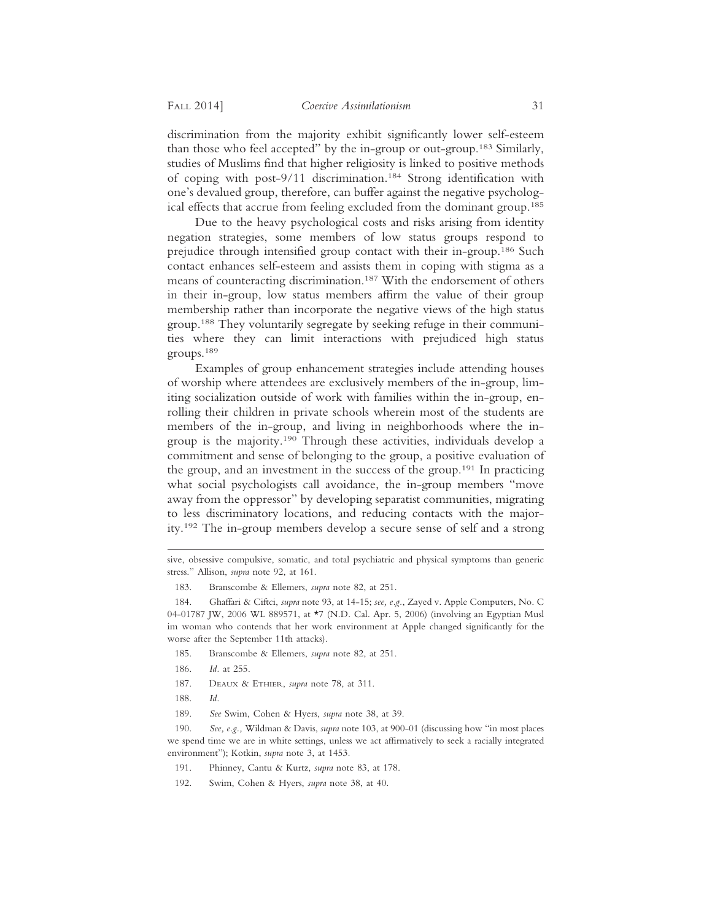discrimination from the majority exhibit significantly lower self-esteem than those who feel accepted" by the in-group or out-group.[183] Similarly, studies of Muslims find that higher religiosity is linked to positive methods of coping with post-9/11 discrimination.[184] Strong identification with one's devalued group, therefore, can buffer against the negative psychological effects that accrue from feeling excluded from the dominant group.[185]

Due to the heavy psychological costs and risks arising from identity negation strategies, some members of low status groups respond to prejudice through intensified group contact with their in-group.[186] Such contact enhances self-esteem and assists them in coping with stigma as a means of counteracting discrimination.[187] With the endorsement of others in their in-group, low status members affirm the value of their group membership rather than incorporate the negative views of the high status group.[188] They voluntarily segregate by seeking refuge in their communities where they can limit interactions with prejudiced high status groups.[189]

Examples of group enhancement strategies include attending houses of worship where attendees are exclusively members of the in-group, limiting socialization outside of work with families within the in-group, enrolling their children in private schools wherein most of the students are members of the in-group, and living in neighborhoods where the in-group is the majority.[190] Through these activities, individuals develop a commitment and sense of belonging to the group, a positive evaluation of the group, and an investment in the success of the group.[191] In practicing what social psychologists call avoidance, the in-group members "move away from the oppressor" by developing separatist communities, migrating to less discriminatory locations, and reducing contacts with the majority.[192] The in-group members develop a secure sense of self and a strong

---

sive, obsessive compulsive, somatic, and total psychiatric and physical symptoms than generic stress." Allison, *supra* note 92, at 161.

183. Branscombe & Ellemers, *supra* note 82, at 251.

184. Ghaffari & Ciftci, *supra* note 93, at 14-15; *see, e.g.*, Zayed v. Apple Computers, No. C 04-01787 JW, 2006 WL 889571, at *7 (N.D. Cal. Apr. 5, 2006) (involving an Egyptian Muslim woman who contends that her work environment at Apple changed significantly for the worse after the September 11th attacks).

185. Branscombe & Ellemers, *supra* note 82, at 251.

186. *Id.* at 255.

187. Deaux & Ethier, *supra* note 78, at 311.

188. *Id.*

189. *See* Swim, Cohen & Hyers, *supra* note 38, at 39.

190. *See, e.g.,* Wildman & Davis, *supra* note 103, at 900-01 (discussing how "in most places we spend time we are in white settings, unless we act affirmatively to seek a racially integrated environment"); Kotkin, *supra* note 3, at 1453.

191. Phinney, Cantu & Kurtz, *supra* note 83, at 178.

192. Swim, Cohen & Hyers, *supra* note 38, at 40.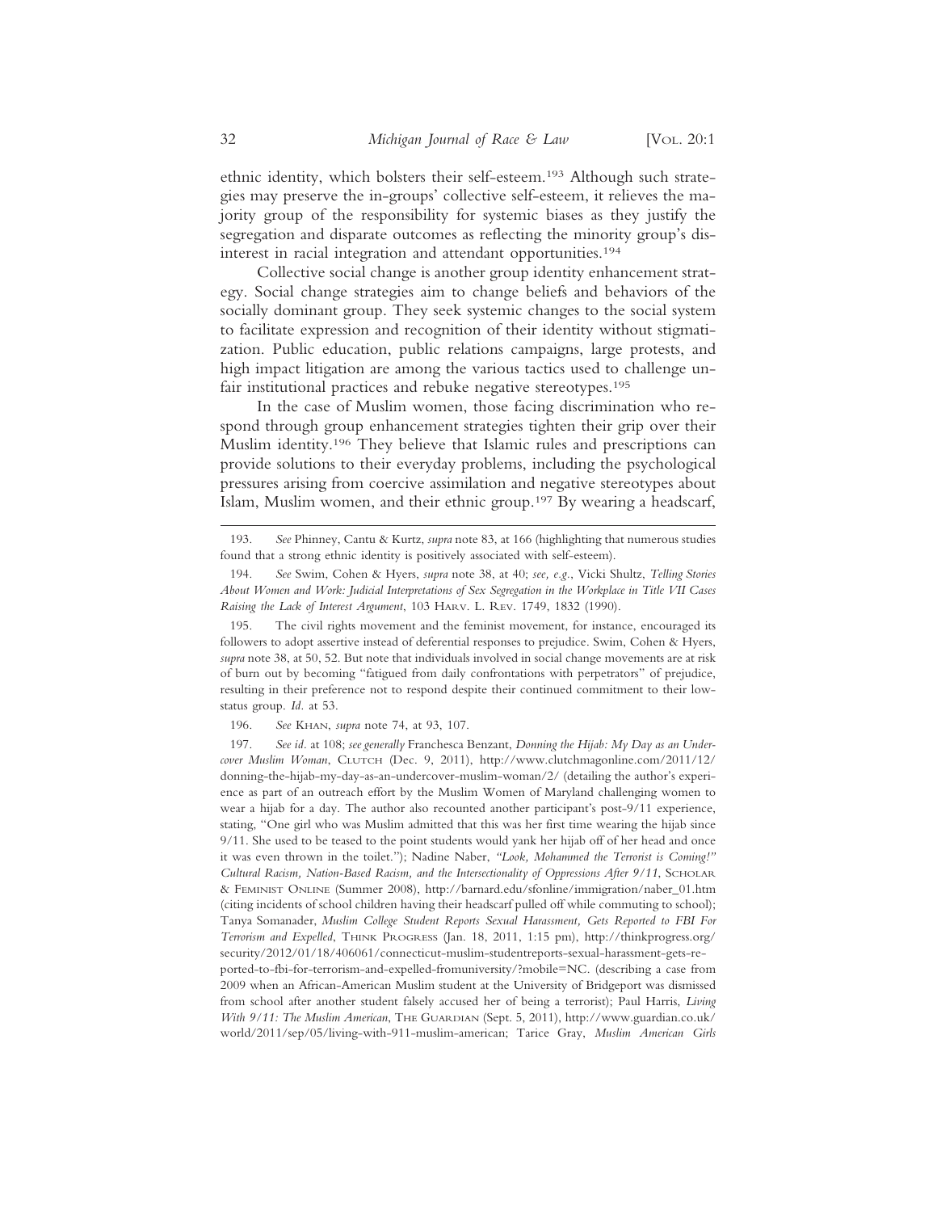ethnic identity, which bolsters their self-esteem.[193] Although such strategies may preserve the in-groups' collective self-esteem, it relieves the majority group of the responsibility for systemic biases as they justify the segregation and disparate outcomes as reflecting the minority group's disinterest in racial integration and attendant opportunities.[194]

Collective social change is another group identity enhancement strategy. Social change strategies aim to change beliefs and behaviors of the socially dominant group. They seek systemic changes to the social system to facilitate expression and recognition of their identity without stigmatization. Public education, public relations campaigns, large protests, and high impact litigation are among the various tactics used to challenge unfair institutional practices and rebuke negative stereotypes.[195]

In the case of Muslim women, those facing discrimination who respond through group enhancement strategies tighten their grip over their Muslim identity.[196] They believe that Islamic rules and prescriptions can provide solutions to their everyday problems, including the psychological pressures arising from coercive assimilation and negative stereotypes about Islam, Muslim women, and their ethnic group.[197] By wearing a headscarf,

---

193. *See* Phinney, Cantu & Kurtz, *supra* note 83, at 166 (highlighting that numerous studies found that a strong ethnic identity is positively associated with self-esteem).

194. *See* Swim, Cohen & Hyers, *supra* note 38, at 40; *see, e.g.*, Vicki Shultz, *Telling Stories About Women and Work: Judicial Interpretations of Sex Segregation in the Workplace in Title VII Cases Raising the Lack of Interest Argument*, 103 HARV. L. REV. 1749, 1832 (1990).

195. The civil rights movement and the feminist movement, for instance, encouraged its followers to adopt assertive instead of deferential responses to prejudice. Swim, Cohen & Hyers, *supra* note 38, at 50, 52. But note that individuals involved in social change movements are at risk of burn out by becoming "fatigued from daily confrontations with perpetrators" of prejudice, resulting in their preference not to respond despite their continued commitment to their low-status group. *Id.* at 53.

196. *See* KHAN, *supra* note 74, at 93, 107.

197. *See id.* at 108; *see generally* Franchesca Benzant, *Donning the Hijab: My Day as an Undercover Muslim Woman*, CLUTCH (Dec. 9, 2011), http://www.clutchmagonline.com/2011/12/donning-the-hijab-my-day-as-an-undercover-muslim-woman/2/ (detailing the author's experience as part of an outreach effort by the Muslim Women of Maryland challenging women to wear a hijab for a day. The author also recounted another participant's post-9/11 experience, stating, "One girl who was Muslim admitted that this was her first time wearing the hijab since 9/11. She used to be teased to the point students would yank her hijab off of her head and once it was even thrown in the toilet."); Nadine Naber, *"Look, Mohammed the Terrorist is Coming!" Cultural Racism, Nation-Based Racism, and the Intersectionality of Oppressions After 9/11*, SCHOLAR & FEMINIST ONLINE (Summer 2008), http://barnard.edu/sfonline/immigration/naber_01.htm (citing incidents of school children having their headscarf pulled off while commuting to school); Tanya Somanader, *Muslim College Student Reports Sexual Harassment, Gets Reported to FBI For Terrorism and Expelled*, THINK PROGRESS (Jan. 18, 2011, 1:15 pm), http://thinkprogress.org/security/2012/01/18/406061/connecticut-muslim-studentreports-sexual-harassment-gets-reported-to-fbi-for-terrorism-and-expelled-fromuniversity/?mobile=NC. (describing a case from 2009 when an African-American Muslim student at the University of Bridgeport was dismissed from school after another student falsely accused her of being a terrorist); Paul Harris, *Living With 9/11: The Muslim American*, THE GUARDIAN (Sept. 5, 2011), http://www.guardian.co.uk/world/2011/sep/05/living-with-911-muslim-american; Tarice Gray, *Muslim American Girls*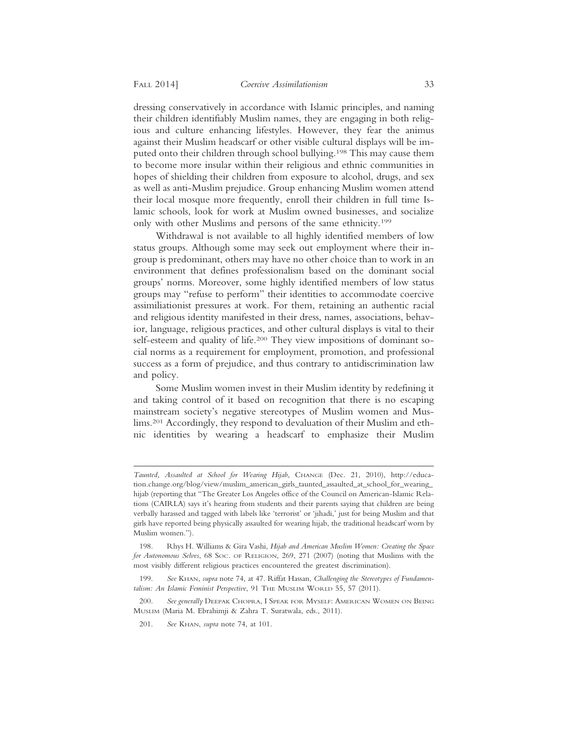dressing conservatively in accordance with Islamic principles, and naming their children identifiably Muslim names, they are engaging in both religious and culture enhancing lifestyles. However, they fear the animus against their Muslim headscarf or other visible cultural displays will be imputed onto their children through school bullying.[198] This may cause them to become more insular within their religious and ethnic communities in hopes of shielding their children from exposure to alcohol, drugs, and sex as well as anti-Muslim prejudice. Group enhancing Muslim women attend their local mosque more frequently, enroll their children in full time Islamic schools, look for work at Muslim owned businesses, and socialize only with other Muslims and persons of the same ethnicity.[199]

Withdrawal is not available to all highly identified members of low status groups. Although some may seek out employment where their in-group is predominant, others may have no other choice than to work in an environment that defines professionalism based on the dominant social groups' norms. Moreover, some highly identified members of low status groups may "refuse to perform" their identities to accommodate coercive assimiliationist pressures at work. For them, retaining an authentic racial and religious identity manifested in their dress, names, associations, behavior, language, religious practices, and other cultural displays is vital to their self-esteem and quality of life.[200] They view impositions of dominant social norms as a requirement for employment, promotion, and professional success as a form of prejudice, and thus contrary to antidiscrimination law and policy.

Some Muslim women invest in their Muslim identity by redefining it and taking control of it based on recognition that there is no escaping mainstream society's negative stereotypes of Muslim women and Muslims.[201] Accordingly, they respond to devaluation of their Muslim and ethnic identities by wearing a headscarf to emphasize their Muslim

---

*Taunted, Assaulted at School for Wearing Hijab*, CHANGE (Dec. 21, 2010), http://education.change.org/blog/view/muslim_american_girls_taunted_assaulted_at_school_for_wearing_hijab (reporting that "The Greater Los Angeles office of the Council on American-Islamic Relations (CAIRLA) says it's hearing from students and their parents saying that children are being verbally harassed and tagged with labels like 'terrorist' or 'jihadi,' just for being Muslim and that girls have reported being physically assaulted for wearing hijab, the traditional headscarf worn by Muslim women.").

198. Rhys H. Williams & Gira Vashi, *Hijab and American Muslim Women: Creating the Space for Autonomous Selves*, 68 SOC. OF RELIGION, 269, 271 (2007) (noting that Muslims with the most visibly different religious practices encountered the greatest discrimination).

199. *See* KHAN, *supra* note 74, at 47. Riffat Hassan, *Challenging the Stereotypes of Fundamentalism: An Islamic Feminist Perspective*, 91 THE MUSLIM WORLD 55, 57 (2011).

200. *See generally* DEEPAK CHOPRA, I SPEAK FOR MYSELF: AMERICAN WOMEN ON BEING MUSLIM (Maria M. Ebrahimji & Zahra T. Suratwala, eds., 2011).

201. *See* KHAN, *supra* note 74, at 101.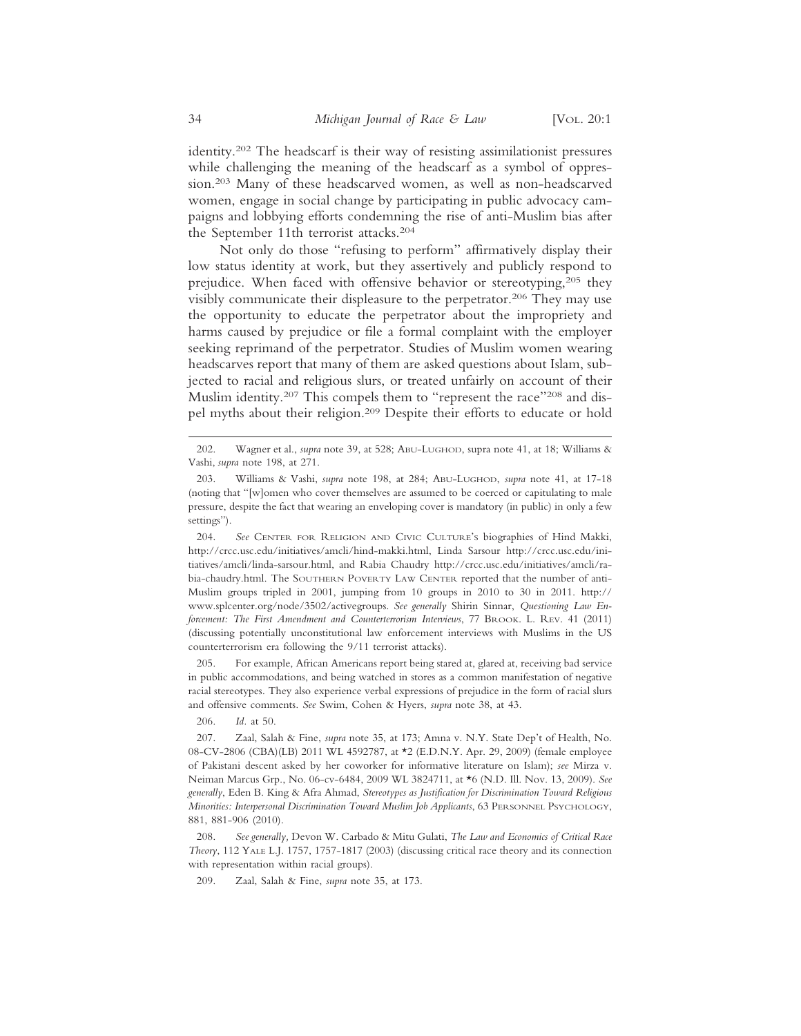identity.[202] The headscarf is their way of resisting assimilationist pressures while challenging the meaning of the headscarf as a symbol of oppression.[203] Many of these headscarved women, as well as non-headscarved women, engage in social change by participating in public advocacy campaigns and lobbying efforts condemning the rise of anti-Muslim bias after the September 11th terrorist attacks.[204]

Not only do those "refusing to perform" affirmatively display their low status identity at work, but they assertively and publicly respond to prejudice. When faced with offensive behavior or stereotyping,[205] they visibly communicate their displeasure to the perpetrator.[206] They may use the opportunity to educate the perpetrator about the impropriety and harms caused by prejudice or file a formal complaint with the employer seeking reprimand of the perpetrator. Studies of Muslim women wearing headscarves report that many of them are asked questions about Islam, subjected to racial and religious slurs, or treated unfairly on account of their Muslim identity.[207] This compels them to "represent the race"[208] and dispel myths about their religion.[209] Despite their efforts to educate or hold

---

202. Wagner et al., *supra* note 39, at 528; Abu-Lughod, supra note 41, at 18; Williams & Vashi, *supra* note 198, at 271.

203. Williams & Vashi, *supra* note 198, at 284; Abu-Lughod, *supra* note 41, at 17-18 (noting that "[w]omen who cover themselves are assumed to be coerced or capitulating to male pressure, despite the fact that wearing an enveloping cover is mandatory (in public) in only a few settings").

204. *See* Center for Religion and Civic Culture's biographies of Hind Makki, http://crcc.usc.edu/initiatives/amcli/hind-makki.html, Linda Sarsour http://crcc.usc.edu/initiatives/amcli/linda-sarsour.html, and Rabia Chaudry http://crcc.usc.edu/initiatives/amcli/rabia-chaudry.html. The Southern Poverty Law Center reported that the number of anti-Muslim groups tripled in 2001, jumping from 10 groups in 2010 to 30 in 2011. http://www.splcenter.org/node/3502/activegroups. *See generally* Shirin Sinnar, *Questioning Law Enforcement: The First Amendment and Counterterrorism Interviews*, 77 Brook. L. Rev. 41 (2011) (discussing potentially unconstitutional law enforcement interviews with Muslims in the US counterterrorism era following the 9/11 terrorist attacks).

205. For example, African Americans report being stared at, glared at, receiving bad service in public accommodations, and being watched in stores as a common manifestation of negative racial stereotypes. They also experience verbal expressions of prejudice in the form of racial slurs and offensive comments. *See* Swim, Cohen & Hyers, *supra* note 38, at 43.

206. *Id.* at 50.

207. Zaal, Salah & Fine, *supra* note 35, at 173; Amna v. N.Y. State Dep't of Health, No. 08-CV-2806 (CBA)(LB) 2011 WL 4592787, at *2 (E.D.N.Y. Apr. 29, 2009) (female employee of Pakistani descent asked by her coworker for informative literature on Islam); *see* Mirza v. Neiman Marcus Grp., No. 06-cv-6484, 2009 WL 3824711, at *6 (N.D. Ill. Nov. 13, 2009). *See generally*, Eden B. King & Afra Ahmad, *Stereotypes as Justification for Discrimination Toward Religious Minorities: Interpersonal Discrimination Toward Muslim Job Applicants*, 63 Personnel Psychology, 881, 881-906 (2010).

208. *See generally,* Devon W. Carbado & Mitu Gulati, *The Law and Economics of Critical Race Theory*, 112 Yale L.J. 1757, 1757-1817 (2003) (discussing critical race theory and its connection with representation within racial groups).

209. Zaal, Salah & Fine, *supra* note 35, at 173.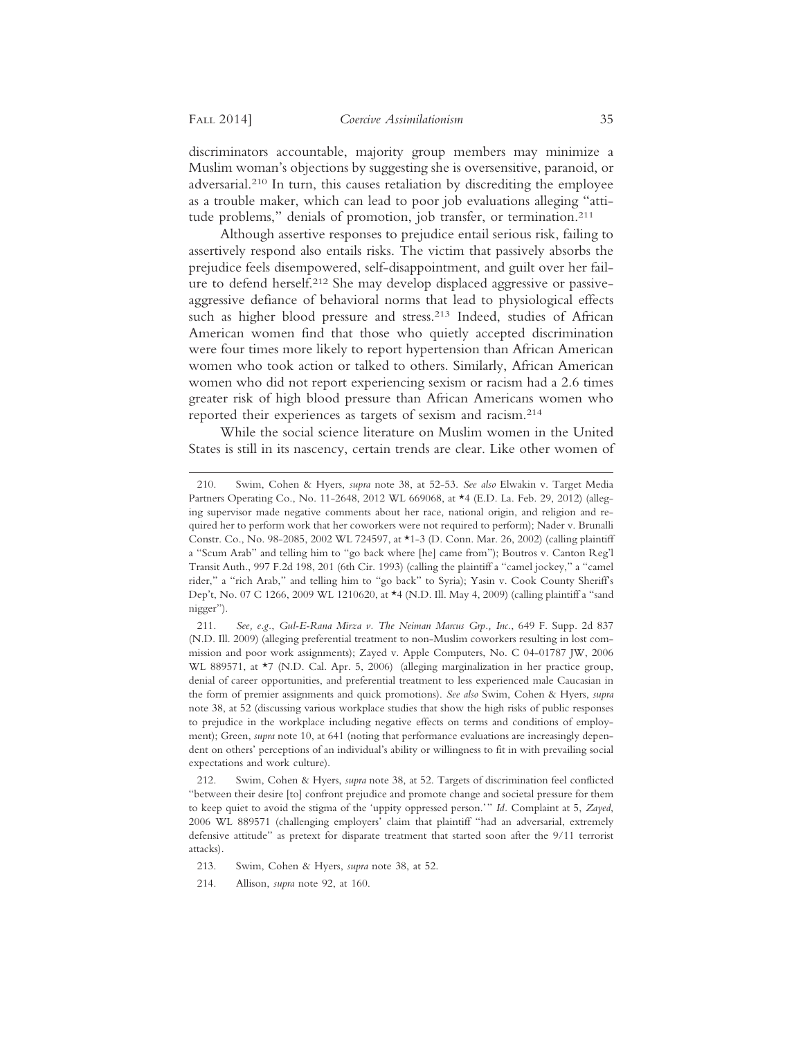discriminators accountable, majority group members may minimize a Muslim woman's objections by suggesting she is oversensitive, paranoid, or adversarial.[210] In turn, this causes retaliation by discrediting the employee as a trouble maker, which can lead to poor job evaluations alleging "attitude problems," denials of promotion, job transfer, or termination.[211]

Although assertive responses to prejudice entail serious risk, failing to assertively respond also entails risks. The victim that passively absorbs the prejudice feels disempowered, self-disappointment, and guilt over her failure to defend herself.[212] She may develop displaced aggressive or passive-aggressive defiance of behavioral norms that lead to physiological effects such as higher blood pressure and stress.[213] Indeed, studies of African American women find that those who quietly accepted discrimination were four times more likely to report hypertension than African American women who took action or talked to others. Similarly, African American women who did not report experiencing sexism or racism had a 2.6 times greater risk of high blood pressure than African Americans women who reported their experiences as targets of sexism and racism.[214]

While the social science literature on Muslim women in the United States is still in its nascency, certain trends are clear. Like other women of

---

210. Swim, Cohen & Hyers, *supra* note 38, at 52-53. *See also* Elwakin v. Target Media Partners Operating Co., No. 11-2648, 2012 WL 669068, at *4 (E.D. La. Feb. 29, 2012) (alleging supervisor made negative comments about her race, national origin, and religion and required her to perform work that her coworkers were not required to perform); Nader v. Brunalli Constr. Co., No. 98-2085, 2002 WL 724597, at *1-3 (D. Conn. Mar. 26, 2002) (calling plaintiff a "Scum Arab" and telling him to "go back where [he] came from"); Boutros v. Canton Reg'l Transit Auth., 997 F.2d 198, 201 (6th Cir. 1993) (calling the plaintiff a "camel jockey," a "camel rider," a "rich Arab," and telling him to "go back" to Syria); Yasin v. Cook County Sheriff's Dep't, No. 07 C 1266, 2009 WL 1210620, at *4 (N.D. Ill. May 4, 2009) (calling plaintiff a "sand nigger").

211. *See, e.g.*, *Gul-E-Rana Mirza v. The Neiman Marcus Grp., Inc.*, 649 F. Supp. 2d 837 (N.D. Ill. 2009) (alleging preferential treatment to non-Muslim coworkers resulting in lost commission and poor work assignments); Zayed v. Apple Computers, No. C 04-01787 JW, 2006 WL 889571, at *7 (N.D. Cal. Apr. 5, 2006) (alleging marginalization in her practice group, denial of career opportunities, and preferential treatment to less experienced male Caucasian in the form of premier assignments and quick promotions). *See also* Swim, Cohen & Hyers, *supra* note 38, at 52 (discussing various workplace studies that show the high risks of public responses to prejudice in the workplace including negative effects on terms and conditions of employment); Green, *supra* note 10, at 641 (noting that performance evaluations are increasingly dependent on others' perceptions of an individual's ability or willingness to fit in with prevailing social expectations and work culture).

212. Swim, Cohen & Hyers, *supra* note 38, at 52. Targets of discrimination feel conflicted "between their desire [to] confront prejudice and promote change and societal pressure for them to keep quiet to avoid the stigma of the 'uppity oppressed person.'" *Id*. Complaint at 5, *Zayed*, 2006 WL 889571 (challenging employers' claim that plaintiff "had an adversarial, extremely defensive attitude" as pretext for disparate treatment that started soon after the 9/11 terrorist attacks).

213. Swim, Cohen & Hyers, *supra* note 38, at 52.

214. Allison, *supra* note 92, at 160.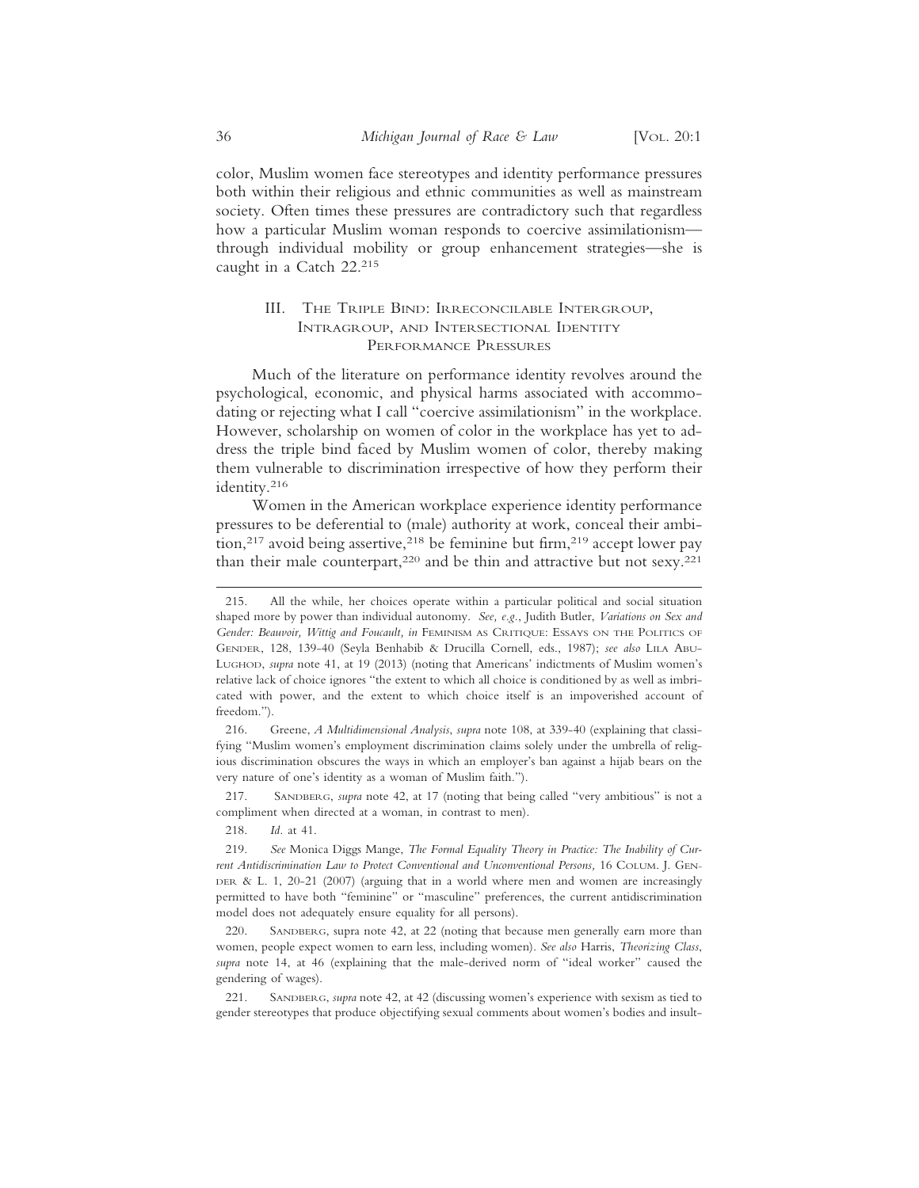color, Muslim women face stereotypes and identity performance pressures both within their religious and ethnic communities as well as mainstream society. Often times these pressures are contradictory such that regardless how a particular Muslim woman responds to coercive assimilationism—through individual mobility or group enhancement strategies—she is caught in a Catch 22.[215]

## III. The Triple Bind: Irreconcilable Intergroup, Intragroup, and Intersectional Identity Performance Pressures

Much of the literature on performance identity revolves around the psychological, economic, and physical harms associated with accommodating or rejecting what I call "coercive assimilationism" in the workplace. However, scholarship on women of color in the workplace has yet to address the triple bind faced by Muslim women of color, thereby making them vulnerable to discrimination irrespective of how they perform their identity.[216]

Women in the American workplace experience identity performance pressures to be deferential to (male) authority at work, conceal their ambition,[217] avoid being assertive,[218] be feminine but firm,[219] accept lower pay than their male counterpart,[220] and be thin and attractive but not sexy.[221]

---

215. All the while, her choices operate within a particular political and social situation shaped more by power than individual autonomy. *See, e.g.*, Judith Butler, *Variations on Sex and Gender: Beauvoir, Wittig and Foucault, in* Feminism as Critique: Essays on the Politics of Gender, 128, 139-40 (Seyla Benhabib & Drucilla Cornell, eds., 1987); *see also* Lila Abu-Lughod, *supra* note 41, at 19 (2013) (noting that Americans' indictments of Muslim women's relative lack of choice ignores "the extent to which all choice is conditioned by as well as imbricated with power, and the extent to which choice itself is an impoverished account of freedom.").

216. Greene, *A Multidimensional Analysis*, *supra* note 108, at 339-40 (explaining that classifying "Muslim women's employment discrimination claims solely under the umbrella of religious discrimination obscures the ways in which an employer's ban against a hijab bears on the very nature of one's identity as a woman of Muslim faith.").

217. Sandberg, *supra* note 42, at 17 (noting that being called "very ambitious" is not a compliment when directed at a woman, in contrast to men).

218. *Id.* at 41.

219. *See* Monica Diggs Mange, *The Formal Equality Theory in Practice: The Inability of Current Antidiscrimination Law to Protect Conventional and Unconventional Persons,* 16 Colum. J. Gender & L. 1, 20-21 (2007) (arguing that in a world where men and women are increasingly permitted to have both "feminine" or "masculine" preferences, the current antidiscrimination model does not adequately ensure equality for all persons).

220. Sandberg, supra note 42, at 22 (noting that because men generally earn more than women, people expect women to earn less, including women). *See also* Harris, *Theorizing Class*, *supra* note 14, at 46 (explaining that the male-derived norm of "ideal worker" caused the gendering of wages).

221. Sandberg, *supra* note 42, at 42 (discussing women's experience with sexism as tied to gender stereotypes that produce objectifying sexual comments about women's bodies and insult-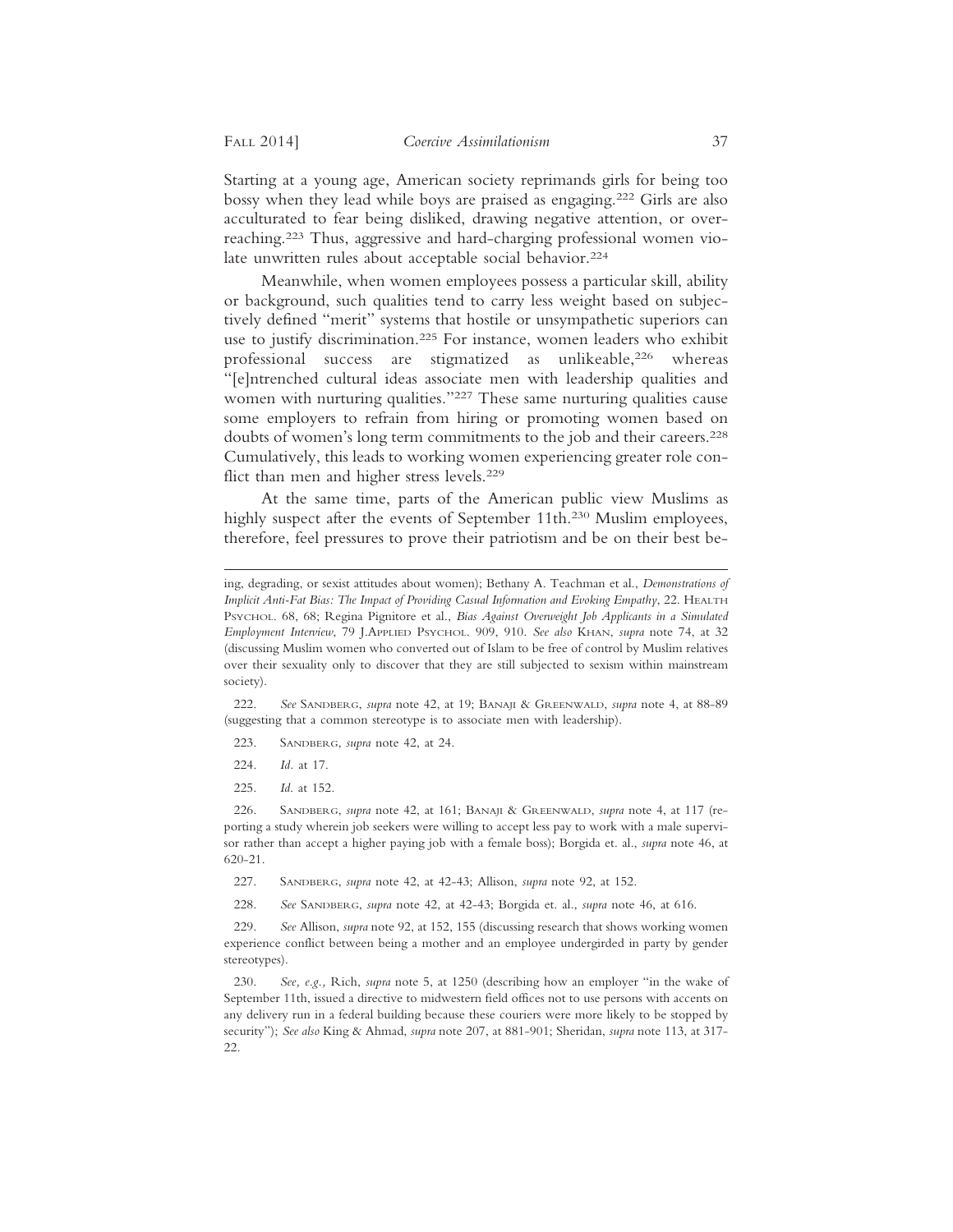Starting at a young age, American society reprimands girls for being too bossy when they lead while boys are praised as engaging.[222] Girls are also acculturated to fear being disliked, drawing negative attention, or overreaching.[223] Thus, aggressive and hard-charging professional women violate unwritten rules about acceptable social behavior.[224]

Meanwhile, when women employees possess a particular skill, ability or background, such qualities tend to carry less weight based on subjectively defined "merit" systems that hostile or unsympathetic superiors can use to justify discrimination.[225] For instance, women leaders who exhibit professional success are stigmatized as unlikeable,[226] whereas "[e]ntrenched cultural ideas associate men with leadership qualities and women with nurturing qualities."[227] These same nurturing qualities cause some employers to refrain from hiring or promoting women based on doubts of women's long term commitments to the job and their careers.[228] Cumulatively, this leads to working women experiencing greater role conflict than men and higher stress levels.[229]

At the same time, parts of the American public view Muslims as highly suspect after the events of September 11th.[230] Muslim employees, therefore, feel pressures to prove their patriotism and be on their best be-

---

ing, degrading, or sexist attitudes about women); Bethany A. Teachman et al., *Demonstrations of Implicit Anti-Fat Bias: The Impact of Providing Casual Information and Evoking Empathy*, 22. HEALTH PSYCHOL. 68, 68; Regina Pignitore et al., *Bias Against Overweight Job Applicants in a Simulated Employment Interview*, 79 J.APPLIED PSYCHOL. 909, 910. *See also* KHAN, *supra* note 74, at 32 (discussing Muslim women who converted out of Islam to be free of control by Muslim relatives over their sexuality only to discover that they are still subjected to sexism within mainstream society).

222. *See* SANDBERG, *supra* note 42, at 19; BANAJI & GREENWALD, *supra* note 4, at 88-89 (suggesting that a common stereotype is to associate men with leadership).

223. SANDBERG, *supra* note 42, at 24.

224. *Id.* at 17.

225. *Id.* at 152.

226. SANDBERG, *supra* note 42, at 161; BANAJI & GREENWALD, *supra* note 4, at 117 (reporting a study wherein job seekers were willing to accept less pay to work with a male supervisor rather than accept a higher paying job with a female boss); Borgida et. al., *supra* note 46, at 620-21.

227. SANDBERG, *supra* note 42, at 42-43; Allison, *supra* note 92, at 152.

228. *See* SANDBERG, *supra* note 42, at 42-43; Borgida et. al., *supra* note 46, at 616.

229. *See* Allison, *supra* note 92, at 152, 155 (discussing research that shows working women experience conflict between being a mother and an employee undergirded in party by gender stereotypes).

230. *See, e.g.,* Rich, *supra* note 5, at 1250 (describing how an employer "in the wake of September 11th, issued a directive to midwestern field offices not to use persons with accents on any delivery run in a federal building because these couriers were more likely to be stopped by security"); *See also* King & Ahmad, *supra* note 207, at 881-901; Sheridan, *supra* note 113, at 317-22.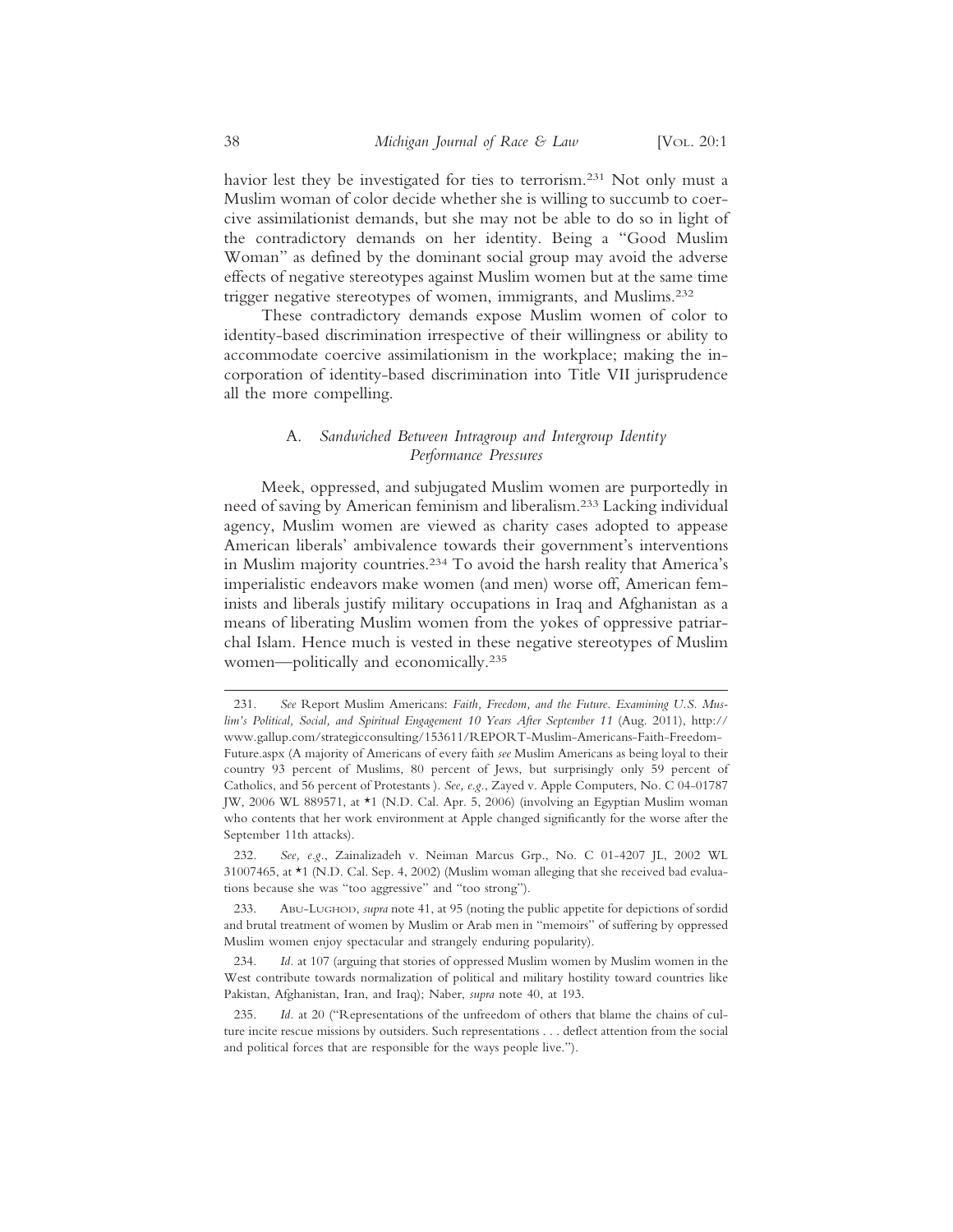havior lest they be investigated for ties to terrorism.[231] Not only must a Muslim woman of color decide whether she is willing to succumb to coercive assimilationist demands, but she may not be able to do so in light of the contradictory demands on her identity. Being a "Good Muslim Woman" as defined by the dominant social group may avoid the adverse effects of negative stereotypes against Muslim women but at the same time trigger negative stereotypes of women, immigrants, and Muslims.[232]

These contradictory demands expose Muslim women of color to identity-based discrimination irrespective of their willingness or ability to accommodate coercive assimilationism in the workplace; making the incorporation of identity-based discrimination into Title VII jurisprudence all the more compelling.

### A. *Sandwiched Between Intragroup and Intergroup Identity Performance Pressures*

Meek, oppressed, and subjugated Muslim women are purportedly in need of saving by American feminism and liberalism.[233] Lacking individual agency, Muslim women are viewed as charity cases adopted to appease American liberals' ambivalence towards their government's interventions in Muslim majority countries.[234] To avoid the harsh reality that America's imperialistic endeavors make women (and men) worse off, American feminists and liberals justify military occupations in Iraq and Afghanistan as a means of liberating Muslim women from the yokes of oppressive patriarchal Islam. Hence much is vested in these negative stereotypes of Muslim women—politically and economically.[235]

---

231. *See* Report Muslim Americans: *Faith, Freedom, and the Future. Examining U.S. Muslim's Political, Social, and Spiritual Engagement 10 Years After September 11* (Aug. 2011), http://www.gallup.com/strategicconsulting/153611/REPORT-Muslim-Americans-Faith-Freedom-Future.aspx (A majority of Americans of every faith *see* Muslim Americans as being loyal to their country 93 percent of Muslims, 80 percent of Jews, but surprisingly only 59 percent of Catholics, and 56 percent of Protestants ). *See, e.g.*, Zayed v. Apple Computers, No. C 04-01787 JW, 2006 WL 889571, at *1 (N.D. Cal. Apr. 5, 2006) (involving an Egyptian Muslim woman who contents that her work environment at Apple changed significantly for the worse after the September 11th attacks).

232. *See, e.g.*, Zainalizadeh v. Neiman Marcus Grp., No. C 01-4207 JL, 2002 WL 31007465, at *1 (N.D. Cal. Sep. 4, 2002) (Muslim woman alleging that she received bad evaluations because she was "too aggressive" and "too strong").

233. Abu-Lughod, *supra* note 41, at 95 (noting the public appetite for depictions of sordid and brutal treatment of women by Muslim or Arab men in "memoirs" of suffering by oppressed Muslim women enjoy spectacular and strangely enduring popularity).

234. *Id.* at 107 (arguing that stories of oppressed Muslim women by Muslim women in the West contribute towards normalization of political and military hostility toward countries like Pakistan, Afghanistan, Iran, and Iraq); Naber, *supra* note 40, at 193.

235. *Id.* at 20 ("Representations of the unfreedom of others that blame the chains of culture incite rescue missions by outsiders. Such representations . . . deflect attention from the social and political forces that are responsible for the ways people live.").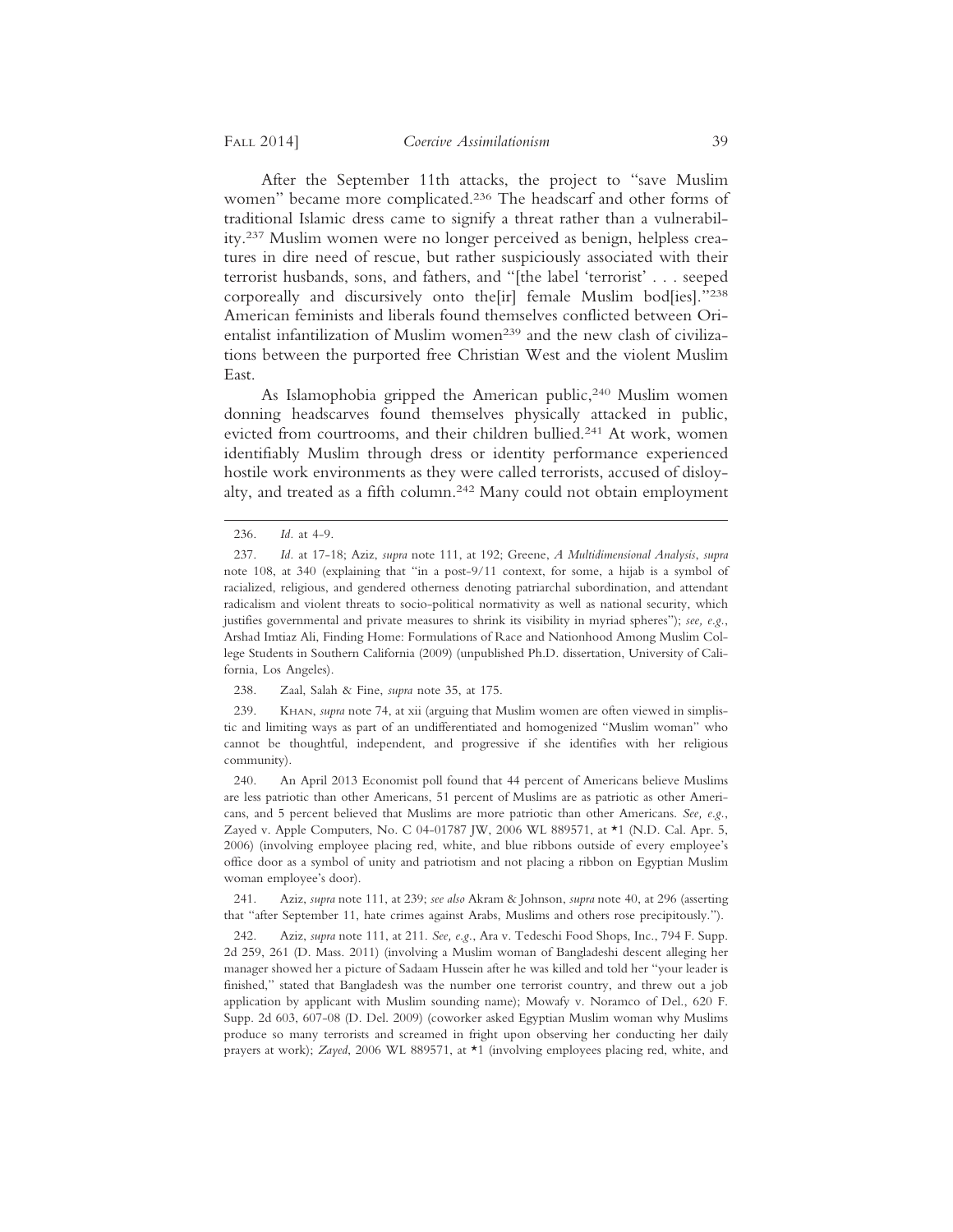After the September 11th attacks, the project to "save Muslim women" became more complicated.[236] The headscarf and other forms of traditional Islamic dress came to signify a threat rather than a vulnerability.[237] Muslim women were no longer perceived as benign, helpless creatures in dire need of rescue, but rather suspiciously associated with their terrorist husbands, sons, and fathers, and "[the label 'terrorist' . . . seeped corporeally and discursively onto the[ir] female Muslim bod[ies]."[238] American feminists and liberals found themselves conflicted between Orientalist infantilization of Muslim women[239] and the new clash of civilizations between the purported free Christian West and the violent Muslim East.

As Islamophobia gripped the American public,[240] Muslim women donning headscarves found themselves physically attacked in public, evicted from courtrooms, and their children bullied.[241] At work, women identifiably Muslim through dress or identity performance experienced hostile work environments as they were called terrorists, accused of disloyalty, and treated as a fifth column.[242] Many could not obtain employment

---

236. *Id.* at 4-9.

237. *Id.* at 17-18; Aziz, *supra* note 111, at 192; Greene, *A Multidimensional Analysis*, *supra* note 108, at 340 (explaining that "in a post-9/11 context, for some, a hijab is a symbol of racialized, religious, and gendered otherness denoting patriarchal subordination, and attendant radicalism and violent threats to socio-political normativity as well as national security, which justifies governmental and private measures to shrink its visibility in myriad spheres"); *see, e.g.*, Arshad Imtiaz Ali, Finding Home: Formulations of Race and Nationhood Among Muslim College Students in Southern California (2009) (unpublished Ph.D. dissertation, University of California, Los Angeles).

238. Zaal, Salah & Fine, *supra* note 35, at 175.

239. KHAN, *supra* note 74, at xii (arguing that Muslim women are often viewed in simplistic and limiting ways as part of an undifferentiated and homogenized "Muslim woman" who cannot be thoughtful, independent, and progressive if she identifies with her religious community).

240. An April 2013 Economist poll found that 44 percent of Americans believe Muslims are less patriotic than other Americans, 51 percent of Muslims are as patriotic as other Americans, and 5 percent believed that Muslims are more patriotic than other Americans. *See, e.g.*, Zayed v. Apple Computers, No. C 04-01787 JW, 2006 WL 889571, at *1 (N.D. Cal. Apr. 5, 2006) (involving employee placing red, white, and blue ribbons outside of every employee's office door as a symbol of unity and patriotism and not placing a ribbon on Egyptian Muslim woman employee's door).

241. Aziz, *supra* note 111, at 239; *see also* Akram & Johnson, *supra* note 40, at 296 (asserting that "after September 11, hate crimes against Arabs, Muslims and others rose precipitously.").

242. Aziz, *supra* note 111, at 211. *See, e.g.*, Ara v. Tedeschi Food Shops, Inc., 794 F. Supp. 2d 259, 261 (D. Mass. 2011) (involving a Muslim woman of Bangladeshi descent alleging her manager showed her a picture of Sadaam Hussein after he was killed and told her "your leader is finished," stated that Bangladesh was the number one terrorist country, and threw out a job application by applicant with Muslim sounding name); Mowafy v. Noramco of Del., 620 F. Supp. 2d 603, 607-08 (D. Del. 2009) (coworker asked Egyptian Muslim woman why Muslims produce so many terrorists and screamed in fright upon observing her conducting her daily prayers at work); *Zayed*, 2006 WL 889571, at *1 (involving employees placing red, white, and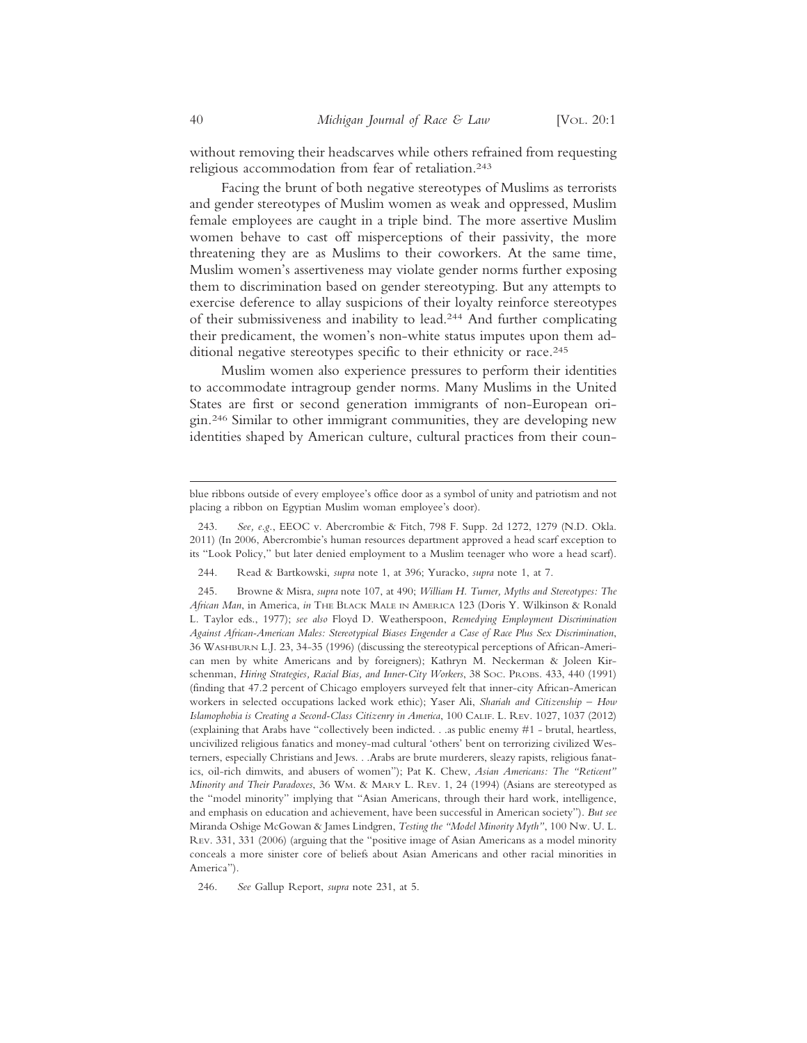without removing their headscarves while others refrained from requesting religious accommodation from fear of retaliation.[243]

Facing the brunt of both negative stereotypes of Muslims as terrorists and gender stereotypes of Muslim women as weak and oppressed, Muslim female employees are caught in a triple bind. The more assertive Muslim women behave to cast off misperceptions of their passivity, the more threatening they are as Muslims to their coworkers. At the same time, Muslim women's assertiveness may violate gender norms further exposing them to discrimination based on gender stereotyping. But any attempts to exercise deference to allay suspicions of their loyalty reinforce stereotypes of their submissiveness and inability to lead.[244] And further complicating their predicament, the women's non-white status imputes upon them additional negative stereotypes specific to their ethnicity or race.[245]

Muslim women also experience pressures to perform their identities to accommodate intragroup gender norms. Many Muslims in the United States are first or second generation immigrants of non-European origin.[246] Similar to other immigrant communities, they are developing new identities shaped by American culture, cultural practices from their coun-

---

blue ribbons outside of every employee's office door as a symbol of unity and patriotism and not placing a ribbon on Egyptian Muslim woman employee's door).

243. *See, e.g.*, EEOC v. Abercrombie & Fitch, 798 F. Supp. 2d 1272, 1279 (N.D. Okla. 2011) (In 2006, Abercrombie's human resources department approved a head scarf exception to its "Look Policy," but later denied employment to a Muslim teenager who wore a head scarf).

244. Read & Bartkowski, *supra* note 1, at 396; Yuracko, *supra* note 1, at 7.

245. Browne & Misra, *supra* note 107, at 490; *William H. Turner, Myths and Stereotypes: The African Man*, in America, *in* THE BLACK MALE IN AMERICA 123 (Doris Y. Wilkinson & Ronald L. Taylor eds., 1977); *see also* Floyd D. Weatherspoon, *Remedying Employment Discrimination Against African-American Males: Stereotypical Biases Engender a Case of Race Plus Sex Discrimination*, 36 WASHBURN L.J. 23, 34-35 (1996) (discussing the stereotypical perceptions of African-American men by white Americans and by foreigners); Kathryn M. Neckerman & Joleen Kirschenman, *Hiring Strategies, Racial Bias, and Inner-City Workers*, 38 SOC. PROBS. 433, 440 (1991) (finding that 47.2 percent of Chicago employers surveyed felt that inner-city African-American workers in selected occupations lacked work ethic); Yaser Ali, *Shariah and Citizenship – How Islamophobia is Creating a Second-Class Citizenry in America*, 100 CALIF. L. REV. 1027, 1037 (2012) (explaining that Arabs have "collectively been indicted. . .as public enemy #1 - brutal, heartless, uncivilized religious fanatics and money-mad cultural 'others' bent on terrorizing civilized Westerners, especially Christians and Jews. . .Arabs are brute murderers, sleazy rapists, religious fanatics, oil-rich dimwits, and abusers of women"); Pat K. Chew, *Asian Americans: The "Reticent" Minority and Their Paradoxes*, 36 WM. & MARY L. REV. 1, 24 (1994) (Asians are stereotyped as the "model minority" implying that "Asian Americans, through their hard work, intelligence, and emphasis on education and achievement, have been successful in American society"). *But see* Miranda Oshige McGowan & James Lindgren, *Testing the "Model Minority Myth"*, 100 NW. U. L. REV. 331, 331 (2006) (arguing that the "positive image of Asian Americans as a model minority conceals a more sinister core of beliefs about Asian Americans and other racial minorities in America").

246. *See* Gallup Report, *supra* note 231, at 5.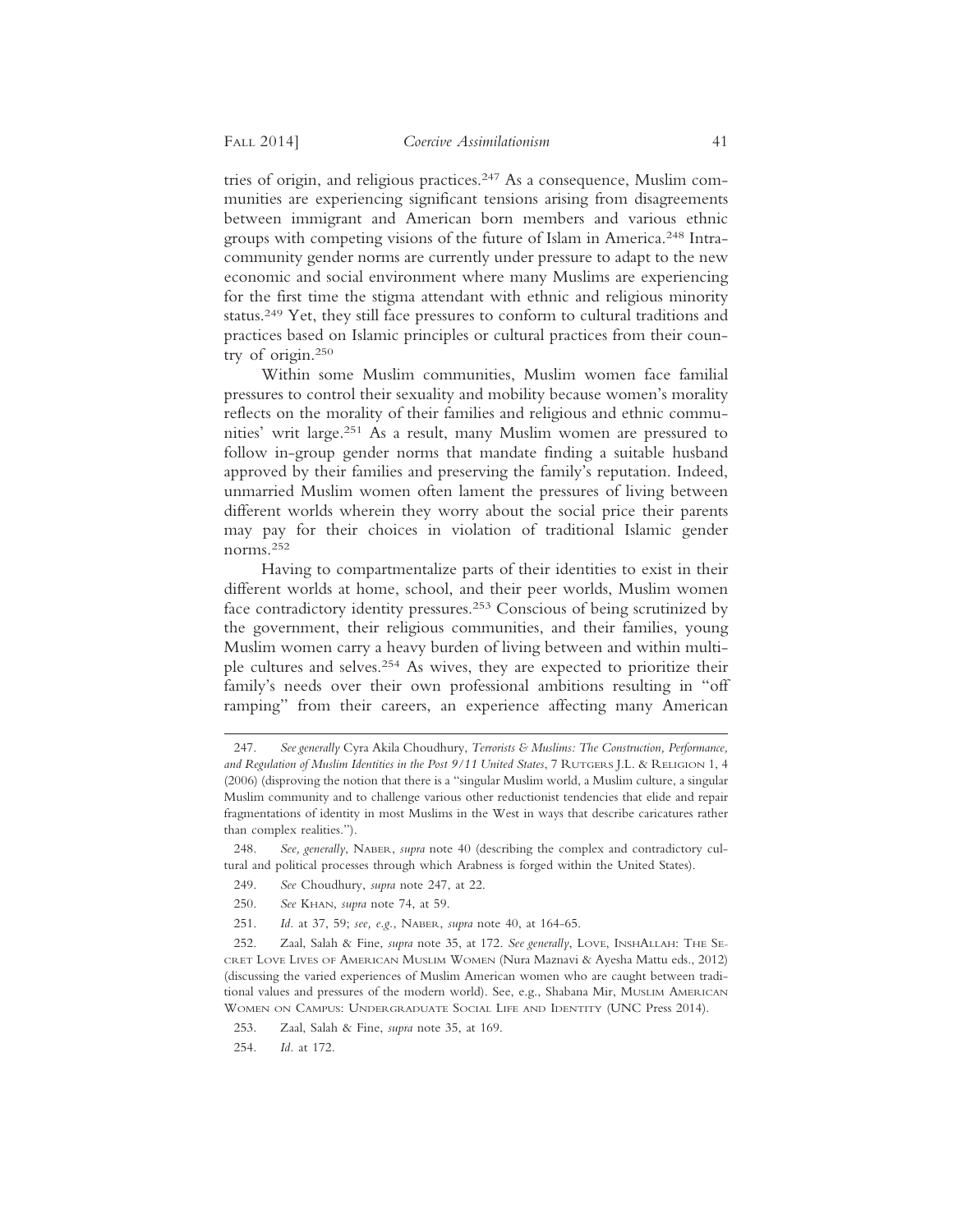tries of origin, and religious practices.[247] As a consequence, Muslim communities are experiencing significant tensions arising from disagreements between immigrant and American born members and various ethnic groups with competing visions of the future of Islam in America.[248] Intra-community gender norms are currently under pressure to adapt to the new economic and social environment where many Muslims are experiencing for the first time the stigma attendant with ethnic and religious minority status.[249] Yet, they still face pressures to conform to cultural traditions and practices based on Islamic principles or cultural practices from their country of origin.[250]

Within some Muslim communities, Muslim women face familial pressures to control their sexuality and mobility because women's morality reflects on the morality of their families and religious and ethnic communities' writ large.[251] As a result, many Muslim women are pressured to follow in-group gender norms that mandate finding a suitable husband approved by their families and preserving the family's reputation. Indeed, unmarried Muslim women often lament the pressures of living between different worlds wherein they worry about the social price their parents may pay for their choices in violation of traditional Islamic gender norms.[252]

Having to compartmentalize parts of their identities to exist in their different worlds at home, school, and their peer worlds, Muslim women face contradictory identity pressures.[253] Conscious of being scrutinized by the government, their religious communities, and their families, young Muslim women carry a heavy burden of living between and within multiple cultures and selves.[254] As wives, they are expected to prioritize their family's needs over their own professional ambitions resulting in "off ramping" from their careers, an experience affecting many American

---

247. *See generally* Cyra Akila Choudhury, *Terrorists & Muslims: The Construction, Performance, and Regulation of Muslim Identities in the Post 9/11 United States*, 7 RUTGERS J.L. & RELIGION 1, 4 (2006) (disproving the notion that there is a "singular Muslim world, a Muslim culture, a singular Muslim community and to challenge various other reductionist tendencies that elide and repair fragmentations of identity in most Muslims in the West in ways that describe caricatures rather than complex realities.").

248. *See, generally*, NABER, *supra* note 40 (describing the complex and contradictory cultural and political processes through which Arabness is forged within the United States).

249. *See* Choudhury, *supra* note 247, at 22.

250. *See* KHAN, *supra* note 74, at 59.

251. *Id.* at 37, 59; *see, e.g.*, NABER, *supra* note 40, at 164-65.

252. Zaal, Salah & Fine, *supra* note 35, at 172. *See generally*, LOVE, INSHALLAH: THE SECRET LOVE LIVES OF AMERICAN MUSLIM WOMEN (Nura Maznavi & Ayesha Mattu eds., 2012) (discussing the varied experiences of Muslim American women who are caught between traditional values and pressures of the modern world). See, e.g., Shabana Mir, MUSLIM AMERICAN WOMEN ON CAMPUS: UNDERGRADUATE SOCIAL LIFE AND IDENTITY (UNC Press 2014).

253. Zaal, Salah & Fine, *supra* note 35, at 169.

254. *Id.* at 172.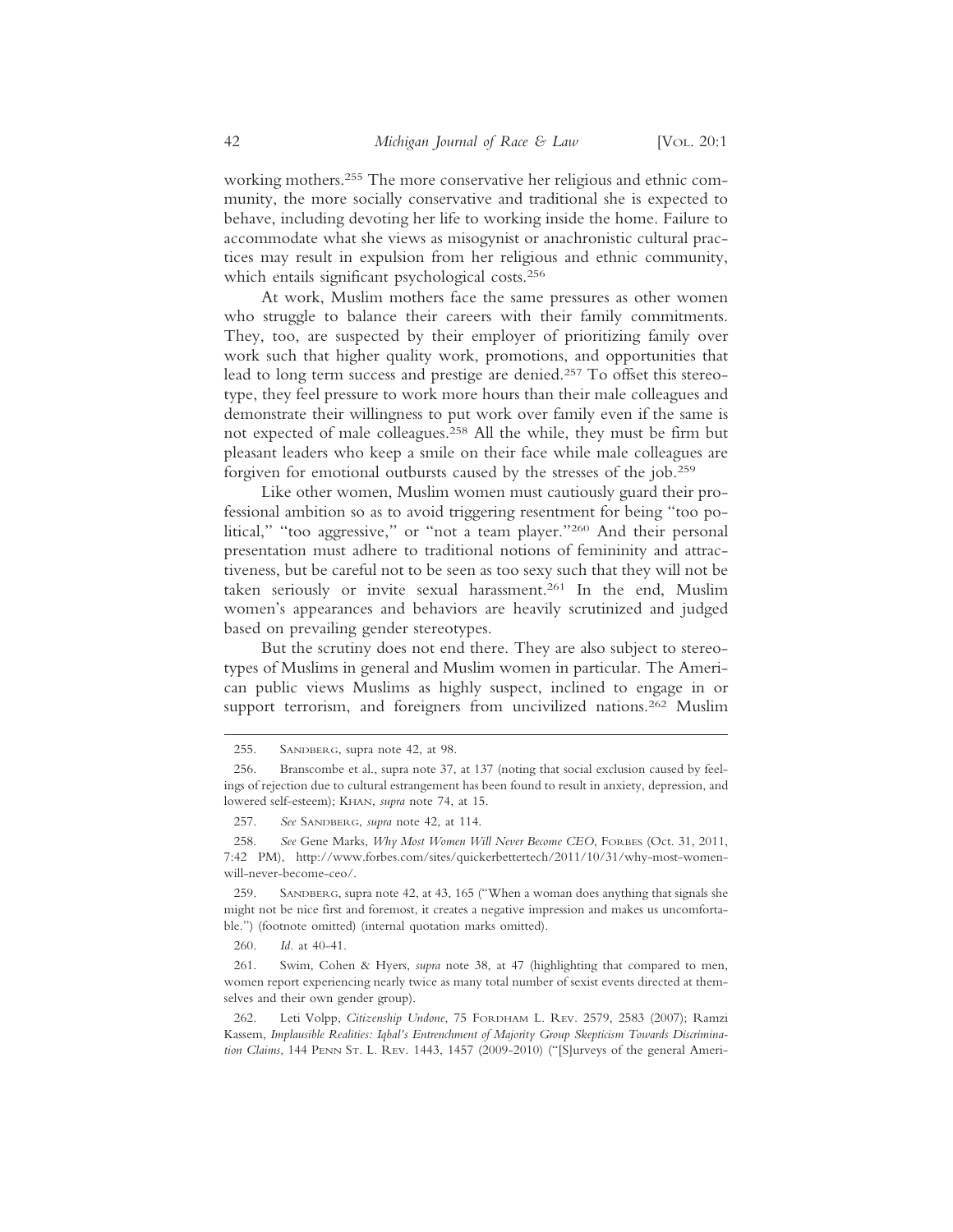working mothers.[255] The more conservative her religious and ethnic community, the more socially conservative and traditional she is expected to behave, including devoting her life to working inside the home. Failure to accommodate what she views as misogynist or anachronistic cultural practices may result in expulsion from her religious and ethnic community, which entails significant psychological costs.[256]

At work, Muslim mothers face the same pressures as other women who struggle to balance their careers with their family commitments. They, too, are suspected by their employer of prioritizing family over work such that higher quality work, promotions, and opportunities that lead to long term success and prestige are denied.[257] To offset this stereotype, they feel pressure to work more hours than their male colleagues and demonstrate their willingness to put work over family even if the same is not expected of male colleagues.[258] All the while, they must be firm but pleasant leaders who keep a smile on their face while male colleagues are forgiven for emotional outbursts caused by the stresses of the job.[259]

Like other women, Muslim women must cautiously guard their professional ambition so as to avoid triggering resentment for being "too political," "too aggressive," or "not a team player."[260] And their personal presentation must adhere to traditional notions of femininity and attractiveness, but be careful not to be seen as too sexy such that they will not be taken seriously or invite sexual harassment.[261] In the end, Muslim women's appearances and behaviors are heavily scrutinized and judged based on prevailing gender stereotypes.

But the scrutiny does not end there. They are also subject to stereotypes of Muslims in general and Muslim women in particular. The American public views Muslims as highly suspect, inclined to engage in or support terrorism, and foreigners from uncivilized nations.[262] Muslim

---

255. Sandberg, supra note 42, at 98.

256. Branscombe et al., supra note 37, at 137 (noting that social exclusion caused by feelings of rejection due to cultural estrangement has been found to result in anxiety, depression, and lowered self-esteem); Khan, *supra* note 74, at 15.

257. *See* Sandberg, *supra* note 42, at 114.

258. *See* Gene Marks, *Why Most Women Will Never Become CEO*, Forbes (Oct. 31, 2011, 7:42 PM), http://www.forbes.com/sites/quickerbettertech/2011/10/31/why-most-women-will-never-become-ceo/.

259. Sandberg, supra note 42, at 43, 165 ("When a woman does anything that signals she might not be nice first and foremost, it creates a negative impression and makes us uncomfortable.") (footnote omitted) (internal quotation marks omitted).

260. *Id.* at 40-41.

261. Swim, Cohen & Hyers, *supra* note 38, at 47 (highlighting that compared to men, women report experiencing nearly twice as many total number of sexist events directed at themselves and their own gender group).

262. Leti Volpp, *Citizenship Undone*, 75 Fordham L. Rev. 2579, 2583 (2007); Ramzi Kassem, *Implausible Realities: Iqbal's Entrenchment of Majority Group Skepticism Towards Discrimination Claims*, 144 Penn St. L. Rev. 1443, 1457 (2009-2010) ("[S]urveys of the general Ameri-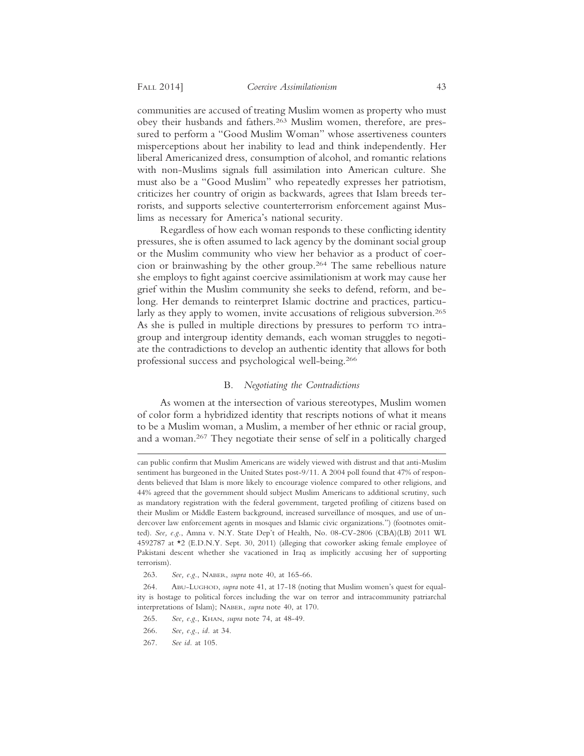communities are accused of treating Muslim women as property who must obey their husbands and fathers.[263] Muslim women, therefore, are pressured to perform a "Good Muslim Woman" whose assertiveness counters misperceptions about her inability to lead and think independently. Her liberal Americanized dress, consumption of alcohol, and romantic relations with non-Muslims signals full assimilation into American culture. She must also be a "Good Muslim" who repeatedly expresses her patriotism, criticizes her country of origin as backwards, agrees that Islam breeds terrorists, and supports selective counterterrorism enforcement against Muslims as necessary for America's national security.

Regardless of how each woman responds to these conflicting identity pressures, she is often assumed to lack agency by the dominant social group or the Muslim community who view her behavior as a product of coercion or brainwashing by the other group.[264] The same rebellious nature she employs to fight against coercive assimilationism at work may cause her grief within the Muslim community she seeks to defend, reform, and belong. Her demands to reinterpret Islamic doctrine and practices, particularly as they apply to women, invite accusations of religious subversion.[265] As she is pulled in multiple directions by pressures to perform TO intragroup and intergroup identity demands, each woman struggles to negotiate the contradictions to develop an authentic identity that allows for both professional success and psychological well-being.[266]

### B. *Negotiating the Contradictions*

As women at the intersection of various stereotypes, Muslim women of color form a hybridized identity that rescripts notions of what it means to be a Muslim woman, a Muslim, a member of her ethnic or racial group, and a woman.[267] They negotiate their sense of self in a politically charged

---

can public confirm that Muslim Americans are widely viewed with distrust and that anti-Muslim sentiment has burgeoned in the United States post-9/11. A 2004 poll found that 47% of respondents believed that Islam is more likely to encourage violence compared to other religions, and 44% agreed that the government should subject Muslim Americans to additional scrutiny, such as mandatory registration with the federal government, targeted profiling of citizens based on their Muslim or Middle Eastern background, increased surveillance of mosques, and use of undercover law enforcement agents in mosques and Islamic civic organizations.") (footnotes omitted). *See, e.g.*, Amna v. N.Y. State Dep't of Health, No. 08-CV-2806 (CBA)(LB) 2011 WL 4592787 at *2 (E.D.N.Y. Sept. 30, 2011) (alleging that coworker asking female employee of Pakistani descent whether she vacationed in Iraq as implicitly accusing her of supporting terrorism).

263. *See, e.g.*, NABER, *supra* note 40, at 165-66.

264. ABU-LUGHOD, *supra* note 41, at 17-18 (noting that Muslim women's quest for equality is hostage to political forces including the war on terror and intracommunity patriarchal interpretations of Islam); NABER, *supra* note 40, at 170.

265. *See, e.g.*, KHAN, *supra* note 74, at 48-49.

266. *See, e.g.*, *id.* at 34.

267. *See id.* at 105.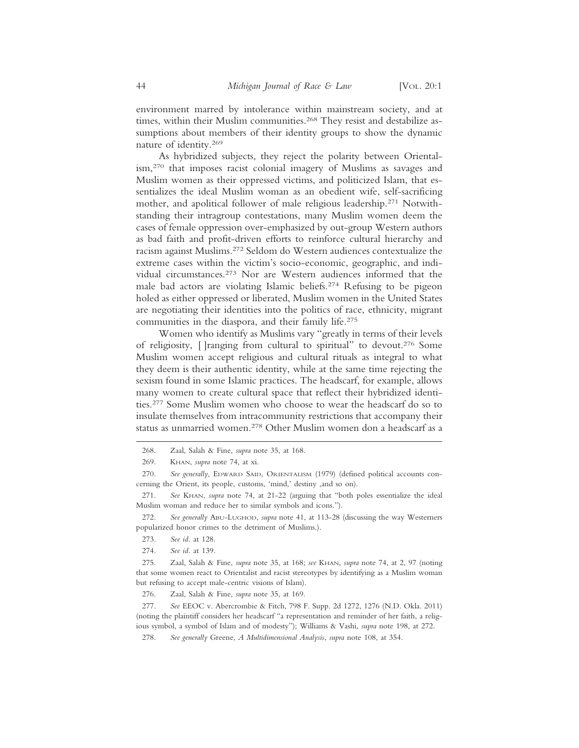environment marred by intolerance within mainstream society, and at times, within their Muslim communities.[268] They resist and destabilize assumptions about members of their identity groups to show the dynamic nature of identity.[269]

As hybridized subjects, they reject the polarity between Orientalism,[270] that imposes racist colonial imagery of Muslims as savages and Muslim women as their oppressed victims, and politicized Islam, that essentializes the ideal Muslim woman as an obedient wife, self-sacrificing mother, and apolitical follower of male religious leadership.[271] Notwithstanding their intragroup contestations, many Muslim women deem the cases of female oppression over-emphasized by out-group Western authors as bad faith and profit-driven efforts to reinforce cultural hierarchy and racism against Muslims.[272] Seldom do Western audiences contextualize the extreme cases within the victim's socio-economic, geographic, and individual circumstances.[273] Nor are Western audiences informed that the male bad actors are violating Islamic beliefs.[274] Refusing to be pigeon holed as either oppressed or liberated, Muslim women in the United States are negotiating their identities into the politics of race, ethnicity, migrant communities in the diaspora, and their family life.[275]

Women who identify as Muslims vary "greatly in terms of their levels of religiosity, [ ]ranging from cultural to spiritual" to devout.[276] Some Muslim women accept religious and cultural rituals as integral to what they deem is their authentic identity, while at the same time rejecting the sexism found in some Islamic practices. The headscarf, for example, allows many women to create cultural space that reflect their hybridized identities.[277] Some Muslim women who choose to wear the headscarf do so to insulate themselves from intracommunity restrictions that accompany their status as unmarried women.[278] Other Muslim women don a headscarf as a

---

268. Zaal, Salah & Fine, *supra* note 35, at 168.

269. KHAN, *supra* note 74, at xi.

270. *See generally*, EDWARD SAID, ORIENTALISM (1979) (defined political accounts concerning the Orient, its people, customs, 'mind,' destiny ,and so on).

271. *See* KHAN, *supra* note 74, at 21-22 (arguing that "both poles essentialize the ideal Muslim woman and reduce her to similar symbols and icons.").

272. *See generally* ABU-LUGHOD, *supra* note 41, at 113-28 (discussing the way Westerners popularized honor crimes to the detriment of Muslims.).

273. *See id.* at 128.

274. *See id.* at 139.

275. Zaal, Salah & Fine, *supra* note 35, at 168; *see* KHAN, *supra* note 74, at 2, 97 (noting that some women react to Orientalist and racist stereotypes by identifying as a Muslim woman but refusing to accept male-centric visions of Islam).

276. Zaal, Salah & Fine, *supra* note 35, at 169.

277. *See* EEOC v. Abercrombie & Fitch, 798 F. Supp. 2d 1272, 1276 (N.D. Okla. 2011) (noting the plaintiff considers her headscarf "a representation and reminder of her faith, a religious symbol, a symbol of Islam and of modesty"); Williams & Vashi, *supra* note 198, at 272.

278. *See generally* Greene, *A Multidimensional Analysis*, *supra* note 108, at 354.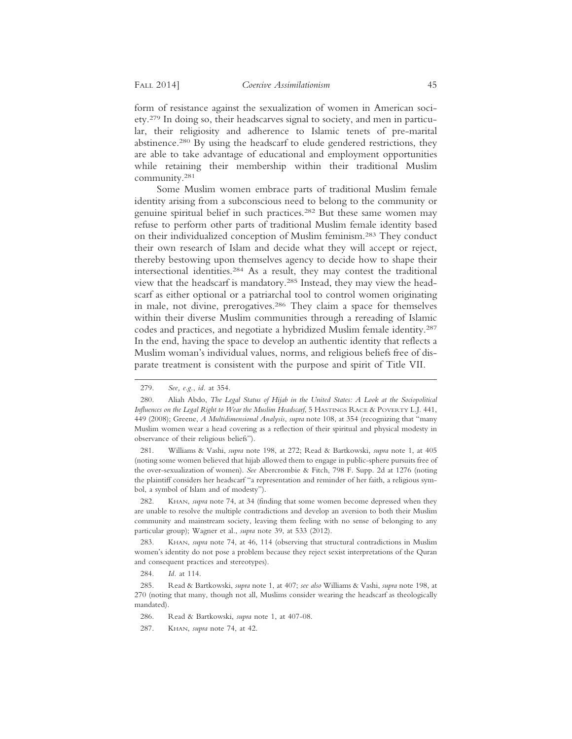form of resistance against the sexualization of women in American society.[279] In doing so, their headscarves signal to society, and men in particular, their religiosity and adherence to Islamic tenets of pre-marital abstinence.[280] By using the headscarf to elude gendered restrictions, they are able to take advantage of educational and employment opportunities while retaining their membership within their traditional Muslim community.[281]

Some Muslim women embrace parts of traditional Muslim female identity arising from a subconscious need to belong to the community or genuine spiritual belief in such practices.[282] But these same women may refuse to perform other parts of traditional Muslim female identity based on their individualized conception of Muslim feminism.[283] They conduct their own research of Islam and decide what they will accept or reject, thereby bestowing upon themselves agency to decide how to shape their intersectional identities.[284] As a result, they may contest the traditional view that the headscarf is mandatory.[285] Instead, they may view the headscarf as either optional or a patriarchal tool to control women originating in male, not divine, prerogatives.[286] They claim a space for themselves within their diverse Muslim communities through a rereading of Islamic codes and practices, and negotiate a hybridized Muslim female identity.[287] In the end, having the space to develop an authentic identity that reflects a Muslim woman's individual values, norms, and religious beliefs free of disparate treatment is consistent with the purpose and spirit of Title VII.

---

279. *See, e.g.*, *id.* at 354.

280. Aliah Abdo, *The Legal Status of Hijab in the United States: A Look at the Sociopolitical Influences on the Legal Right to Wear the Muslim Headscarf*, 5 HASTINGS RACE & POVERTY L.J. 441, 449 (2008); Greene, *A Multidimensional Analysis*, *supra* note 108, at 354 (recognizing that "many Muslim women wear a head covering as a reflection of their spiritual and physical modesty in observance of their religious beliefs").

281. Williams & Vashi, *supra* note 198, at 272; Read & Bartkowski, *supra* note 1, at 405 (noting some women believed that hijab allowed them to engage in public-sphere pursuits free of the over-sexualization of women). *See* Abercrombie & Fitch, 798 F. Supp. 2d at 1276 (noting the plaintiff considers her headscarf "a representation and reminder of her faith, a religious symbol, a symbol of Islam and of modesty").

282. KHAN, *supra* note 74, at 34 (finding that some women become depressed when they are unable to resolve the multiple contradictions and develop an aversion to both their Muslim community and mainstream society, leaving them feeling with no sense of belonging to any particular group); Wagner et al., *supra* note 39, at 533 (2012).

283. KHAN, *supra* note 74, at 46, 114 (observing that structural contradictions in Muslim women's identity do not pose a problem because they reject sexist interpretations of the Quran and consequent practices and stereotypes).

284. *Id.* at 114.

285. Read & Bartkowski, *supra* note 1, at 407; *see also* Williams & Vashi, *supra* note 198, at 270 (noting that many, though not all, Muslims consider wearing the headscarf as theologically mandated).

286. Read & Bartkowski, *supra* note 1, at 407-08.

287. KHAN, *supra* note 74, at 42.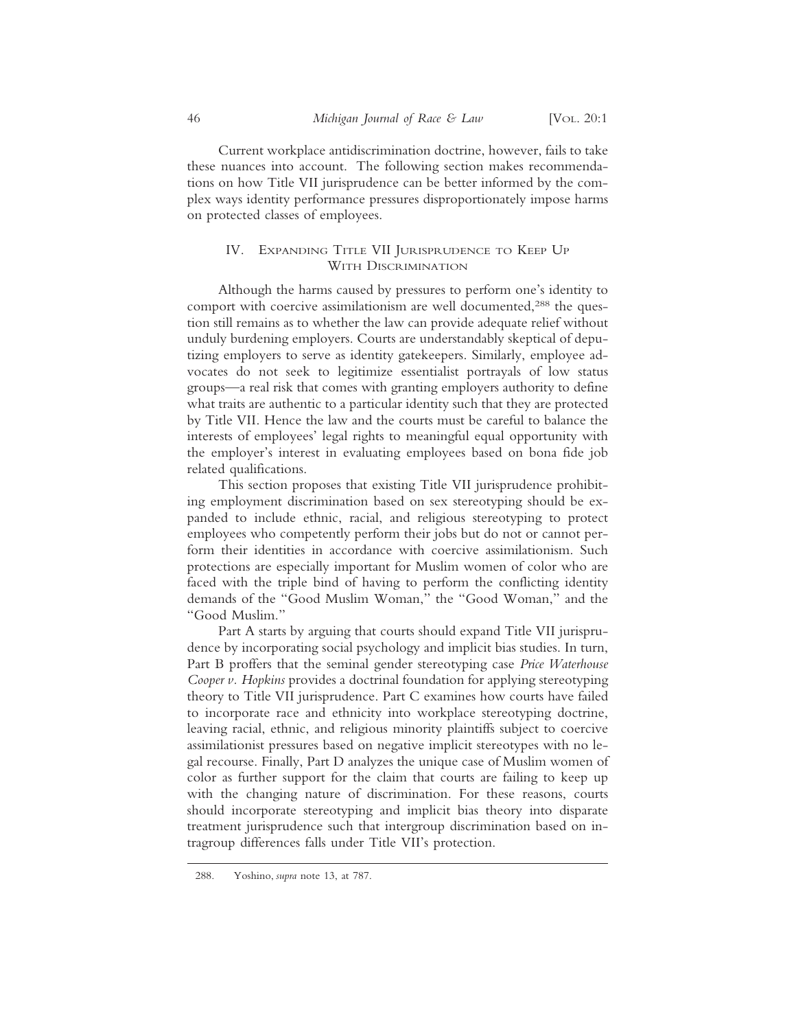Current workplace antidiscrimination doctrine, however, fails to take these nuances into account. The following section makes recommendations on how Title VII jurisprudence can be better informed by the complex ways identity performance pressures disproportionately impose harms on protected classes of employees.

## IV. Expanding Title VII Jurisprudence to Keep Up With Discrimination

Although the harms caused by pressures to perform one's identity to comport with coercive assimilationism are well documented,[288] the question still remains as to whether the law can provide adequate relief without unduly burdening employers. Courts are understandably skeptical of deputizing employers to serve as identity gatekeepers. Similarly, employee advocates do not seek to legitimize essentialist portrayals of low status groups—a real risk that comes with granting employers authority to define what traits are authentic to a particular identity such that they are protected by Title VII. Hence the law and the courts must be careful to balance the interests of employees' legal rights to meaningful equal opportunity with the employer's interest in evaluating employees based on bona fide job related qualifications.

This section proposes that existing Title VII jurisprudence prohibiting employment discrimination based on sex stereotyping should be expanded to include ethnic, racial, and religious stereotyping to protect employees who competently perform their jobs but do not or cannot perform their identities in accordance with coercive assimilationism. Such protections are especially important for Muslim women of color who are faced with the triple bind of having to perform the conflicting identity demands of the "Good Muslim Woman," the "Good Woman," and the "Good Muslim."

Part A starts by arguing that courts should expand Title VII jurisprudence by incorporating social psychology and implicit bias studies. In turn, Part B proffers that the seminal gender stereotyping case *Price Waterhouse Cooper v. Hopkins* provides a doctrinal foundation for applying stereotyping theory to Title VII jurisprudence. Part C examines how courts have failed to incorporate race and ethnicity into workplace stereotyping doctrine, leaving racial, ethnic, and religious minority plaintiffs subject to coercive assimilationist pressures based on negative implicit stereotypes with no legal recourse. Finally, Part D analyzes the unique case of Muslim women of color as further support for the claim that courts are failing to keep up with the changing nature of discrimination. For these reasons, courts should incorporate stereotyping and implicit bias theory into disparate treatment jurisprudence such that intergroup discrimination based on intragroup differences falls under Title VII's protection.

---

288. Yoshino, *supra* note 13, at 787.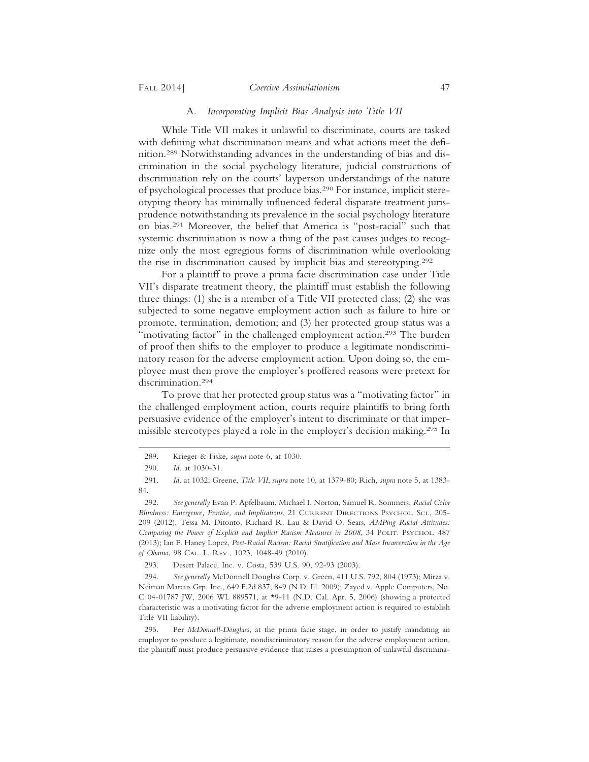### A. *Incorporating Implicit Bias Analysis into Title VII*

While Title VII makes it unlawful to discriminate, courts are tasked with defining what discrimination means and what actions meet the definition.[289] Notwithstanding advances in the understanding of bias and discrimination in the social psychology literature, judicial constructions of discrimination rely on the courts' layperson understandings of the nature of psychological processes that produce bias.[290] For instance, implicit stereotyping theory has minimally influenced federal disparate treatment jurisprudence notwithstanding its prevalence in the social psychology literature on bias.[291] Moreover, the belief that America is "post-racial" such that systemic discrimination is now a thing of the past causes judges to recognize only the most egregious forms of discrimination while overlooking the rise in discrimination caused by implicit bias and stereotyping.[292]

For a plaintiff to prove a prima facie discrimination case under Title VII's disparate treatment theory, the plaintiff must establish the following three things: (1) she is a member of a Title VII protected class; (2) she was subjected to some negative employment action such as failure to hire or promote, termination, demotion; and (3) her protected group status was a "motivating factor" in the challenged employment action.[293] The burden of proof then shifts to the employer to produce a legitimate nondiscriminatory reason for the adverse employment action. Upon doing so, the employee must then prove the employer's proffered reasons were pretext for discrimination.[294]

To prove that her protected group status was a "motivating factor" in the challenged employment action, courts require plaintiffs to bring forth persuasive evidence of the employer's intent to discriminate or that impermissible stereotypes played a role in the employer's decision making.[295] In

---

289. Krieger & Fiske, *supra* note 6, at 1030.

290. *Id.* at 1030-31.

291. *Id.* at 1032; Greene, *Title VII*, *supra* note 10, at 1379-80; Rich, *supra* note 5, at 1383-84.

292. *See generally* Evan P. Apfelbaum, Michael I. Norton, Samuel R. Sommers, *Racial Color Blindness: Emergence, Practice, and Implications*, 21 CURRENT DIRECTIONS PSYCHOL. SCI., 205-209 (2012); Tessa M. Ditonto, Richard R. Lau & David O. Sears, *AMPing Racial Attitudes: Comparing the Power of Explicit and Implicit Racism Measures in 2008*, 34 POLIT. PSYCHOL. 487 (2013); Ian F. Haney Lopez, *Post-Racial Racism: Racial Stratification and Mass Incarceration in the Age of Obama*, 98 CAL. L. REV., 1023, 1048-49 (2010).

293. Desert Palace, Inc. v. Costa, 539 U.S. 90, 92-93 (2003).

294. *See generally* McDonnell Douglass Corp. v. Green, 411 U.S. 792, 804 (1973); Mirza v. Neiman Marcus Grp. Inc., 649 F.2d 837, 849 (N.D. Ill. 2009); Zayed v. Apple Computers, No. C 04-01787 JW, 2006 WL 889571, at *9-11 (N.D. Cal. Apr. 5, 2006) (showing a protected characteristic was a motivating factor for the adverse employment action is required to establish Title VII liability).

295. Per *McDonnell-Douglass*, at the prima facie stage, in order to justify mandating an employer to produce a legitimate, nondiscriminatory reason for the adverse employment action, the plaintiff must produce persuasive evidence that raises a presumption of unlawful discrimina-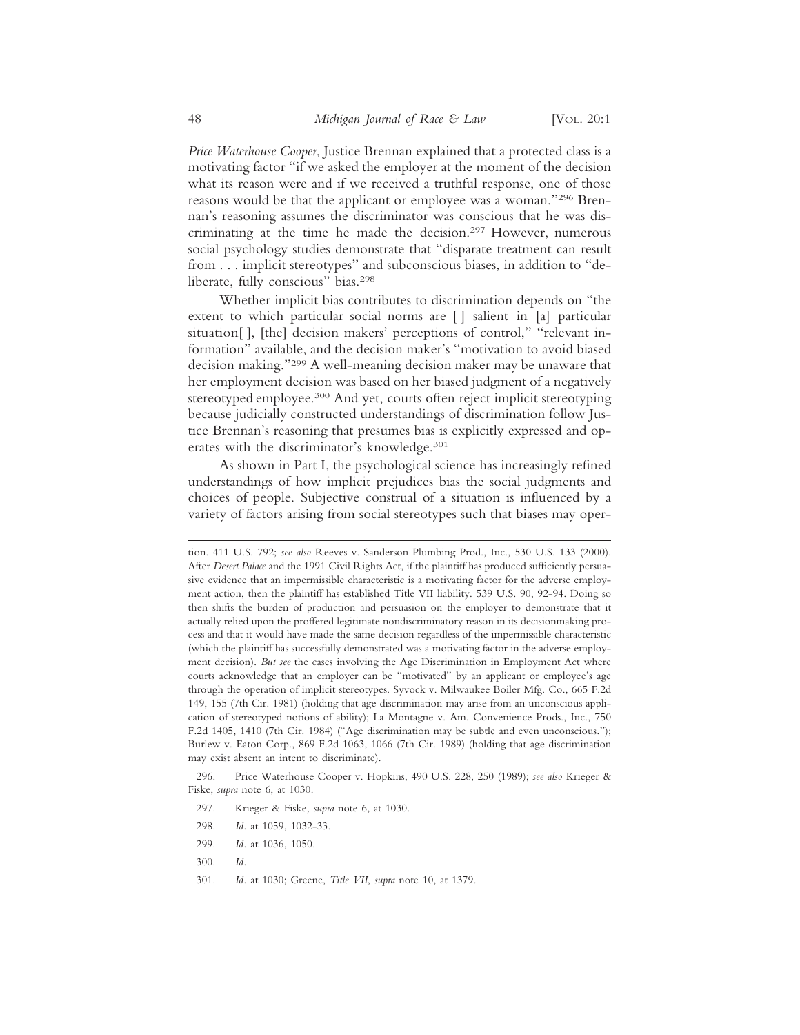*Price Waterhouse Cooper*, Justice Brennan explained that a protected class is a motivating factor "if we asked the employer at the moment of the decision what its reason were and if we received a truthful response, one of those reasons would be that the applicant or employee was a woman."[296] Brennan's reasoning assumes the discriminator was conscious that he was discriminating at the time he made the decision.[297] However, numerous social psychology studies demonstrate that "disparate treatment can result from . . . implicit stereotypes" and subconscious biases, in addition to "deliberate, fully conscious" bias.[298]

Whether implicit bias contributes to discrimination depends on "the extent to which particular social norms are [ ] salient in [a] particular situation[ ], [the] decision makers' perceptions of control," "relevant information" available, and the decision maker's "motivation to avoid biased decision making."[299] A well-meaning decision maker may be unaware that her employment decision was based on her biased judgment of a negatively stereotyped employee.[300] And yet, courts often reject implicit stereotyping because judicially constructed understandings of discrimination follow Justice Brennan's reasoning that presumes bias is explicitly expressed and operates with the discriminator's knowledge.[301]

As shown in Part I, the psychological science has increasingly refined understandings of how implicit prejudices bias the social judgments and choices of people. Subjective construal of a situation is influenced by a variety of factors arising from social stereotypes such that biases may oper-

---

tion. 411 U.S. 792; *see also* Reeves v. Sanderson Plumbing Prod., Inc., 530 U.S. 133 (2000). After *Desert Palace* and the 1991 Civil Rights Act, if the plaintiff has produced sufficiently persuasive evidence that an impermissible characteristic is a motivating factor for the adverse employment action, then the plaintiff has established Title VII liability. 539 U.S. 90, 92-94. Doing so then shifts the burden of production and persuasion on the employer to demonstrate that it actually relied upon the proffered legitimate nondiscriminatory reason in its decisionmaking process and that it would have made the same decision regardless of the impermissible characteristic (which the plaintiff has successfully demonstrated was a motivating factor in the adverse employment decision). *But see* the cases involving the Age Discrimination in Employment Act where courts acknowledge that an employer can be "motivated" by an applicant or employee's age through the operation of implicit stereotypes. Syvock v. Milwaukee Boiler Mfg. Co., 665 F.2d 149, 155 (7th Cir. 1981) (holding that age discrimination may arise from an unconscious application of stereotyped notions of ability); La Montagne v. Am. Convenience Prods., Inc., 750 F.2d 1405, 1410 (7th Cir. 1984) ("Age discrimination may be subtle and even unconscious."); Burlew v. Eaton Corp., 869 F.2d 1063, 1066 (7th Cir. 1989) (holding that age discrimination may exist absent an intent to discriminate).

296. Price Waterhouse Cooper v. Hopkins, 490 U.S. 228, 250 (1989); *see also* Krieger & Fiske, *supra* note 6, at 1030.

297. Krieger & Fiske, *supra* note 6, at 1030.

298. *Id.* at 1059, 1032-33.

299. *Id.* at 1036, 1050.

300. *Id.*

301. *Id.* at 1030; Greene, *Title VII*, *supra* note 10, at 1379.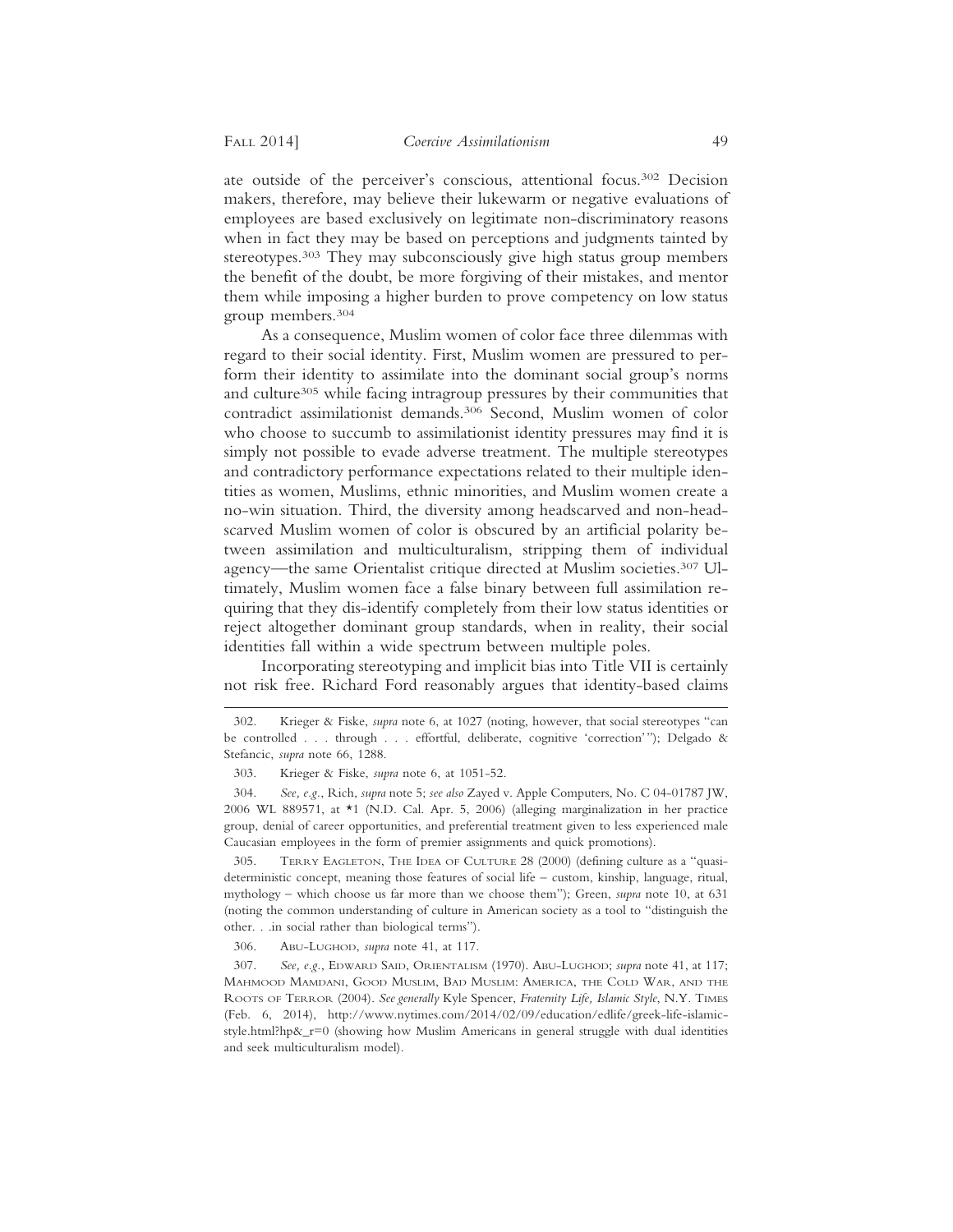ate outside of the perceiver's conscious, attentional focus.[302] Decision makers, therefore, may believe their lukewarm or negative evaluations of employees are based exclusively on legitimate non-discriminatory reasons when in fact they may be based on perceptions and judgments tainted by stereotypes.[303] They may subconsciously give high status group members the benefit of the doubt, be more forgiving of their mistakes, and mentor them while imposing a higher burden to prove competency on low status group members.[304]

As a consequence, Muslim women of color face three dilemmas with regard to their social identity. First, Muslim women are pressured to perform their identity to assimilate into the dominant social group's norms and culture[305] while facing intragroup pressures by their communities that contradict assimilationist demands.[306] Second, Muslim women of color who choose to succumb to assimilationist identity pressures may find it is simply not possible to evade adverse treatment. The multiple stereotypes and contradictory performance expectations related to their multiple identities as women, Muslims, ethnic minorities, and Muslim women create a no-win situation. Third, the diversity among headscarved and non-headscarved Muslim women of color is obscured by an artificial polarity between assimilation and multiculturalism, stripping them of individual agency—the same Orientalist critique directed at Muslim societies.[307] Ultimately, Muslim women face a false binary between full assimilation requiring that they dis-identify completely from their low status identities or reject altogether dominant group standards, when in reality, their social identities fall within a wide spectrum between multiple poles.

Incorporating stereotyping and implicit bias into Title VII is certainly not risk free. Richard Ford reasonably argues that identity-based claims

---

302. Krieger & Fiske, *supra* note 6, at 1027 (noting, however, that social stereotypes "can be controlled . . . through . . . effortful, deliberate, cognitive 'correction'"); Delgado & Stefancic, *supra* note 66, 1288.

303. Krieger & Fiske, *supra* note 6, at 1051-52.

304. *See, e.g.*, Rich, *supra* note 5; *see also* Zayed v. Apple Computers, No. C 04-01787 JW, 2006 WL 889571, at *1 (N.D. Cal. Apr. 5, 2006) (alleging marginalization in her practice group, denial of career opportunities, and preferential treatment given to less experienced male Caucasian employees in the form of premier assignments and quick promotions).

305. TERRY EAGLETON, THE IDEA OF CULTURE 28 (2000) (defining culture as a "quasi-deterministic concept, meaning those features of social life – custom, kinship, language, ritual, mythology – which choose us far more than we choose them"); Green, *supra* note 10, at 631 (noting the common understanding of culture in American society as a tool to "distinguish the other. . .in social rather than biological terms").

306. ABU-LUGHOD, *supra* note 41, at 117.

307. *See, e.g.*, EDWARD SAID, ORIENTALISM (1970). ABU-LUGHOD; *supra* note 41, at 117; MAHMOOD MAMDANI, GOOD MUSLIM, BAD MUSLIM: AMERICA, THE COLD WAR, AND THE ROOTS OF TERROR (2004). *See generally* Kyle Spencer, *Fraternity Life, Islamic Style*, N.Y. TIMES (Feb. 6, 2014), http://www.nytimes.com/2014/02/09/education/edlife/greek-life-islamic-style.html?hp&_r=0 (showing how Muslim Americans in general struggle with dual identities and seek multiculturalism model).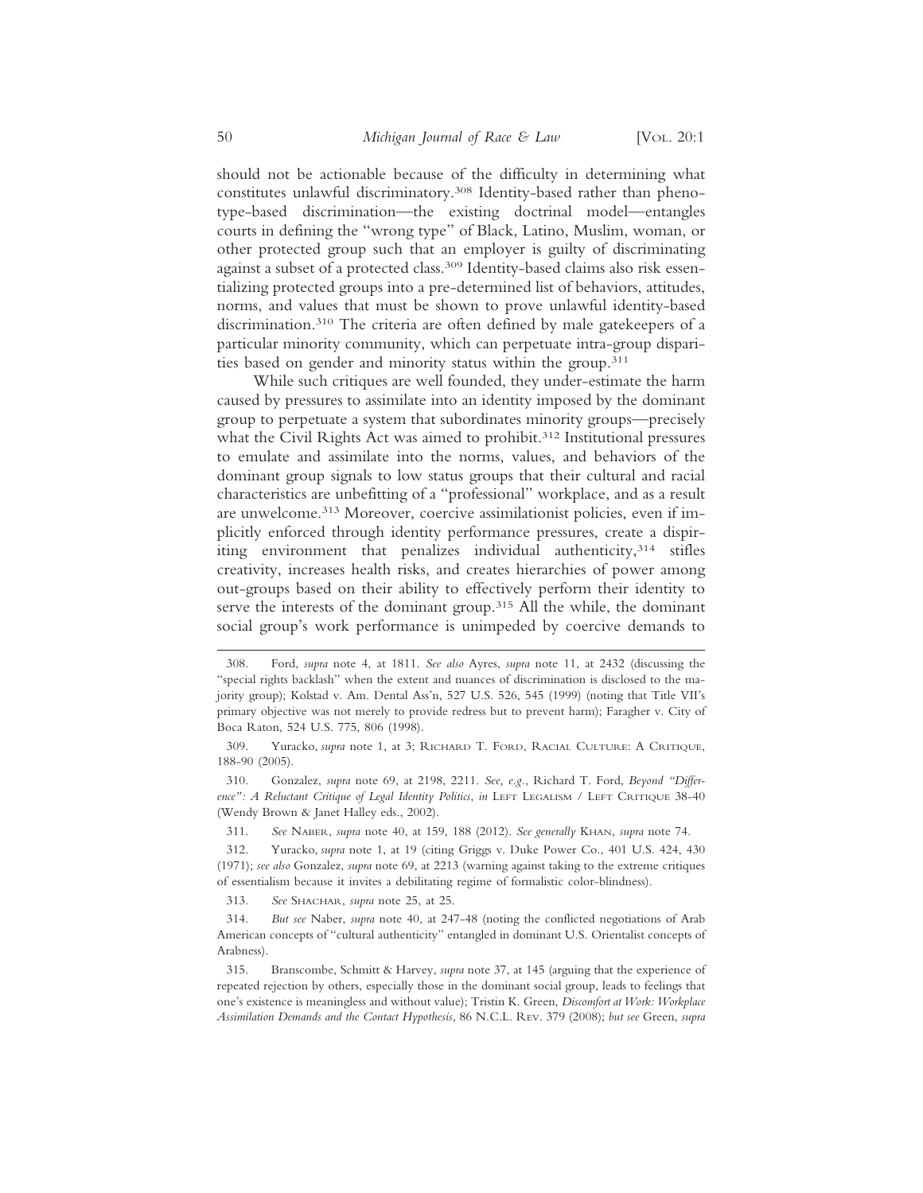should not be actionable because of the difficulty in determining what constitutes unlawful discriminatory.[308] Identity-based rather than phenotype-based discrimination—the existing doctrinal model—entangles courts in defining the "wrong type" of Black, Latino, Muslim, woman, or other protected group such that an employer is guilty of discriminating against a subset of a protected class.[309] Identity-based claims also risk essentializing protected groups into a pre-determined list of behaviors, attitudes, norms, and values that must be shown to prove unlawful identity-based discrimination.[310] The criteria are often defined by male gatekeepers of a particular minority community, which can perpetuate intra-group disparities based on gender and minority status within the group.[311]

While such critiques are well founded, they under-estimate the harm caused by pressures to assimilate into an identity imposed by the dominant group to perpetuate a system that subordinates minority groups—precisely what the Civil Rights Act was aimed to prohibit.[312] Institutional pressures to emulate and assimilate into the norms, values, and behaviors of the dominant group signals to low status groups that their cultural and racial characteristics are unbefitting of a "professional" workplace, and as a result are unwelcome.[313] Moreover, coercive assimilationist policies, even if implicitly enforced through identity performance pressures, create a dispiriting environment that penalizes individual authenticity,[314] stifles creativity, increases health risks, and creates hierarchies of power among out-groups based on their ability to effectively perform their identity to serve the interests of the dominant group.[315] All the while, the dominant social group's work performance is unimpeded by coercive demands to

---

308. Ford, *supra* note 4, at 1811. *See also* Ayres, *supra* note 11, at 2432 (discussing the "special rights backlash" when the extent and nuances of discrimination is disclosed to the majority group); Kolstad v. Am. Dental Ass'n, 527 U.S. 526, 545 (1999) (noting that Title VII's primary objective was not merely to provide redress but to prevent harm); Faragher v. City of Boca Raton, 524 U.S. 775, 806 (1998).

309. Yuracko, *supra* note 1, at 3; Richard T. Ford, Racial Culture: A Critique, 188-90 (2005).

310. Gonzalez, *supra* note 69, at 2198, 2211. *See, e.g.*, Richard T. Ford, *Beyond "Difference": A Reluctant Critique of Legal Identity Politics*, *in* Left Legalism / Left Critique 38-40 (Wendy Brown & Janet Halley eds., 2002).

311. *See* Naber, *supra* note 40, at 159, 188 (2012). *See generally* Khan, *supra* note 74.

312. Yuracko, *supra* note 1, at 19 (citing Griggs v. Duke Power Co., 401 U.S. 424, 430 (1971); *see also* Gonzalez, *supra* note 69, at 2213 (warning against taking to the extreme critiques of essentialism because it invites a debilitating regime of formalistic color-blindness).

313. *See* Shachar, *supra* note 25, at 25.

314. *But see* Naber, *supra* note 40, at 247-48 (noting the conflicted negotiations of Arab American concepts of "cultural authenticity" entangled in dominant U.S. Orientalist concepts of Arabness).

315. Branscombe, Schmitt & Harvey, *supra* note 37, at 145 (arguing that the experience of repeated rejection by others, especially those in the dominant social group, leads to feelings that one's existence is meaningless and without value); Tristin K. Green, *Discomfort at Work: Workplace Assimilation Demands and the Contact Hypothesis*, 86 N.C.L. Rev. 379 (2008); *but see* Green, *supra*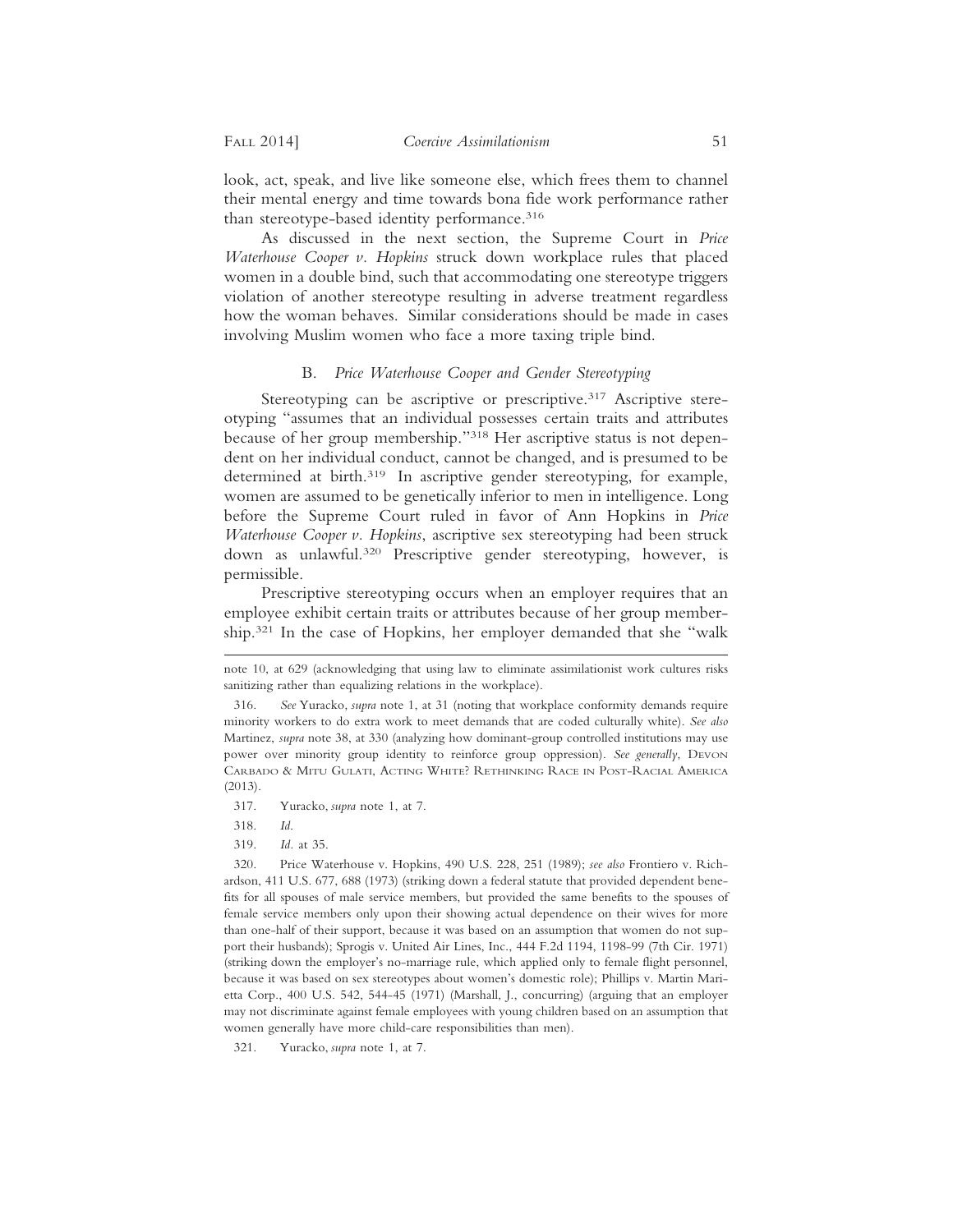look, act, speak, and live like someone else, which frees them to channel their mental energy and time towards bona fide work performance rather than stereotype-based identity performance.[316]

As discussed in the next section, the Supreme Court in *Price Waterhouse Cooper v. Hopkins* struck down workplace rules that placed women in a double bind, such that accommodating one stereotype triggers violation of another stereotype resulting in adverse treatment regardless how the woman behaves. Similar considerations should be made in cases involving Muslim women who face a more taxing triple bind.

### B. *Price Waterhouse Cooper and Gender Stereotyping*

Stereotyping can be ascriptive or prescriptive.[317] Ascriptive stereotyping "assumes that an individual possesses certain traits and attributes because of her group membership."[318] Her ascriptive status is not dependent on her individual conduct, cannot be changed, and is presumed to be determined at birth.[319] In ascriptive gender stereotyping, for example, women are assumed to be genetically inferior to men in intelligence. Long before the Supreme Court ruled in favor of Ann Hopkins in *Price Waterhouse Cooper v. Hopkins*, ascriptive sex stereotyping had been struck down as unlawful.[320] Prescriptive gender stereotyping, however, is permissible.

Prescriptive stereotyping occurs when an employer requires that an employee exhibit certain traits or attributes because of her group membership.[321] In the case of Hopkins, her employer demanded that she "walk

---

note 10, at 629 (acknowledging that using law to eliminate assimilationist work cultures risks sanitizing rather than equalizing relations in the workplace).

316. *See* Yuracko, *supra* note 1, at 31 (noting that workplace conformity demands require minority workers to do extra work to meet demands that are coded culturally white). *See also* Martinez, *supra* note 38, at 330 (analyzing how dominant-group controlled institutions may use power over minority group identity to reinforce group oppression). *See generally*, Devon Carbado & Mitu Gulati, Acting White? Rethinking Race in Post-Racial America (2013).

317. Yuracko, *supra* note 1, at 7.

318. *Id.*

319. *Id.* at 35.

320. Price Waterhouse v. Hopkins, 490 U.S. 228, 251 (1989); *see also* Frontiero v. Richardson, 411 U.S. 677, 688 (1973) (striking down a federal statute that provided dependent benefits for all spouses of male service members, but provided the same benefits to the spouses of female service members only upon their showing actual dependence on their wives for more than one-half of their support, because it was based on an assumption that women do not support their husbands); Sprogis v. United Air Lines, Inc., 444 F.2d 1194, 1198-99 (7th Cir. 1971) (striking down the employer's no-marriage rule, which applied only to female flight personnel, because it was based on sex stereotypes about women's domestic role); Phillips v. Martin Marietta Corp., 400 U.S. 542, 544-45 (1971) (Marshall, J., concurring) (arguing that an employer may not discriminate against female employees with young children based on an assumption that women generally have more child-care responsibilities than men).

321. Yuracko, *supra* note 1, at 7.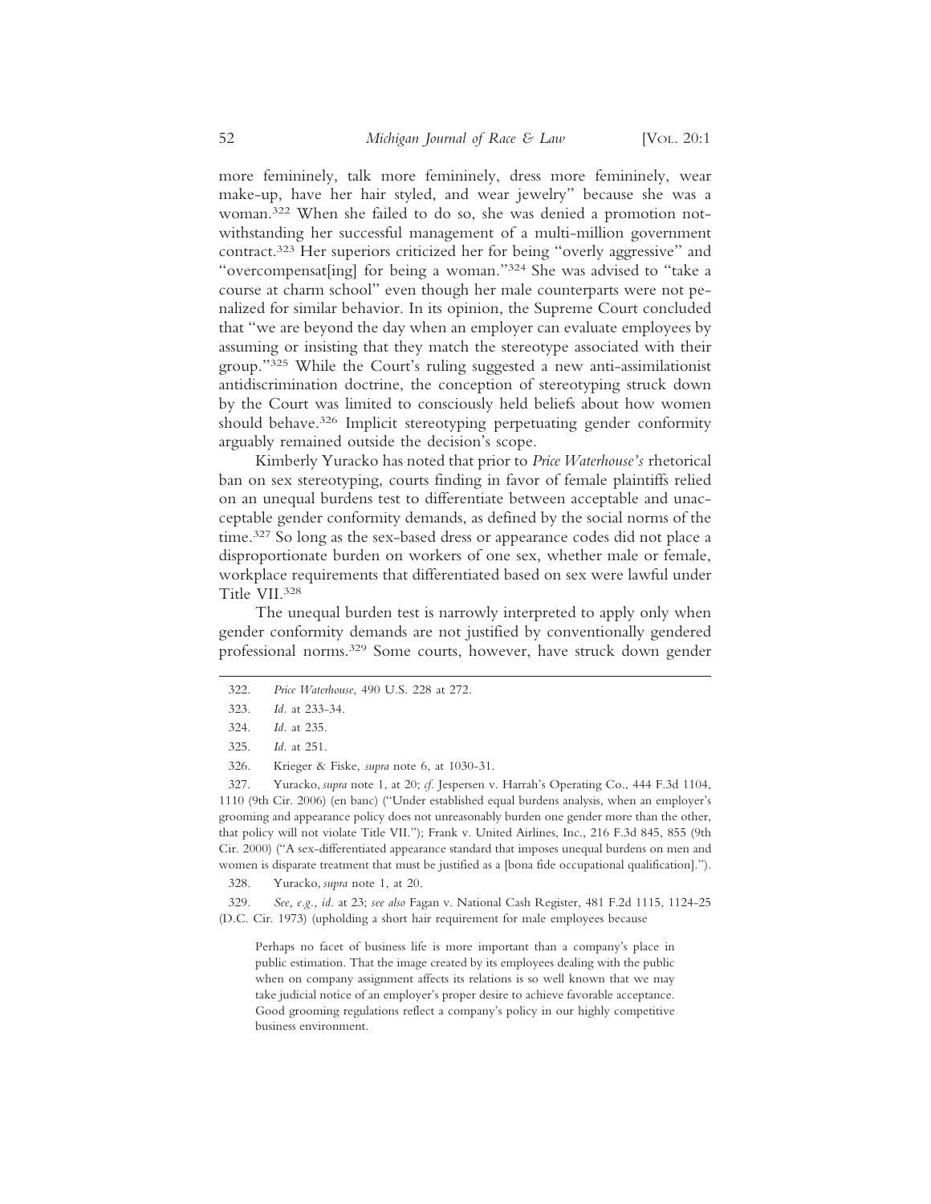more femininely, talk more femininely, dress more femininely, wear make-up, have her hair styled, and wear jewelry" because she was a woman.[322] When she failed to do so, she was denied a promotion notwithstanding her successful management of a multi-million government contract.[323] Her superiors criticized her for being "overly aggressive" and "overcompensat[ing] for being a woman."[324] She was advised to "take a course at charm school" even though her male counterparts were not penalized for similar behavior. In its opinion, the Supreme Court concluded that "we are beyond the day when an employer can evaluate employees by assuming or insisting that they match the stereotype associated with their group."[325] While the Court's ruling suggested a new anti-assimilationist antidiscrimination doctrine, the conception of stereotyping struck down by the Court was limited to consciously held beliefs about how women should behave.[326] Implicit stereotyping perpetuating gender conformity arguably remained outside the decision's scope.

Kimberly Yuracko has noted that prior to *Price Waterhouse's* rhetorical ban on sex stereotyping, courts finding in favor of female plaintiffs relied on an unequal burdens test to differentiate between acceptable and unacceptable gender conformity demands, as defined by the social norms of the time.[327] So long as the sex-based dress or appearance codes did not place a disproportionate burden on workers of one sex, whether male or female, workplace requirements that differentiated based on sex were lawful under Title VII.[328]

The unequal burden test is narrowly interpreted to apply only when gender conformity demands are not justified by conventionally gendered professional norms.[329] Some courts, however, have struck down gender

---

322. *Price Waterhouse*, 490 U.S. 228 at 272.

323. *Id.* at 233-34.

324. *Id.* at 235.

325. *Id.* at 251.

326. Krieger & Fiske, *supra* note 6, at 1030-31.

327. Yuracko, *supra* note 1, at 20; *cf.* Jespersen v. Harrah's Operating Co., 444 F.3d 1104, 1110 (9th Cir. 2006) (en banc) ("Under established equal burdens analysis, when an employer's grooming and appearance policy does not unreasonably burden one gender more than the other, that policy will not violate Title VII."); Frank v. United Airlines, Inc., 216 F.3d 845, 855 (9th Cir. 2000) ("A sex-differentiated appearance standard that imposes unequal burdens on men and women is disparate treatment that must be justified as a [bona fide occupational qualification].").

328. Yuracko, *supra* note 1, at 20.

329. *See, e.g.*, *id.* at 23; *see also* Fagan v. National Cash Register, 481 F.2d 1115, 1124-25 (D.C. Cir. 1973) (upholding a short hair requirement for male employees because

> Perhaps no facet of business life is more important than a company's place in public estimation. That the image created by its employees dealing with the public when on company assignment affects its relations is so well known that we may take judicial notice of an employer's proper desire to achieve favorable acceptance. Good grooming regulations reflect a company's policy in our highly competitive business environment.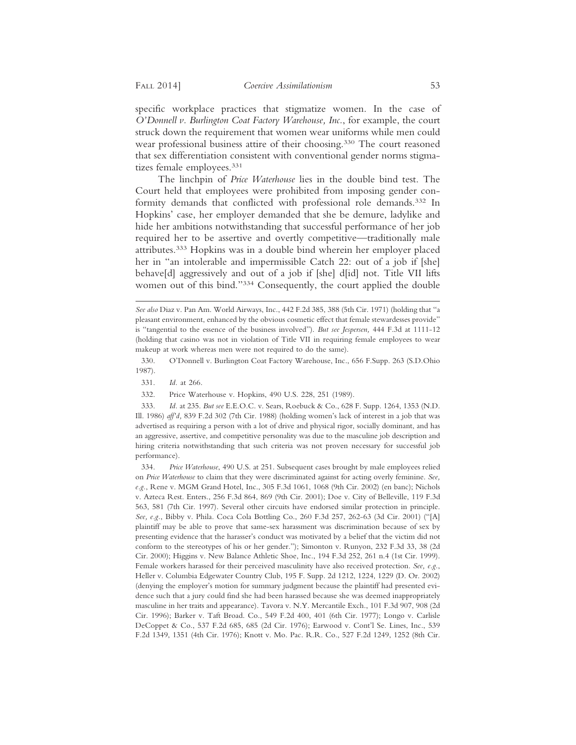specific workplace practices that stigmatize women. In the case of *O'Donnell v. Burlington Coat Factory Warehouse, Inc.*, for example, the court struck down the requirement that women wear uniforms while men could wear professional business attire of their choosing.[330] The court reasoned that sex differentiation consistent with conventional gender norms stigmatizes female employees.[331]

The linchpin of *Price Waterhouse* lies in the double bind test. The Court held that employees were prohibited from imposing gender conformity demands that conflicted with professional role demands.[332] In Hopkins' case, her employer demanded that she be demure, ladylike and hide her ambitions notwithstanding that successful performance of her job required her to be assertive and overtly competitive—traditionally male attributes.[333] Hopkins was in a double bind wherein her employer placed her in "an intolerable and impermissible Catch 22: out of a job if [she] behave[d] aggressively and out of a job if [she] d[id] not. Title VII lifts women out of this bind."[334] Consequently, the court applied the double

---

*See also* Diaz v. Pan Am. World Airways, Inc., 442 F.2d 385, 388 (5th Cir. 1971) (holding that "a pleasant environment, enhanced by the obvious cosmetic effect that female stewardesses provide" is "tangential to the essence of the business involved"). *But see Jespersen,* 444 F.3d at 1111-12 (holding that casino was not in violation of Title VII in requiring female employees to wear makeup at work whereas men were not required to do the same).

330. O'Donnell v. Burlington Coat Factory Warehouse, Inc., 656 F.Supp. 263 (S.D.Ohio 1987).

331. *Id.* at 266.

332. Price Waterhouse v. Hopkins, 490 U.S. 228, 251 (1989).

333. *Id.* at 235. *But see* E.E.O.C. v. Sears, Roebuck & Co., 628 F. Supp. 1264, 1353 (N.D. Ill. 1986) *aff'd,* 839 F.2d 302 (7th Cir. 1988) (holding women's lack of interest in a job that was advertised as requiring a person with a lot of drive and physical rigor, socially dominant, and has an aggressive, assertive, and competitive personality was due to the masculine job description and hiring criteria notwithstanding that such criteria was not proven necessary for successful job performance).

334. *Price Waterhouse*, 490 U.S. at 251. Subsequent cases brought by male employees relied on *Price Waterhouse* to claim that they were discriminated against for acting overly feminine. *See, e.g.*, Rene v. MGM Grand Hotel, Inc., 305 F.3d 1061, 1068 (9th Cir. 2002) (en banc); Nichols v. Azteca Rest. Enters., 256 F.3d 864, 869 (9th Cir. 2001); Doe v. City of Belleville, 119 F.3d 563, 581 (7th Cir. 1997). Several other circuits have endorsed similar protection in principle. *See, e.g.*, Bibby v. Phila. Coca Cola Bottling Co., 260 F.3d 257, 262-63 (3d Cir. 2001) ("[A] plaintiff may be able to prove that same-sex harassment was discrimination because of sex by presenting evidence that the harasser's conduct was motivated by a belief that the victim did not conform to the stereotypes of his or her gender."); Simonton v. Runyon, 232 F.3d 33, 38 (2d Cir. 2000); Higgins v. New Balance Athletic Shoe, Inc., 194 F.3d 252, 261 n.4 (1st Cir. 1999). Female workers harassed for their perceived masculinity have also received protection. *See, e.g.*, Heller v. Columbia Edgewater Country Club, 195 F. Supp. 2d 1212, 1224, 1229 (D. Or. 2002) (denying the employer's motion for summary judgment because the plaintiff had presented evidence such that a jury could find she had been harassed because she was deemed inappropriately masculine in her traits and appearance). Tavora v. N.Y. Mercantile Exch., 101 F.3d 907, 908 (2d Cir. 1996); Barker v. Taft Broad. Co., 549 F.2d 400, 401 (6th Cir. 1977); Longo v. Carlisle DeCoppet & Co., 537 F.2d 685, 685 (2d Cir. 1976); Earwood v. Cont'l Se. Lines, Inc., 539 F.2d 1349, 1351 (4th Cir. 1976); Knott v. Mo. Pac. R.R. Co., 527 F.2d 1249, 1252 (8th Cir.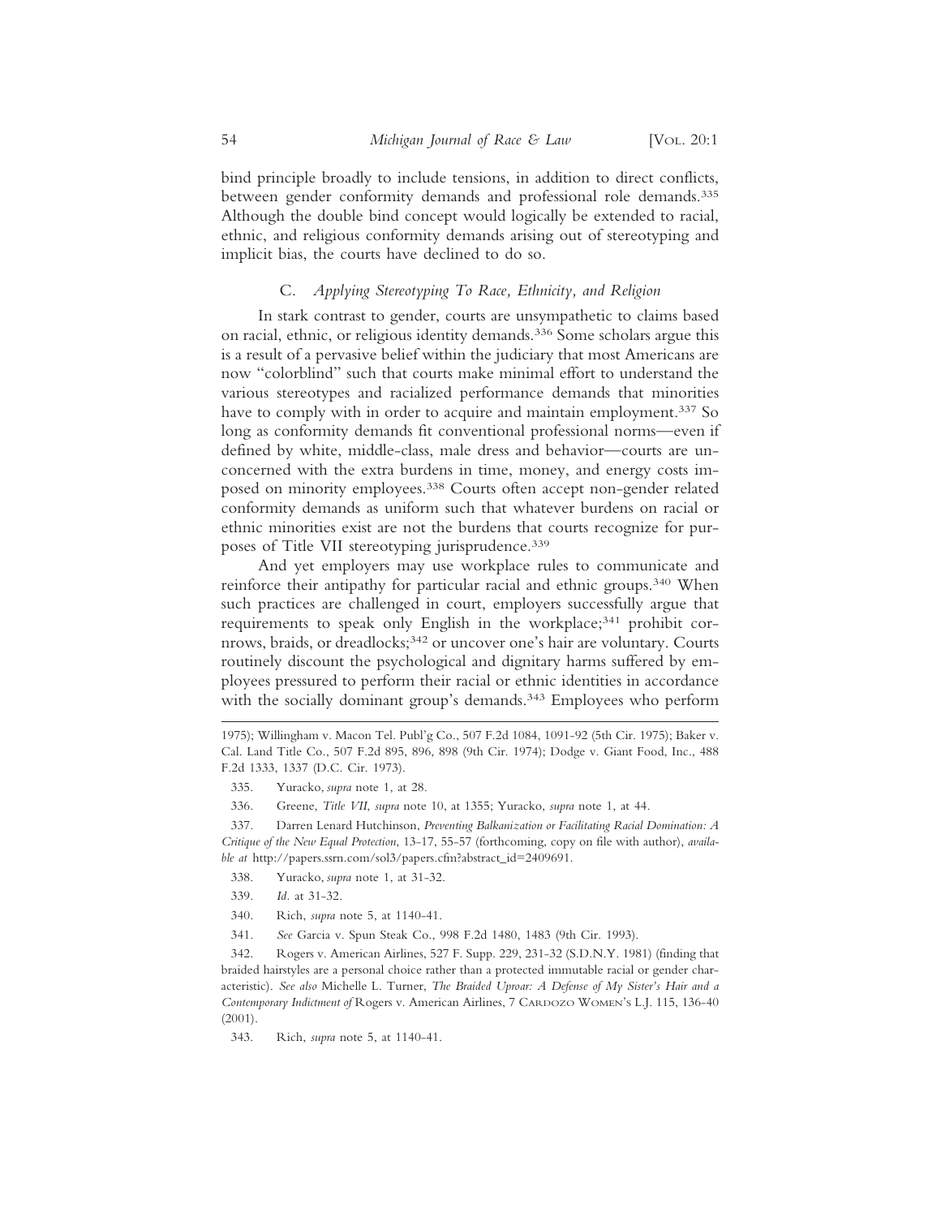bind principle broadly to include tensions, in addition to direct conflicts, between gender conformity demands and professional role demands.[335] Although the double bind concept would logically be extended to racial, ethnic, and religious conformity demands arising out of stereotyping and implicit bias, the courts have declined to do so.

### C. *Applying Stereotyping To Race, Ethnicity, and Religion*

In stark contrast to gender, courts are unsympathetic to claims based on racial, ethnic, or religious identity demands.[336] Some scholars argue this is a result of a pervasive belief within the judiciary that most Americans are now "colorblind" such that courts make minimal effort to understand the various stereotypes and racialized performance demands that minorities have to comply with in order to acquire and maintain employment.[337] So long as conformity demands fit conventional professional norms—even if defined by white, middle-class, male dress and behavior—courts are unconcerned with the extra burdens in time, money, and energy costs imposed on minority employees.[338] Courts often accept non-gender related conformity demands as uniform such that whatever burdens on racial or ethnic minorities exist are not the burdens that courts recognize for purposes of Title VII stereotyping jurisprudence.[339]

And yet employers may use workplace rules to communicate and reinforce their antipathy for particular racial and ethnic groups.[340] When such practices are challenged in court, employers successfully argue that requirements to speak only English in the workplace;[341] prohibit cornrows, braids, or dreadlocks;[342] or uncover one's hair are voluntary. Courts routinely discount the psychological and dignitary harms suffered by employees pressured to perform their racial or ethnic identities in accordance with the socially dominant group's demands.[343] Employees who perform

---

1975); Willingham v. Macon Tel. Publ'g Co., 507 F.2d 1084, 1091-92 (5th Cir. 1975); Baker v. Cal. Land Title Co., 507 F.2d 895, 896, 898 (9th Cir. 1974); Dodge v. Giant Food, Inc., 488 F.2d 1333, 1337 (D.C. Cir. 1973).

335. Yuracko, *supra* note 1, at 28.

336. Greene, *Title VII*, *supra* note 10, at 1355; Yuracko, *supra* note 1, at 44.

337. Darren Lenard Hutchinson, *Preventing Balkanization or Facilitating Racial Domination: A Critique of the New Equal Protection*, 13-17, 55-57 (forthcoming, copy on file with author), *available at* http://papers.ssrn.com/sol3/papers.cfm?abstract_id=2409691.

338. Yuracko, *supra* note 1, at 31-32.

339. *Id.* at 31-32.

340. Rich, *supra* note 5, at 1140-41.

341. *See* Garcia v. Spun Steak Co., 998 F.2d 1480, 1483 (9th Cir. 1993).

342. Rogers v. American Airlines, 527 F. Supp. 229, 231-32 (S.D.N.Y. 1981) (finding that braided hairstyles are a personal choice rather than a protected immutable racial or gender characteristic). *See also* Michelle L. Turner, *The Braided Uproar: A Defense of My Sister's Hair and a Contemporary Indictment of* Rogers v. American Airlines, 7 CARDOZO WOMEN'S L.J. 115, 136-40 (2001).

343. Rich, *supra* note 5, at 1140-41.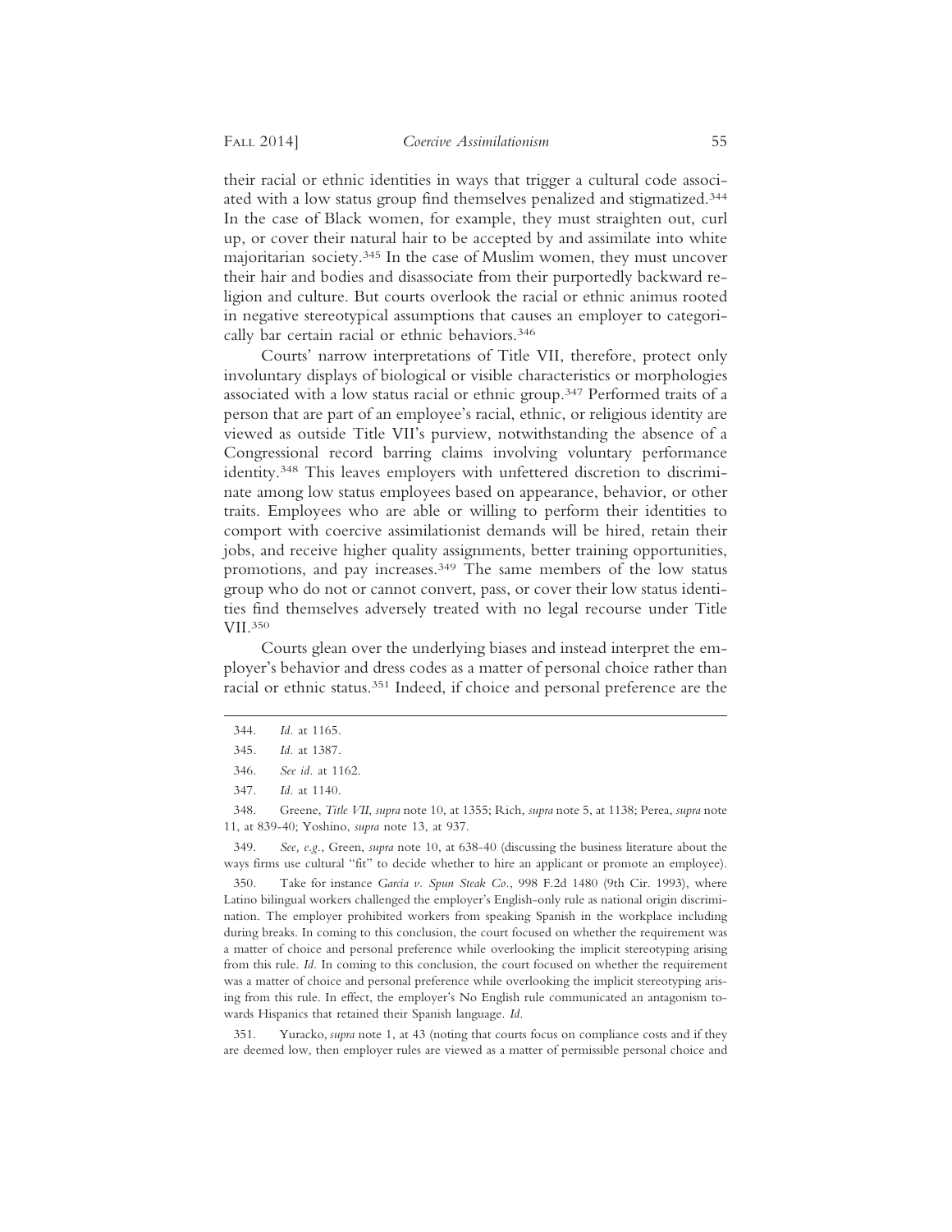their racial or ethnic identities in ways that trigger a cultural code associated with a low status group find themselves penalized and stigmatized.[344] In the case of Black women, for example, they must straighten out, curl up, or cover their natural hair to be accepted by and assimilate into white majoritarian society.[345] In the case of Muslim women, they must uncover their hair and bodies and disassociate from their purportedly backward religion and culture. But courts overlook the racial or ethnic animus rooted in negative stereotypical assumptions that causes an employer to categorically bar certain racial or ethnic behaviors.[346]

Courts' narrow interpretations of Title VII, therefore, protect only involuntary displays of biological or visible characteristics or morphologies associated with a low status racial or ethnic group.[347] Performed traits of a person that are part of an employee's racial, ethnic, or religious identity are viewed as outside Title VII's purview, notwithstanding the absence of a Congressional record barring claims involving voluntary performance identity.[348] This leaves employers with unfettered discretion to discriminate among low status employees based on appearance, behavior, or other traits. Employees who are able or willing to perform their identities to comport with coercive assimilationist demands will be hired, retain their jobs, and receive higher quality assignments, better training opportunities, promotions, and pay increases.[349] The same members of the low status group who do not or cannot convert, pass, or cover their low status identities find themselves adversely treated with no legal recourse under Title VII.[350]

Courts glean over the underlying biases and instead interpret the employer's behavior and dress codes as a matter of personal choice rather than racial or ethnic status.[351] Indeed, if choice and personal preference are the

---

344. *Id.* at 1165.

345. *Id.* at 1387.

346. *See id.* at 1162.

347. *Id.* at 1140.

348. Greene, *Title VII*, *supra* note 10, at 1355; Rich, *supra* note 5, at 1138; Perea, *supra* note 11, at 839-40; Yoshino, *supra* note 13, at 937.

349. *See, e.g.*, Green, *supra* note 10, at 638-40 (discussing the business literature about the ways firms use cultural "fit" to decide whether to hire an applicant or promote an employee).

350. Take for instance *Garcia v. Spun Steak Co.*, 998 F.2d 1480 (9th Cir. 1993), where Latino bilingual workers challenged the employer's English-only rule as national origin discrimination. The employer prohibited workers from speaking Spanish in the workplace including during breaks. In coming to this conclusion, the court focused on whether the requirement was a matter of choice and personal preference while overlooking the implicit stereotyping arising from this rule. *Id.* In coming to this conclusion, the court focused on whether the requirement was a matter of choice and personal preference while overlooking the implicit stereotyping arising from this rule. In effect, the employer's No English rule communicated an antagonism towards Hispanics that retained their Spanish language. *Id.*

351. Yuracko, *supra* note 1, at 43 (noting that courts focus on compliance costs and if they are deemed low, then employer rules are viewed as a matter of permissible personal choice and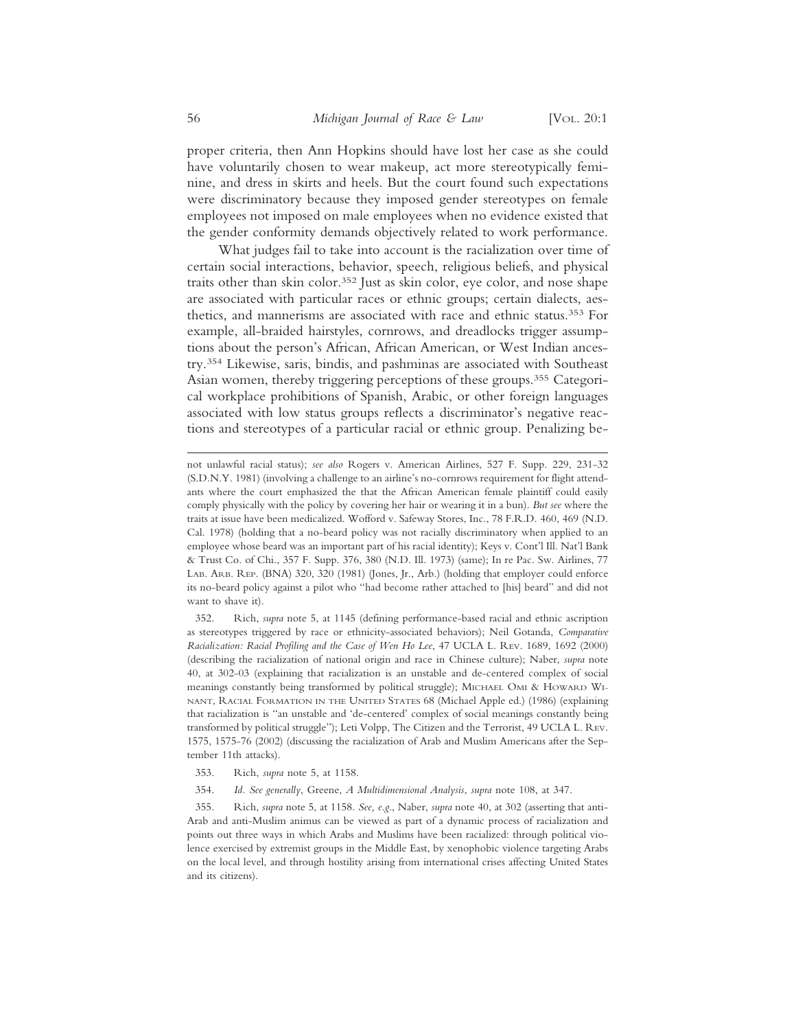proper criteria, then Ann Hopkins should have lost her case as she could have voluntarily chosen to wear makeup, act more stereotypically feminine, and dress in skirts and heels. But the court found such expectations were discriminatory because they imposed gender stereotypes on female employees not imposed on male employees when no evidence existed that the gender conformity demands objectively related to work performance.

What judges fail to take into account is the racialization over time of certain social interactions, behavior, speech, religious beliefs, and physical traits other than skin color.[352] Just as skin color, eye color, and nose shape are associated with particular races or ethnic groups; certain dialects, aesthetics, and mannerisms are associated with race and ethnic status.[353] For example, all-braided hairstyles, cornrows, and dreadlocks trigger assumptions about the person's African, African American, or West Indian ancestry.[354] Likewise, saris, bindis, and pashminas are associated with Southeast Asian women, thereby triggering perceptions of these groups.[355] Categorical workplace prohibitions of Spanish, Arabic, or other foreign languages associated with low status groups reflects a discriminator's negative reactions and stereotypes of a particular racial or ethnic group. Penalizing be-

---

not unlawful racial status); *see also* Rogers v. American Airlines, 527 F. Supp. 229, 231-32 (S.D.N.Y. 1981) (involving a challenge to an airline's no-cornrows requirement for flight attendants where the court emphasized the that the African American female plaintiff could easily comply physically with the policy by covering her hair or wearing it in a bun). *But see* where the traits at issue have been medicalized. Wofford v. Safeway Stores, Inc., 78 F.R.D. 460, 469 (N.D. Cal. 1978) (holding that a no-beard policy was not racially discriminatory when applied to an employee whose beard was an important part of his racial identity); Keys v. Cont'l Ill. Nat'l Bank & Trust Co. of Chi., 357 F. Supp. 376, 380 (N.D. Ill. 1973) (same); In re Pac. Sw. Airlines, 77 Lab. Arb. Rep. (BNA) 320, 320 (1981) (Jones, Jr., Arb.) (holding that employer could enforce its no-beard policy against a pilot who "had become rather attached to [his] beard" and did not want to shave it).

352. Rich, *supra* note 5, at 1145 (defining performance-based racial and ethnic ascription as stereotypes triggered by race or ethnicity-associated behaviors); Neil Gotanda, *Comparative Racialization: Racial Profiling and the Case of Wen Ho Lee*, 47 UCLA L. Rev. 1689, 1692 (2000) (describing the racialization of national origin and race in Chinese culture); Naber, *supra* note 40, at 302-03 (explaining that racialization is an unstable and de-centered complex of social meanings constantly being transformed by political struggle); Michael Omi & Howard Winant, Racial Formation in the United States 68 (Michael Apple ed.) (1986) (explaining that racialization is "an unstable and 'de-centered' complex of social meanings constantly being transformed by political struggle"); Leti Volpp, The Citizen and the Terrorist, 49 UCLA L. Rev. 1575, 1575-76 (2002) (discussing the racialization of Arab and Muslim Americans after the September 11th attacks).

353. Rich, *supra* note 5, at 1158.

354. *Id. See generally*, Greene, *A Multidimensional Analysis*, *supra* note 108, at 347.

355. Rich, *supra* note 5, at 1158. *See, e.g.*, Naber, *supra* note 40, at 302 (asserting that anti-Arab and anti-Muslim animus can be viewed as part of a dynamic process of racialization and points out three ways in which Arabs and Muslims have been racialized: through political violence exercised by extremist groups in the Middle East, by xenophobic violence targeting Arabs on the local level, and through hostility arising from international crises affecting United States and its citizens).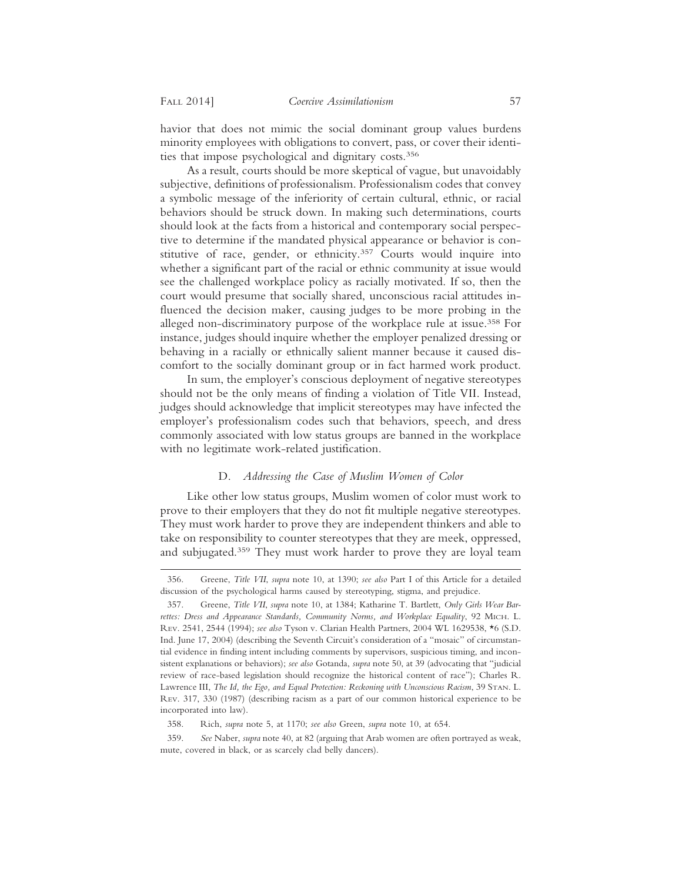havior that does not mimic the social dominant group values burdens minority employees with obligations to convert, pass, or cover their identities that impose psychological and dignitary costs.[356]

As a result, courts should be more skeptical of vague, but unavoidably subjective, definitions of professionalism. Professionalism codes that convey a symbolic message of the inferiority of certain cultural, ethnic, or racial behaviors should be struck down. In making such determinations, courts should look at the facts from a historical and contemporary social perspective to determine if the mandated physical appearance or behavior is constitutive of race, gender, or ethnicity.[357] Courts would inquire into whether a significant part of the racial or ethnic community at issue would see the challenged workplace policy as racially motivated. If so, then the court would presume that socially shared, unconscious racial attitudes influenced the decision maker, causing judges to be more probing in the alleged non-discriminatory purpose of the workplace rule at issue.[358] For instance, judges should inquire whether the employer penalized dressing or behaving in a racially or ethnically salient manner because it caused discomfort to the socially dominant group or in fact harmed work product.

In sum, the employer's conscious deployment of negative stereotypes should not be the only means of finding a violation of Title VII. Instead, judges should acknowledge that implicit stereotypes may have infected the employer's professionalism codes such that behaviors, speech, and dress commonly associated with low status groups are banned in the workplace with no legitimate work-related justification.

### D. *Addressing the Case of Muslim Women of Color*

Like other low status groups, Muslim women of color must work to prove to their employers that they do not fit multiple negative stereotypes. They must work harder to prove they are independent thinkers and able to take on responsibility to counter stereotypes that they are meek, oppressed, and subjugated.[359] They must work harder to prove they are loyal team

---

356. Greene, *Title VII*, *supra* note 10, at 1390; *see also* Part I of this Article for a detailed discussion of the psychological harms caused by stereotyping, stigma, and prejudice.

357. Greene, *Title VII*, *supra* note 10, at 1384; Katharine T. Bartlett, *Only Girls Wear Barrettes: Dress and Appearance Standards, Community Norms, and Workplace Equality*, 92 Mich. L. Rev. 2541, 2544 (1994); *see also* Tyson v. Clarian Health Partners, 2004 WL 1629538, *6 (S.D. Ind. June 17, 2004) (describing the Seventh Circuit's consideration of a "mosaic" of circumstantial evidence in finding intent including comments by supervisors, suspicious timing, and inconsistent explanations or behaviors); *see also* Gotanda, *supra* note 50, at 39 (advocating that "judicial review of race-based legislation should recognize the historical content of race"); Charles R. Lawrence III, *The Id, the Ego, and Equal Protection: Reckoning with Unconscious Racism*, 39 Stan. L. Rev. 317, 330 (1987) (describing racism as a part of our common historical experience to be incorporated into law).

358. Rich, *supra* note 5, at 1170; *see also* Green, *supra* note 10, at 654.

359. *See* Naber, *supra* note 40, at 82 (arguing that Arab women are often portrayed as weak, mute, covered in black, or as scarcely clad belly dancers).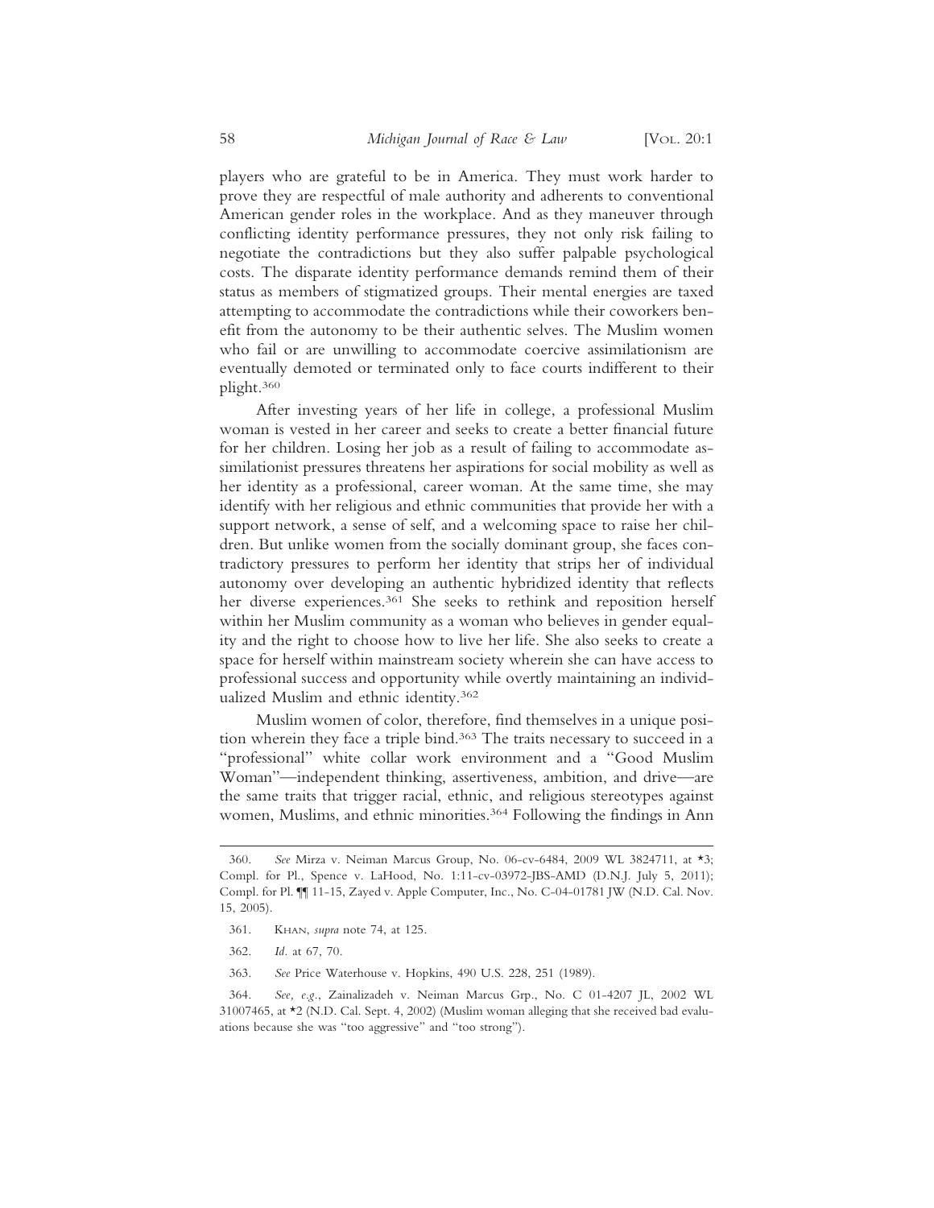players who are grateful to be in America. They must work harder to prove they are respectful of male authority and adherents to conventional American gender roles in the workplace. And as they maneuver through conflicting identity performance pressures, they not only risk failing to negotiate the contradictions but they also suffer palpable psychological costs. The disparate identity performance demands remind them of their status as members of stigmatized groups. Their mental energies are taxed attempting to accommodate the contradictions while their coworkers benefit from the autonomy to be their authentic selves. The Muslim women who fail or are unwilling to accommodate coercive assimilationism are eventually demoted or terminated only to face courts indifferent to their plight.[360]

After investing years of her life in college, a professional Muslim woman is vested in her career and seeks to create a better financial future for her children. Losing her job as a result of failing to accommodate assimilationist pressures threatens her aspirations for social mobility as well as her identity as a professional, career woman. At the same time, she may identify with her religious and ethnic communities that provide her with a support network, a sense of self, and a welcoming space to raise her children. But unlike women from the socially dominant group, she faces contradictory pressures to perform her identity that strips her of individual autonomy over developing an authentic hybridized identity that reflects her diverse experiences.[361] She seeks to rethink and reposition herself within her Muslim community as a woman who believes in gender equality and the right to choose how to live her life. She also seeks to create a space for herself within mainstream society wherein she can have access to professional success and opportunity while overtly maintaining an individualized Muslim and ethnic identity.[362]

Muslim women of color, therefore, find themselves in a unique position wherein they face a triple bind.[363] The traits necessary to succeed in a "professional" white collar work environment and a "Good Muslim Woman"—independent thinking, assertiveness, ambition, and drive—are the same traits that trigger racial, ethnic, and religious stereotypes against women, Muslims, and ethnic minorities.[364] Following the findings in Ann

---

360. *See* Mirza v. Neiman Marcus Group, No. 06-cv-6484, 2009 WL 3824711, at *3; Compl. for Pl., Spence v. LaHood, No. 1:11-cv-03972-JBS-AMD (D.N.J. July 5, 2011); Compl. for Pl. ¶¶ 11-15, Zayed v. Apple Computer, Inc., No. C-04-01781 JW (N.D. Cal. Nov. 15, 2005).

361. Khan, *supra* note 74, at 125.

362. *Id.* at 67, 70.

363. *See* Price Waterhouse v. Hopkins, 490 U.S. 228, 251 (1989).

364. *See, e.g.*, Zainalizadeh v. Neiman Marcus Grp., No. C 01-4207 JL, 2002 WL 31007465, at *2 (N.D. Cal. Sept. 4, 2002) (Muslim woman alleging that she received bad evaluations because she was "too aggressive" and "too strong").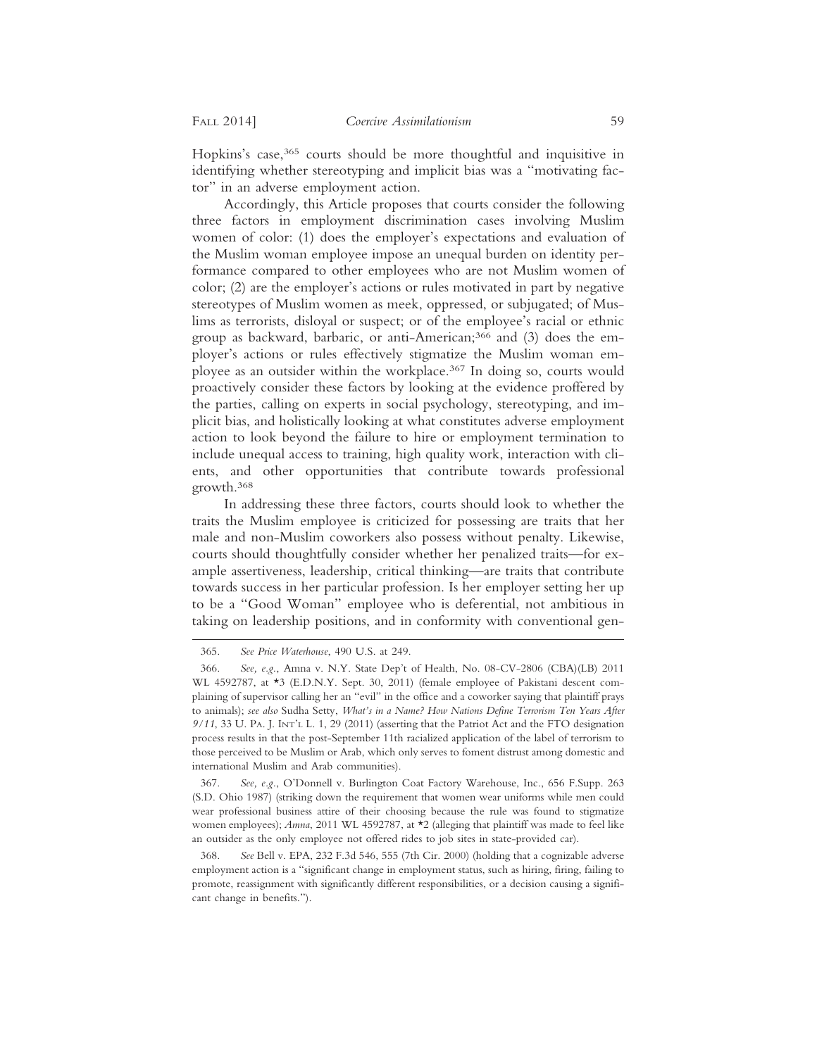Hopkins's case,[365] courts should be more thoughtful and inquisitive in identifying whether stereotyping and implicit bias was a "motivating factor" in an adverse employment action.

Accordingly, this Article proposes that courts consider the following three factors in employment discrimination cases involving Muslim women of color: (1) does the employer's expectations and evaluation of the Muslim woman employee impose an unequal burden on identity performance compared to other employees who are not Muslim women of color; (2) are the employer's actions or rules motivated in part by negative stereotypes of Muslim women as meek, oppressed, or subjugated; of Muslims as terrorists, disloyal or suspect; or of the employee's racial or ethnic group as backward, barbaric, or anti-American;[366] and (3) does the employer's actions or rules effectively stigmatize the Muslim woman employee as an outsider within the workplace.[367] In doing so, courts would proactively consider these factors by looking at the evidence proffered by the parties, calling on experts in social psychology, stereotyping, and implicit bias, and holistically looking at what constitutes adverse employment action to look beyond the failure to hire or employment termination to include unequal access to training, high quality work, interaction with clients, and other opportunities that contribute towards professional growth.[368]

In addressing these three factors, courts should look to whether the traits the Muslim employee is criticized for possessing are traits that her male and non-Muslim coworkers also possess without penalty. Likewise, courts should thoughtfully consider whether her penalized traits—for example assertiveness, leadership, critical thinking—are traits that contribute towards success in her particular profession. Is her employer setting her up to be a "Good Woman" employee who is deferential, not ambitious in taking on leadership positions, and in conformity with conventional gen-

---

365. *See Price Waterhouse*, 490 U.S. at 249.

366. *See, e.g.*, Amna v. N.Y. State Dep't of Health, No. 08-CV-2806 (CBA)(LB) 2011 WL 4592787, at *3 (E.D.N.Y. Sept. 30, 2011) (female employee of Pakistani descent complaining of supervisor calling her an "evil" in the office and a coworker saying that plaintiff prays to animals); *see also* Sudha Setty, *What's in a Name? How Nations Define Terrorism Ten Years After 9/11*, 33 U. PA. J. INT'L L. 1, 29 (2011) (asserting that the Patriot Act and the FTO designation process results in that the post-September 11th racialized application of the label of terrorism to those perceived to be Muslim or Arab, which only serves to foment distrust among domestic and international Muslim and Arab communities).

367. *See, e.g.*, O'Donnell v. Burlington Coat Factory Warehouse, Inc., 656 F.Supp. 263 (S.D. Ohio 1987) (striking down the requirement that women wear uniforms while men could wear professional business attire of their choosing because the rule was found to stigmatize women employees); *Amna*, 2011 WL 4592787, at *2 (alleging that plaintiff was made to feel like an outsider as the only employee not offered rides to job sites in state-provided car).

368. *See* Bell v. EPA, 232 F.3d 546, 555 (7th Cir. 2000) (holding that a cognizable adverse employment action is a "significant change in employment status, such as hiring, firing, failing to promote, reassignment with significantly different responsibilities, or a decision causing a significant change in benefits.").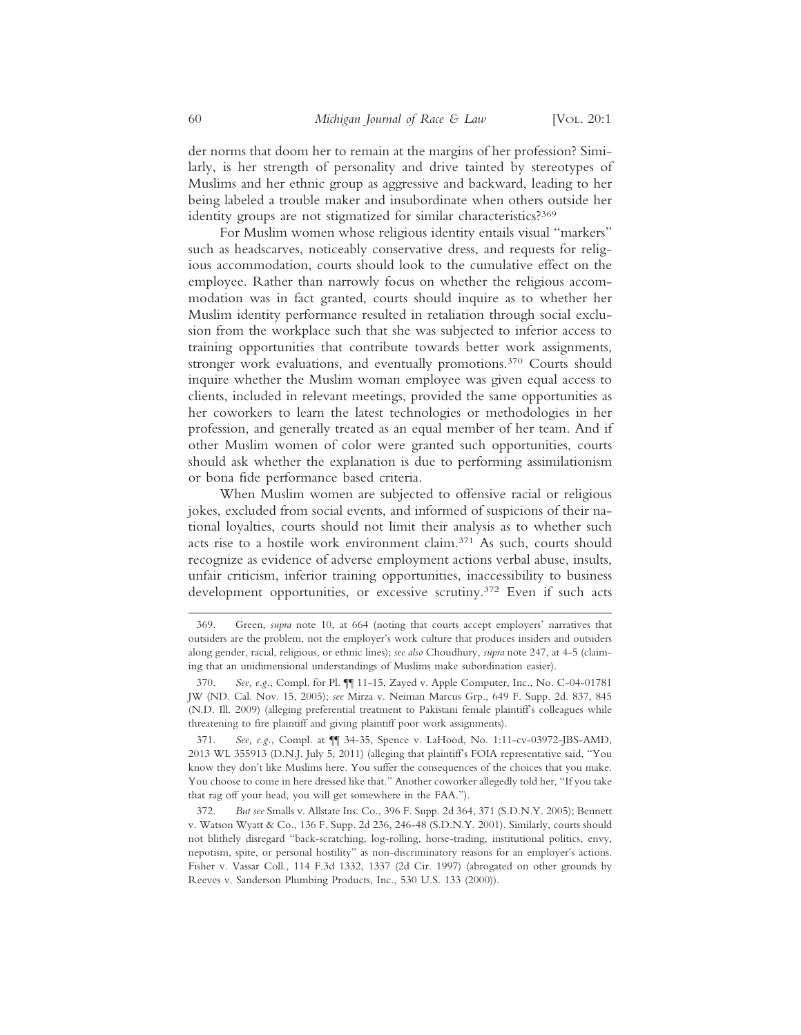der norms that doom her to remain at the margins of her profession? Similarly, is her strength of personality and drive tainted by stereotypes of Muslims and her ethnic group as aggressive and backward, leading to her being labeled a trouble maker and insubordinate when others outside her identity groups are not stigmatized for similar characteristics?[369]

For Muslim women whose religious identity entails visual "markers" such as headscarves, noticeably conservative dress, and requests for religious accommodation, courts should look to the cumulative effect on the employee. Rather than narrowly focus on whether the religious accommodation was in fact granted, courts should inquire as to whether her Muslim identity performance resulted in retaliation through social exclusion from the workplace such that she was subjected to inferior access to training opportunities that contribute towards better work assignments, stronger work evaluations, and eventually promotions.[370] Courts should inquire whether the Muslim woman employee was given equal access to clients, included in relevant meetings, provided the same opportunities as her coworkers to learn the latest technologies or methodologies in her profession, and generally treated as an equal member of her team. And if other Muslim women of color were granted such opportunities, courts should ask whether the explanation is due to performing assimilationism or bona fide performance based criteria.

When Muslim women are subjected to offensive racial or religious jokes, excluded from social events, and informed of suspicions of their national loyalties, courts should not limit their analysis as to whether such acts rise to a hostile work environment claim.[371] As such, courts should recognize as evidence of adverse employment actions verbal abuse, insults, unfair criticism, inferior training opportunities, inaccessibility to business development opportunities, or excessive scrutiny.[372] Even if such acts

---

369. Green, *supra* note 10, at 664 (noting that courts accept employers' narratives that outsiders are the problem, not the employer's work culture that produces insiders and outsiders along gender, racial, religious, or ethnic lines); *see also* Choudhury, *supra* note 247, at 4-5 (claiming that an unidimensional understandings of Muslims make subordination easier).

370. *See, e.g.*, Compl. for Pl. ¶¶ 11-15, Zayed v. Apple Computer, Inc., No. C-04-01781 JW (ND. Cal. Nov. 15, 2005); *see* Mirza v. Neiman Marcus Grp., 649 F. Supp. 2d. 837, 845 (N.D. Ill. 2009) (alleging preferential treatment to Pakistani female plaintiff's colleagues while threatening to fire plaintiff and giving plaintiff poor work assignments).

371. *See, e.g.*, Compl. at ¶¶ 34-35, Spence v. LaHood, No. 1:11-cv-03972-JBS-AMD, 2013 WL 355913 (D.N.J. July 5, 2011) (alleging that plaintiff's FOIA representative said, "You know they don't like Muslims here. You suffer the consequences of the choices that you make. You choose to come in here dressed like that." Another coworker allegedly told her, "If you take that rag off your head, you will get somewhere in the FAA.").

372. *But see* Smalls v. Allstate Ins. Co., 396 F. Supp. 2d 364, 371 (S.D.N.Y. 2005); Bennett v. Watson Wyatt & Co., 136 F. Supp. 2d 236, 246-48 (S.D.N.Y. 2001). Similarly, courts should not blithely disregard "back-scratching, log-rolling, horse-trading, institutional politics, envy, nepotism, spite, or personal hostility" as non-discriminatory reasons for an employer's actions. Fisher v. Vassar Coll., 114 F.3d 1332, 1337 (2d Cir. 1997) (abrogated on other grounds by Reeves v. Sanderson Plumbing Products, Inc., 530 U.S. 133 (2000)).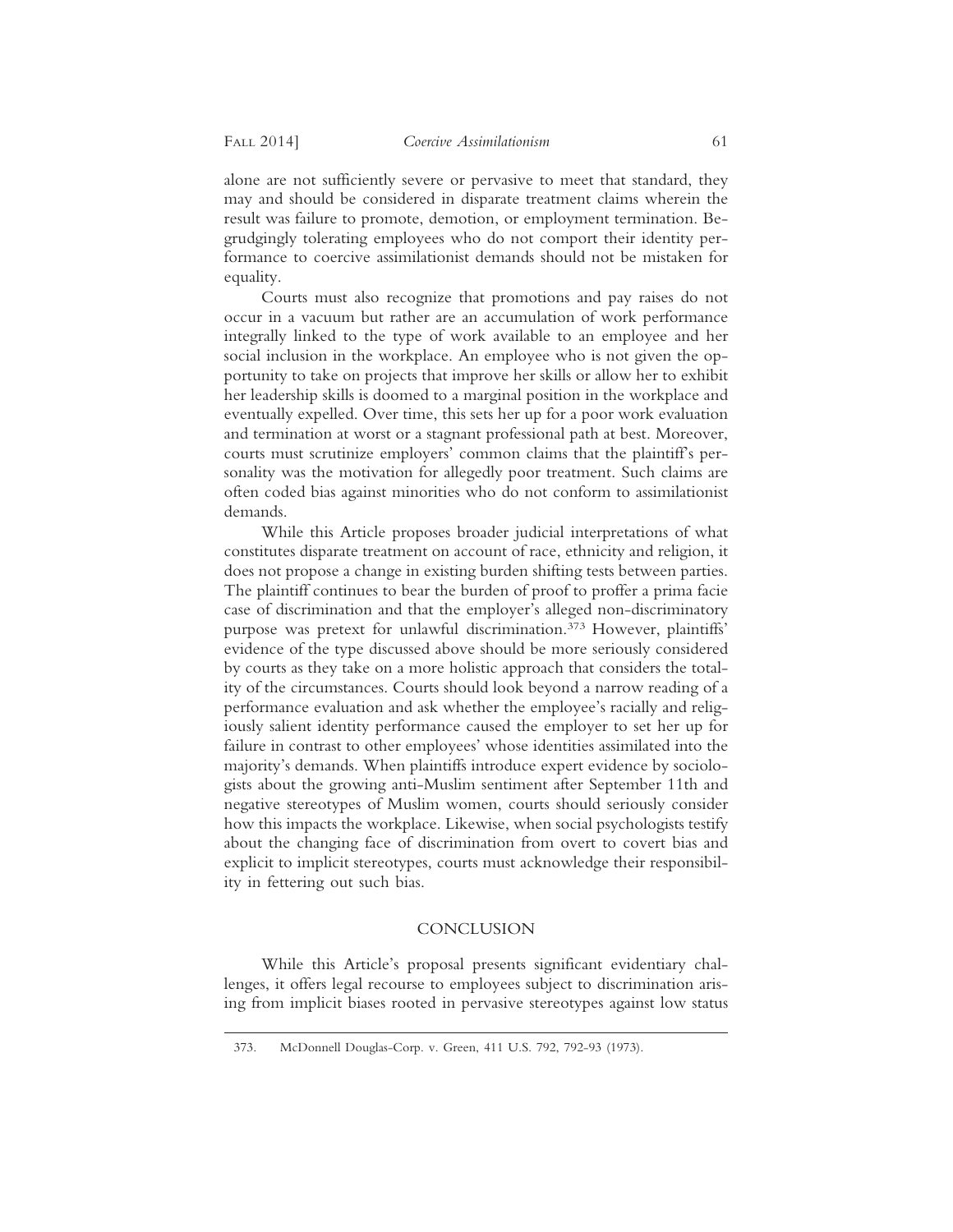alone are not sufficiently severe or pervasive to meet that standard, they may and should be considered in disparate treatment claims wherein the result was failure to promote, demotion, or employment termination. Begrudgingly tolerating employees who do not comport their identity performance to coercive assimilationist demands should not be mistaken for equality.

Courts must also recognize that promotions and pay raises do not occur in a vacuum but rather are an accumulation of work performance integrally linked to the type of work available to an employee and her social inclusion in the workplace. An employee who is not given the opportunity to take on projects that improve her skills or allow her to exhibit her leadership skills is doomed to a marginal position in the workplace and eventually expelled. Over time, this sets her up for a poor work evaluation and termination at worst or a stagnant professional path at best. Moreover, courts must scrutinize employers' common claims that the plaintiff's personality was the motivation for allegedly poor treatment. Such claims are often coded bias against minorities who do not conform to assimilationist demands.

While this Article proposes broader judicial interpretations of what constitutes disparate treatment on account of race, ethnicity and religion, it does not propose a change in existing burden shifting tests between parties. The plaintiff continues to bear the burden of proof to proffer a prima facie case of discrimination and that the employer's alleged non-discriminatory purpose was pretext for unlawful discrimination.[373] However, plaintiffs' evidence of the type discussed above should be more seriously considered by courts as they take on a more holistic approach that considers the totality of the circumstances. Courts should look beyond a narrow reading of a performance evaluation and ask whether the employee's racially and religiously salient identity performance caused the employer to set her up for failure in contrast to other employees' whose identities assimilated into the majority's demands. When plaintiffs introduce expert evidence by sociologists about the growing anti-Muslim sentiment after September 11th and negative stereotypes of Muslim women, courts should seriously consider how this impacts the workplace. Likewise, when social psychologists testify about the changing face of discrimination from overt to covert bias and explicit to implicit stereotypes, courts must acknowledge their responsibility in fettering out such bias.

## CONCLUSION

While this Article's proposal presents significant evidentiary challenges, it offers legal recourse to employees subject to discrimination arising from implicit biases rooted in pervasive stereotypes against low status

---

373. McDonnell Douglas-Corp. v. Green, 411 U.S. 792, 792-93 (1973).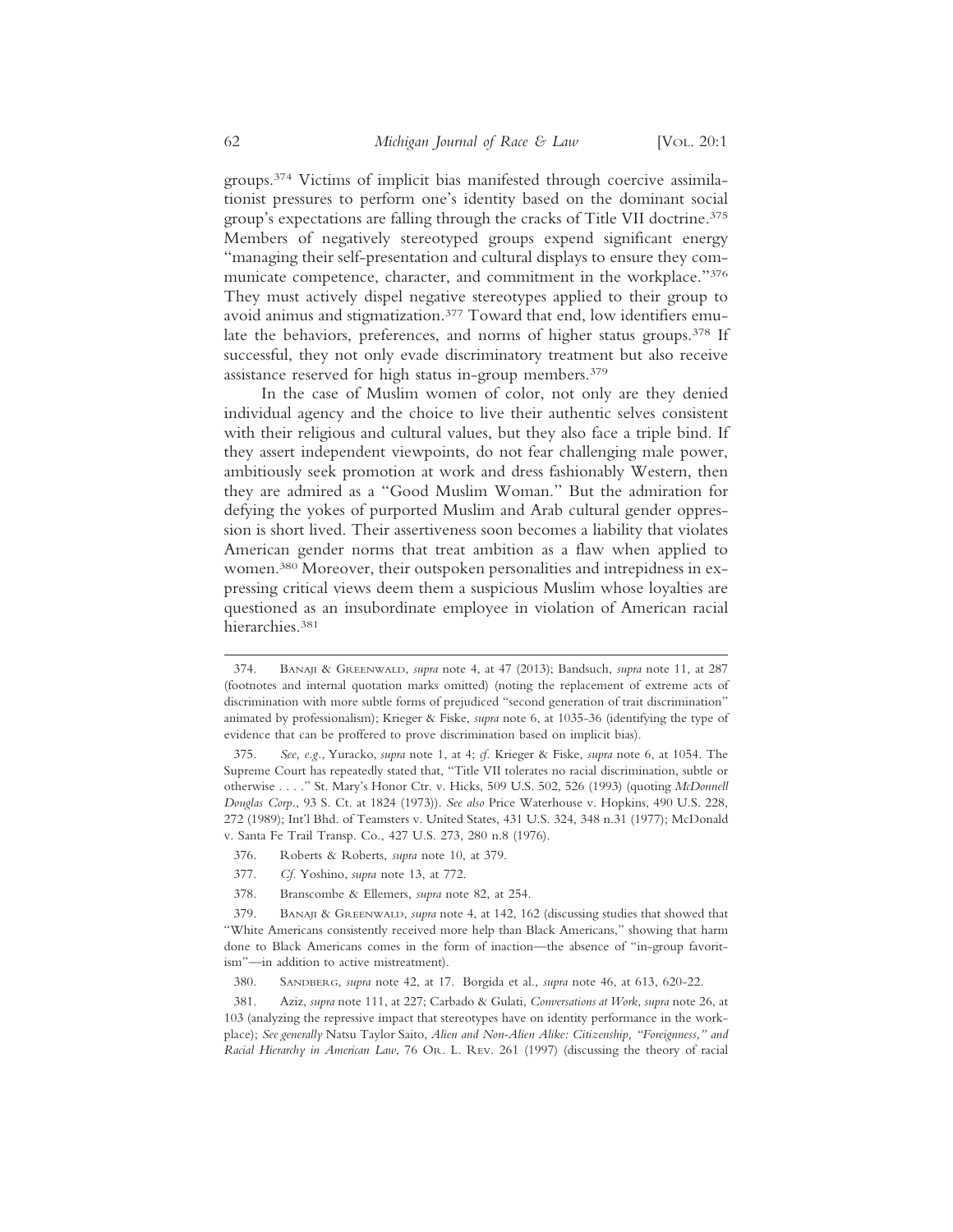groups.[374] Victims of implicit bias manifested through coercive assimilationist pressures to perform one's identity based on the dominant social group's expectations are falling through the cracks of Title VII doctrine.[375] Members of negatively stereotyped groups expend significant energy "managing their self-presentation and cultural displays to ensure they communicate competence, character, and commitment in the workplace."[376] They must actively dispel negative stereotypes applied to their group to avoid animus and stigmatization.[377] Toward that end, low identifiers emulate the behaviors, preferences, and norms of higher status groups.[378] If successful, they not only evade discriminatory treatment but also receive assistance reserved for high status in-group members.[379]

In the case of Muslim women of color, not only are they denied individual agency and the choice to live their authentic selves consistent with their religious and cultural values, but they also face a triple bind. If they assert independent viewpoints, do not fear challenging male power, ambitiously seek promotion at work and dress fashionably Western, then they are admired as a "Good Muslim Woman." But the admiration for defying the yokes of purported Muslim and Arab cultural gender oppression is short lived. Their assertiveness soon becomes a liability that violates American gender norms that treat ambition as a flaw when applied to women.[380] Moreover, their outspoken personalities and intrepidness in expressing critical views deem them a suspicious Muslim whose loyalties are questioned as an insubordinate employee in violation of American racial hierarchies.[381]

---

374. Banaji & Greenwald, *supra* note 4, at 47 (2013); Bandsuch, *supra* note 11, at 287 (footnotes and internal quotation marks omitted) (noting the replacement of extreme acts of discrimination with more subtle forms of prejudiced "second generation of trait discrimination" animated by professionalism); Krieger & Fiske, *supra* note 6, at 1035-36 (identifying the type of evidence that can be proffered to prove discrimination based on implicit bias).

375. *See, e.g.*, Yuracko, *supra* note 1, at 4; *cf.* Krieger & Fiske, *supra* note 6, at 1054. The Supreme Court has repeatedly stated that, "Title VII tolerates no racial discrimination, subtle or otherwise . . . ." St. Mary's Honor Ctr. v. Hicks, 509 U.S. 502, 526 (1993) (quoting *McDonnell Douglas Corp.*, 93 S. Ct. at 1824 (1973)). *See also* Price Waterhouse v. Hopkins, 490 U.S. 228, 272 (1989); Int'l Bhd. of Teamsters v. United States, 431 U.S. 324, 348 n.31 (1977); McDonald v. Santa Fe Trail Transp. Co., 427 U.S. 273, 280 n.8 (1976).

376. Roberts & Roberts, *supra* note 10, at 379.

377. *Cf.* Yoshino, *supra* note 13, at 772.

378. Branscombe & Ellemers, *supra* note 82, at 254.

379. Banaji & Greenwald, *supra* note 4, at 142, 162 (discussing studies that showed that "White Americans consistently received more help than Black Americans," showing that harm done to Black Americans comes in the form of inaction—the absence of "in-group favoritism"—in addition to active mistreatment).

380. Sandberg, *supra* note 42, at 17. Borgida et al., *supra* note 46, at 613, 620-22.

381. Aziz, *supra* note 111, at 227; Carbado & Gulati, *Conversations at Work*, *supra* note 26, at 103 (analyzing the repressive impact that stereotypes have on identity performance in the workplace); *See generally* Natsu Taylor Saito, *Alien and Non-Alien Alike: Citizenship, "Foreignness," and Racial Hierarchy in American Law*, 76 Or. L. Rev. 261 (1997) (discussing the theory of racial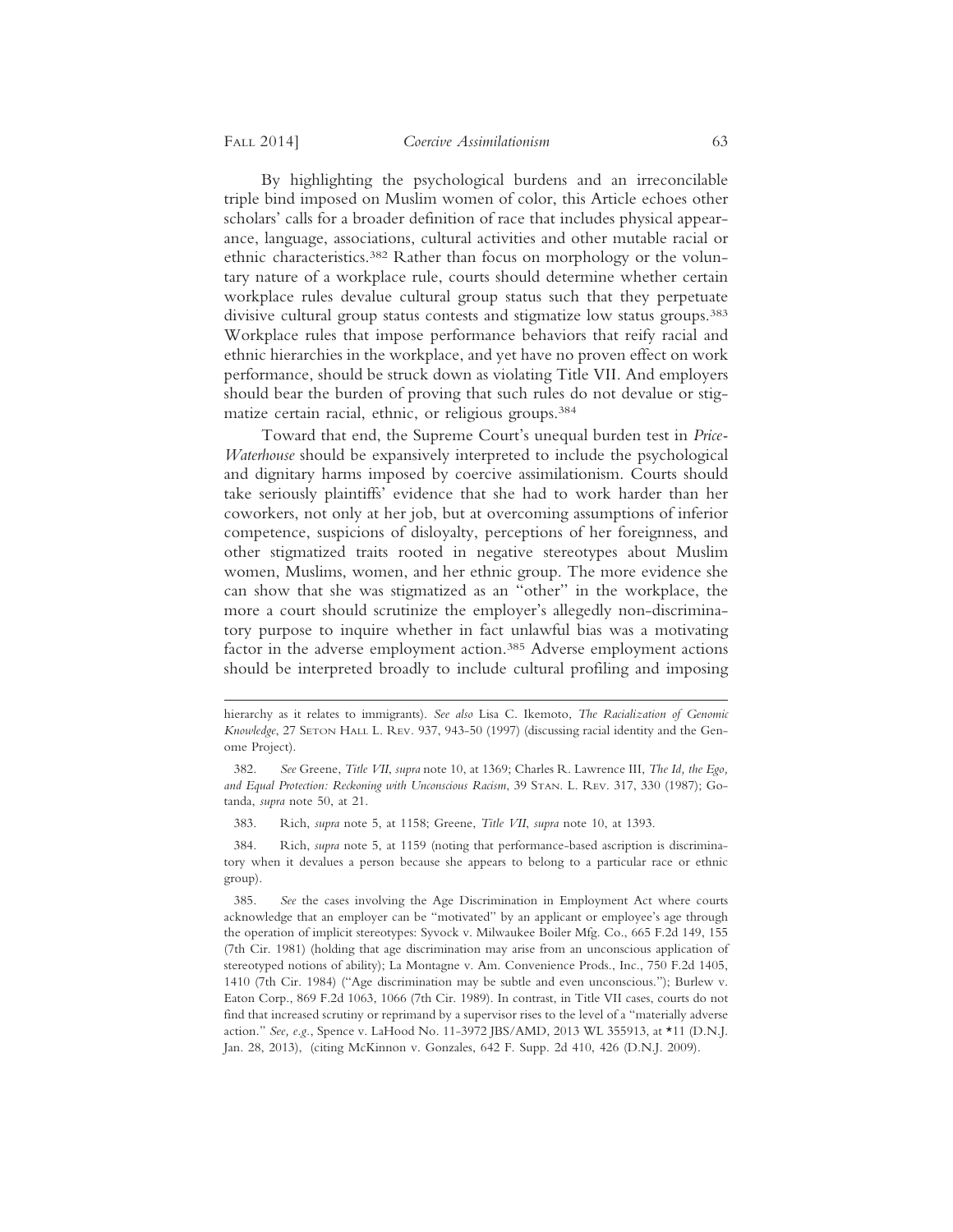By highlighting the psychological burdens and an irreconcilable triple bind imposed on Muslim women of color, this Article echoes other scholars' calls for a broader definition of race that includes physical appearance, language, associations, cultural activities and other mutable racial or ethnic characteristics.[382] Rather than focus on morphology or the voluntary nature of a workplace rule, courts should determine whether certain workplace rules devalue cultural group status such that they perpetuate divisive cultural group status contests and stigmatize low status groups.[383] Workplace rules that impose performance behaviors that reify racial and ethnic hierarchies in the workplace, and yet have no proven effect on work performance, should be struck down as violating Title VII. And employers should bear the burden of proving that such rules do not devalue or stigmatize certain racial, ethnic, or religious groups.[384]

Toward that end, the Supreme Court's unequal burden test in *Price-Waterhouse* should be expansively interpreted to include the psychological and dignitary harms imposed by coercive assimilationism. Courts should take seriously plaintiffs' evidence that she had to work harder than her coworkers, not only at her job, but at overcoming assumptions of inferior competence, suspicions of disloyalty, perceptions of her foreignness, and other stigmatized traits rooted in negative stereotypes about Muslim women, Muslims, women, and her ethnic group. The more evidence she can show that she was stigmatized as an "other" in the workplace, the more a court should scrutinize the employer's allegedly non-discriminatory purpose to inquire whether in fact unlawful bias was a motivating factor in the adverse employment action.[385] Adverse employment actions should be interpreted broadly to include cultural profiling and imposing

---

hierarchy as it relates to immigrants). *See also* Lisa C. Ikemoto, *The Racialization of Genomic Knowledge*, 27 Seton Hall L. Rev. 937, 943-50 (1997) (discussing racial identity and the Genome Project).

382. *See* Greene, *Title VII*, *supra* note 10, at 1369; Charles R. Lawrence III, *The Id, the Ego, and Equal Protection: Reckoning with Unconscious Racism*, 39 Stan. L. Rev. 317, 330 (1987); Gotanda, *supra* note 50, at 21.

383. Rich, *supra* note 5, at 1158; Greene, *Title VII*, *supra* note 10, at 1393.

384. Rich, *supra* note 5, at 1159 (noting that performance-based ascription is discriminatory when it devalues a person because she appears to belong to a particular race or ethnic group).

385. *See* the cases involving the Age Discrimination in Employment Act where courts acknowledge that an employer can be "motivated" by an applicant or employee's age through the operation of implicit stereotypes: Syvock v. Milwaukee Boiler Mfg. Co., 665 F.2d 149, 155 (7th Cir. 1981) (holding that age discrimination may arise from an unconscious application of stereotyped notions of ability); La Montagne v. Am. Convenience Prods., Inc., 750 F.2d 1405, 1410 (7th Cir. 1984) ("Age discrimination may be subtle and even unconscious."); Burlew v. Eaton Corp., 869 F.2d 1063, 1066 (7th Cir. 1989). In contrast, in Title VII cases, courts do not find that increased scrutiny or reprimand by a supervisor rises to the level of a "materially adverse action." *See, e.g.*, Spence v. LaHood No. 11-3972 JBS/AMD, 2013 WL 355913, at *11 (D.N.J. Jan. 28, 2013), (citing McKinnon v. Gonzales, 642 F. Supp. 2d 410, 426 (D.N.J. 2009).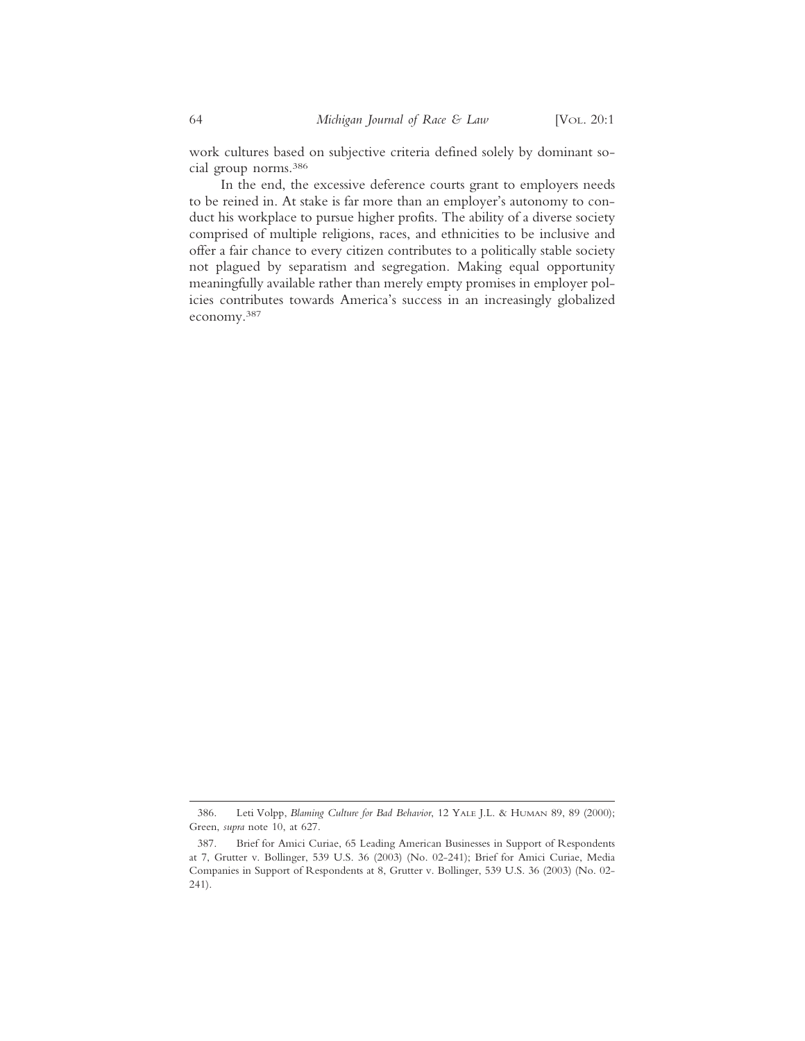work cultures based on subjective criteria defined solely by dominant social group norms.[386]

In the end, the excessive deference courts grant to employers needs to be reined in. At stake is far more than an employer's autonomy to conduct his workplace to pursue higher profits. The ability of a diverse society comprised of multiple religions, races, and ethnicities to be inclusive and offer a fair chance to every citizen contributes to a politically stable society not plagued by separatism and segregation. Making equal opportunity meaningfully available rather than merely empty promises in employer policies contributes towards America's success in an increasingly globalized economy.[387]

---

386. Leti Volpp, *Blaming Culture for Bad Behavior*, 12 YALE J.L. & HUMAN 89, 89 (2000); Green, *supra* note 10, at 627.

387. Brief for Amici Curiae, 65 Leading American Businesses in Support of Respondents at 7, Grutter v. Bollinger, 539 U.S. 36 (2003) (No. 02-241); Brief for Amici Curiae, Media Companies in Support of Respondents at 8, Grutter v. Bollinger, 539 U.S. 36 (2003) (No. 02-241).